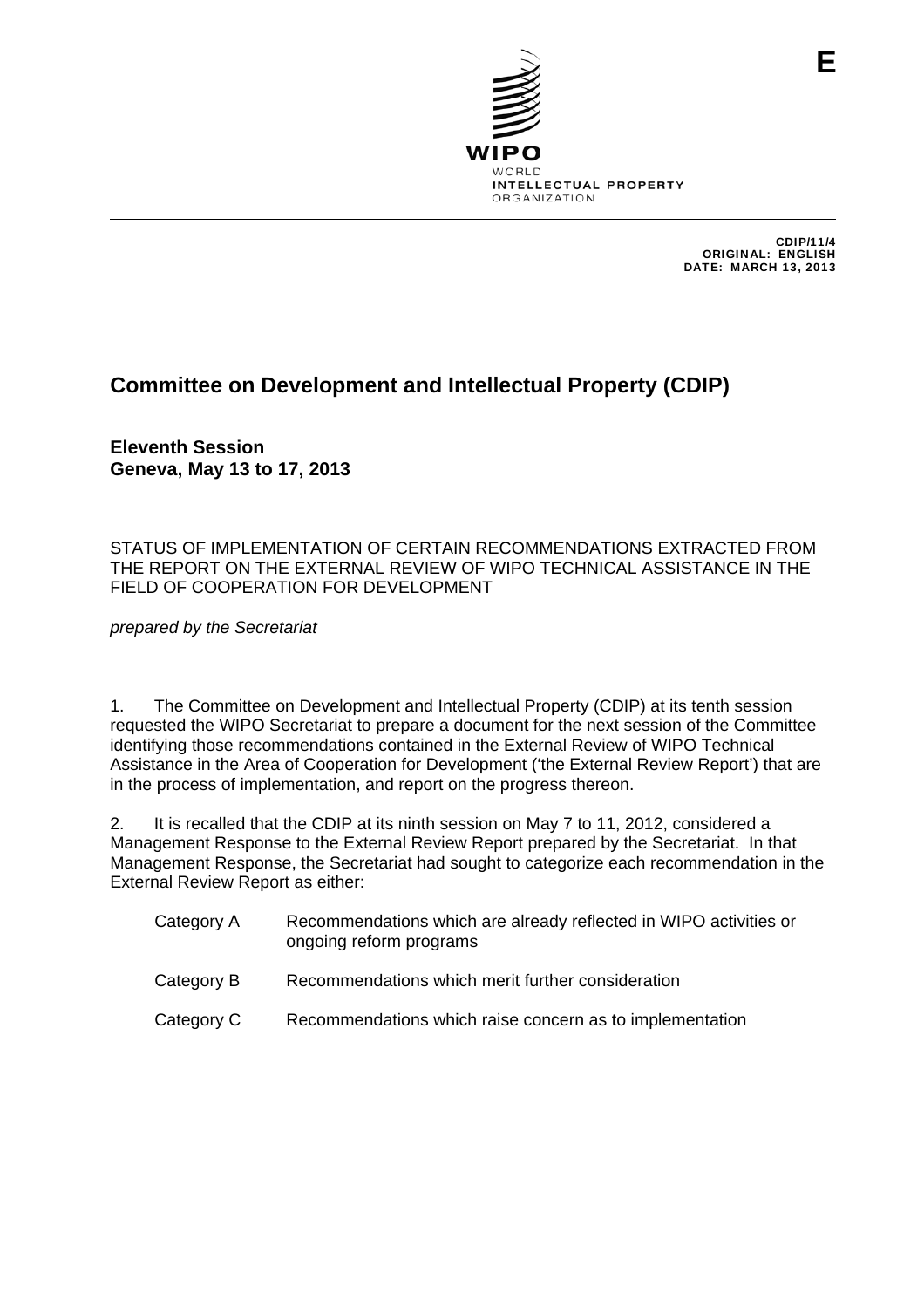E

WIPO
WORLD
INTELLECTUAL PROPERTY
ORGANIZATION

CDIP/11/4
ORIGINAL: ENGLISH
DATE: MARCH 13, 2013

# Committee on Development and Intellectual Property (CDIP)

**Eleventh Session**
**Geneva, May 13 to 17, 2013**

STATUS OF IMPLEMENTATION OF CERTAIN RECOMMENDATIONS EXTRACTED FROM THE REPORT ON THE EXTERNAL REVIEW OF WIPO TECHNICAL ASSISTANCE IN THE FIELD OF COOPERATION FOR DEVELOPMENT

*prepared by the Secretariat*

1. The Committee on Development and Intellectual Property (CDIP) at its tenth session requested the WIPO Secretariat to prepare a document for the next session of the Committee identifying those recommendations contained in the External Review of WIPO Technical Assistance in the Area of Cooperation for Development ('the External Review Report') that are in the process of implementation, and report on the progress thereon.

2. It is recalled that the CDIP at its ninth session on May 7 to 11, 2012, considered a Management Response to the External Review Report prepared by the Secretariat. In that Management Response, the Secretariat had sought to categorize each recommendation in the External Review Report as either:

| | |
|---|---|
| Category A | Recommendations which are already reflected in WIPO activities or ongoing reform programs |
| Category B | Recommendations which merit further consideration |
| Category C | Recommendations which raise concern as to implementation |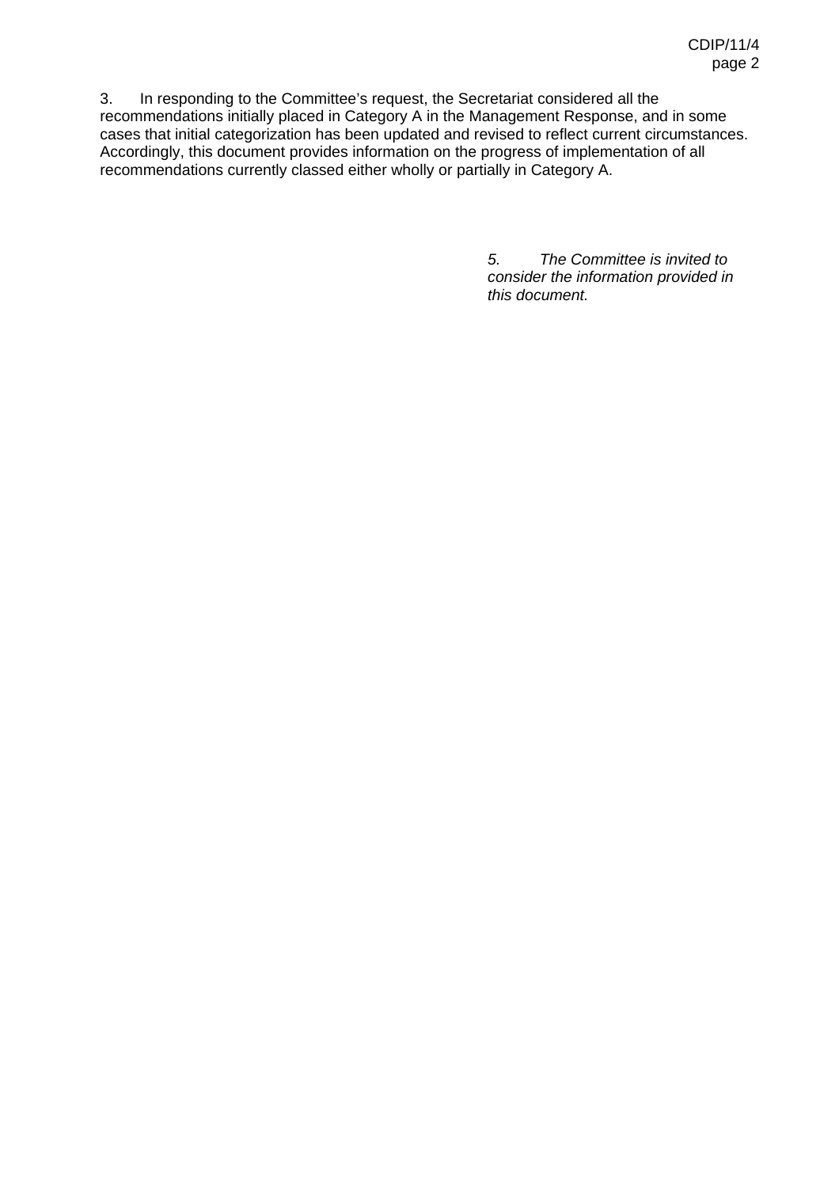3. In responding to the Committee's request, the Secretariat considered all the recommendations initially placed in Category A in the Management Response, and in some cases that initial categorization has been updated and revised to reflect current circumstances. Accordingly, this document provides information on the progress of implementation of all recommendations currently classed either wholly or partially in Category A.

*5. The Committee is invited to consider the information provided in this document.*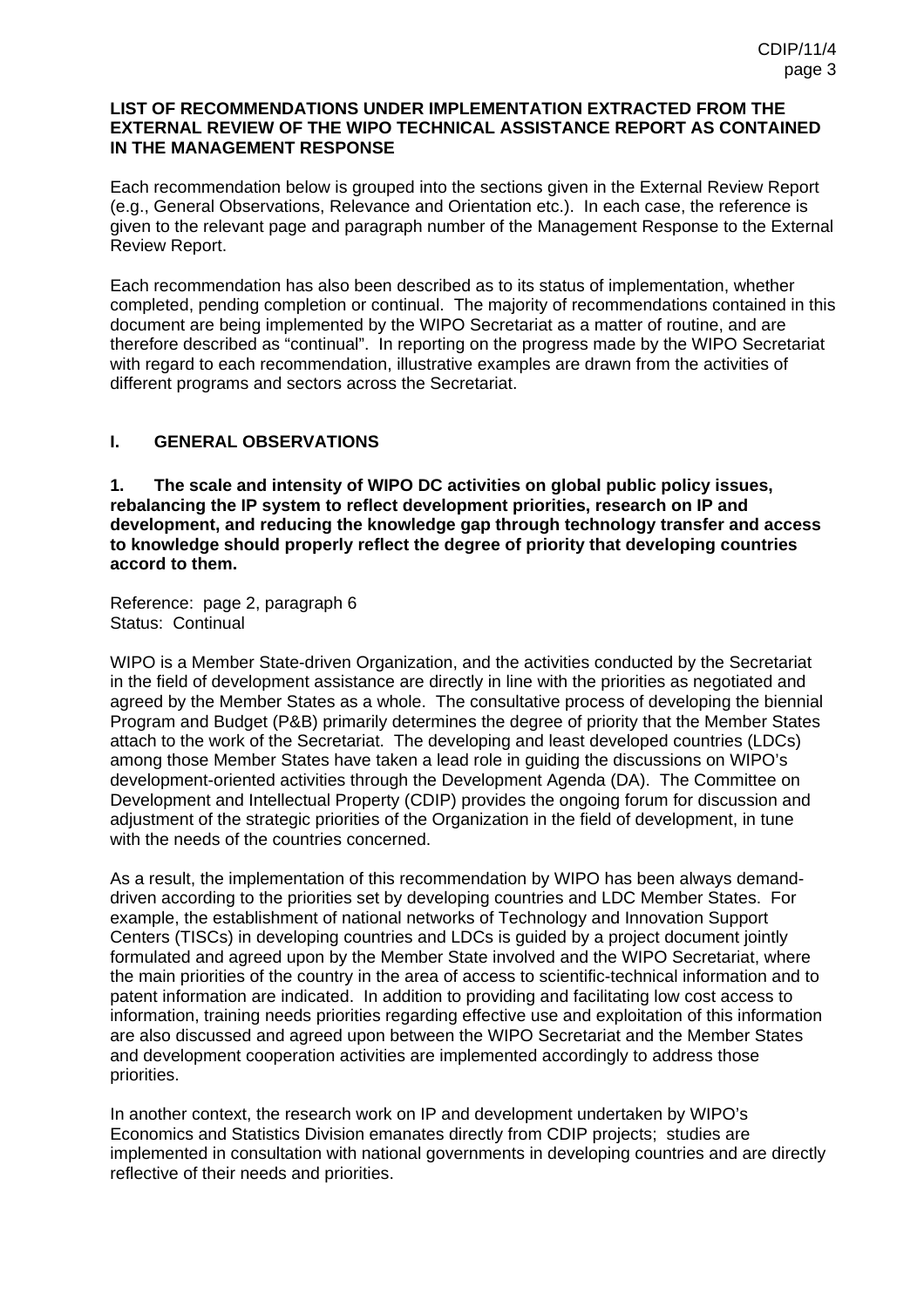**LIST OF RECOMMENDATIONS UNDER IMPLEMENTATION EXTRACTED FROM THE EXTERNAL REVIEW OF THE WIPO TECHNICAL ASSISTANCE REPORT AS CONTAINED IN THE MANAGEMENT RESPONSE**

Each recommendation below is grouped into the sections given in the External Review Report (e.g., General Observations, Relevance and Orientation etc.). In each case, the reference is given to the relevant page and paragraph number of the Management Response to the External Review Report.

Each recommendation has also been described as to its status of implementation, whether completed, pending completion or continual. The majority of recommendations contained in this document are being implemented by the WIPO Secretariat as a matter of routine, and are therefore described as "continual". In reporting on the progress made by the WIPO Secretariat with regard to each recommendation, illustrative examples are drawn from the activities of different programs and sectors across the Secretariat.

## I. GENERAL OBSERVATIONS

**1. The scale and intensity of WIPO DC activities on global public policy issues, rebalancing the IP system to reflect development priorities, research on IP and development, and reducing the knowledge gap through technology transfer and access to knowledge should properly reflect the degree of priority that developing countries accord to them.**

Reference: page 2, paragraph 6
Status: Continual

WIPO is a Member State-driven Organization, and the activities conducted by the Secretariat in the field of development assistance are directly in line with the priorities as negotiated and agreed by the Member States as a whole. The consultative process of developing the biennial Program and Budget (P&B) primarily determines the degree of priority that the Member States attach to the work of the Secretariat. The developing and least developed countries (LDCs) among those Member States have taken a lead role in guiding the discussions on WIPO's development-oriented activities through the Development Agenda (DA). The Committee on Development and Intellectual Property (CDIP) provides the ongoing forum for discussion and adjustment of the strategic priorities of the Organization in the field of development, in tune with the needs of the countries concerned.

As a result, the implementation of this recommendation by WIPO has been always demand-driven according to the priorities set by developing countries and LDC Member States. For example, the establishment of national networks of Technology and Innovation Support Centers (TISCs) in developing countries and LDCs is guided by a project document jointly formulated and agreed upon by the Member State involved and the WIPO Secretariat, where the main priorities of the country in the area of access to scientific-technical information and to patent information are indicated. In addition to providing and facilitating low cost access to information, training needs priorities regarding effective use and exploitation of this information are also discussed and agreed upon between the WIPO Secretariat and the Member States and development cooperation activities are implemented accordingly to address those priorities.

In another context, the research work on IP and development undertaken by WIPO's Economics and Statistics Division emanates directly from CDIP projects; studies are implemented in consultation with national governments in developing countries and are directly reflective of their needs and priorities.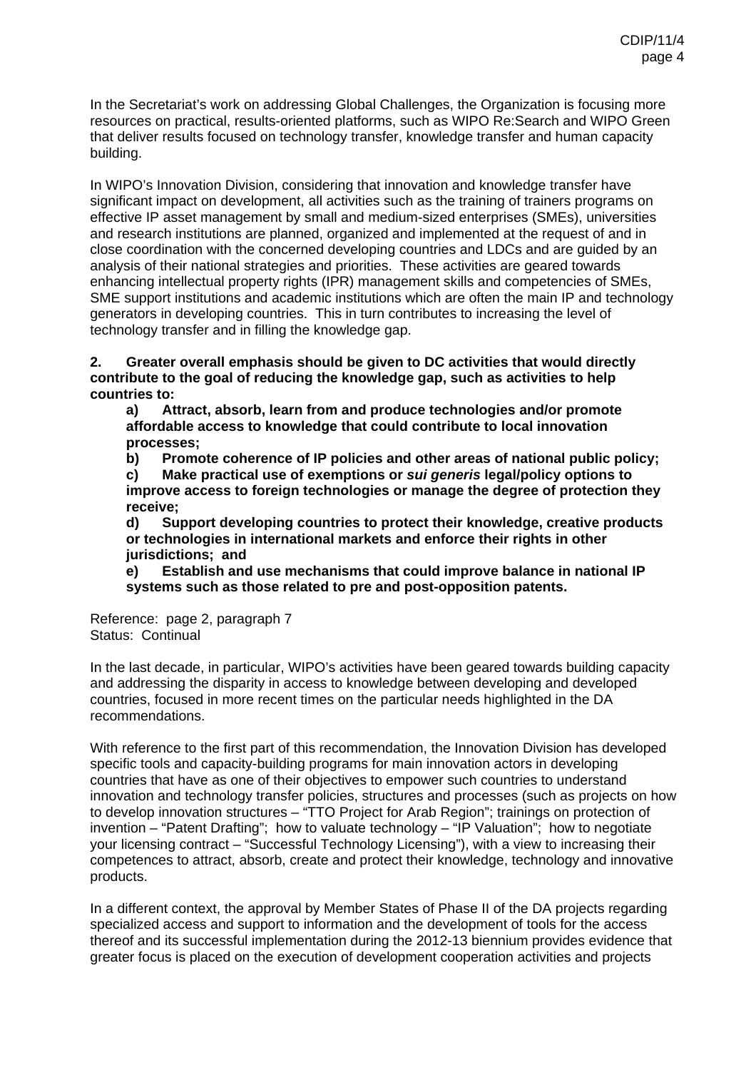In the Secretariat's work on addressing Global Challenges, the Organization is focusing more resources on practical, results-oriented platforms, such as WIPO Re:Search and WIPO Green that deliver results focused on technology transfer, knowledge transfer and human capacity building.

In WIPO's Innovation Division, considering that innovation and knowledge transfer have significant impact on development, all activities such as the training of trainers programs on effective IP asset management by small and medium-sized enterprises (SMEs), universities and research institutions are planned, organized and implemented at the request of and in close coordination with the concerned developing countries and LDCs and are guided by an analysis of their national strategies and priorities. These activities are geared towards enhancing intellectual property rights (IPR) management skills and competencies of SMEs, SME support institutions and academic institutions which are often the main IP and technology generators in developing countries. This in turn contributes to increasing the level of technology transfer and in filling the knowledge gap.

**2. Greater overall emphasis should be given to DC activities that would directly contribute to the goal of reducing the knowledge gap, such as activities to help countries to:**

**a) Attract, absorb, learn from and produce technologies and/or promote affordable access to knowledge that could contribute to local innovation processes;**

**b) Promote coherence of IP policies and other areas of national public policy;**

**c) Make practical use of exemptions or *sui generis* legal/policy options to improve access to foreign technologies or manage the degree of protection they receive;**

**d) Support developing countries to protect their knowledge, creative products or technologies in international markets and enforce their rights in other jurisdictions; and**

**e) Establish and use mechanisms that could improve balance in national IP systems such as those related to pre and post-opposition patents.**

Reference: page 2, paragraph 7
Status: Continual

In the last decade, in particular, WIPO's activities have been geared towards building capacity and addressing the disparity in access to knowledge between developing and developed countries, focused in more recent times on the particular needs highlighted in the DA recommendations.

With reference to the first part of this recommendation, the Innovation Division has developed specific tools and capacity-building programs for main innovation actors in developing countries that have as one of their objectives to empower such countries to understand innovation and technology transfer policies, structures and processes (such as projects on how to develop innovation structures – "TTO Project for Arab Region"; trainings on protection of invention – "Patent Drafting"; how to valuate technology – "IP Valuation"; how to negotiate your licensing contract – "Successful Technology Licensing"), with a view to increasing their competences to attract, absorb, create and protect their knowledge, technology and innovative products.

In a different context, the approval by Member States of Phase II of the DA projects regarding specialized access and support to information and the development of tools for the access thereof and its successful implementation during the 2012-13 biennium provides evidence that greater focus is placed on the execution of development cooperation activities and projects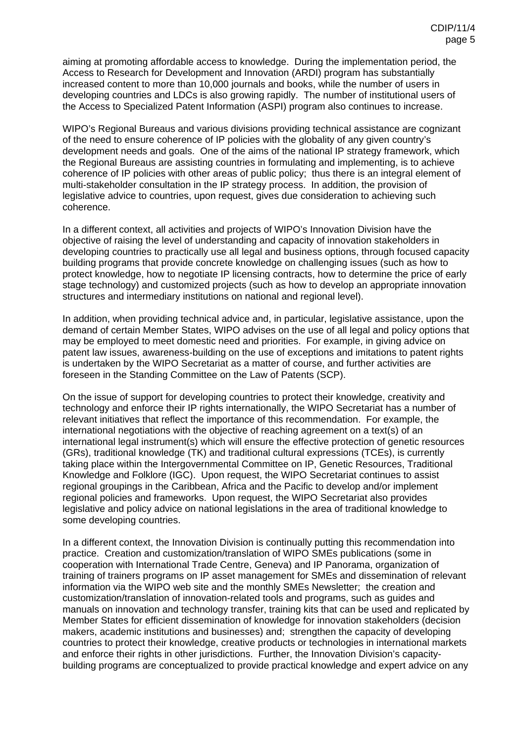aiming at promoting affordable access to knowledge. During the implementation period, the Access to Research for Development and Innovation (ARDI) program has substantially increased content to more than 10,000 journals and books, while the number of users in developing countries and LDCs is also growing rapidly. The number of institutional users of the Access to Specialized Patent Information (ASPI) program also continues to increase.

WIPO's Regional Bureaus and various divisions providing technical assistance are cognizant of the need to ensure coherence of IP policies with the globality of any given country's development needs and goals. One of the aims of the national IP strategy framework, which the Regional Bureaus are assisting countries in formulating and implementing, is to achieve coherence of IP policies with other areas of public policy; thus there is an integral element of multi-stakeholder consultation in the IP strategy process. In addition, the provision of legislative advice to countries, upon request, gives due consideration to achieving such coherence.

In a different context, all activities and projects of WIPO's Innovation Division have the objective of raising the level of understanding and capacity of innovation stakeholders in developing countries to practically use all legal and business options, through focused capacity building programs that provide concrete knowledge on challenging issues (such as how to protect knowledge, how to negotiate IP licensing contracts, how to determine the price of early stage technology) and customized projects (such as how to develop an appropriate innovation structures and intermediary institutions on national and regional level).

In addition, when providing technical advice and, in particular, legislative assistance, upon the demand of certain Member States, WIPO advises on the use of all legal and policy options that may be employed to meet domestic need and priorities. For example, in giving advice on patent law issues, awareness-building on the use of exceptions and imitations to patent rights is undertaken by the WIPO Secretariat as a matter of course, and further activities are foreseen in the Standing Committee on the Law of Patents (SCP).

On the issue of support for developing countries to protect their knowledge, creativity and technology and enforce their IP rights internationally, the WIPO Secretariat has a number of relevant initiatives that reflect the importance of this recommendation. For example, the international negotiations with the objective of reaching agreement on a text(s) of an international legal instrument(s) which will ensure the effective protection of genetic resources (GRs), traditional knowledge (TK) and traditional cultural expressions (TCEs), is currently taking place within the Intergovernmental Committee on IP, Genetic Resources, Traditional Knowledge and Folklore (IGC). Upon request, the WIPO Secretariat continues to assist regional groupings in the Caribbean, Africa and the Pacific to develop and/or implement regional policies and frameworks. Upon request, the WIPO Secretariat also provides legislative and policy advice on national legislations in the area of traditional knowledge to some developing countries.

In a different context, the Innovation Division is continually putting this recommendation into practice. Creation and customization/translation of WIPO SMEs publications (some in cooperation with International Trade Centre, Geneva) and IP Panorama, organization of training of trainers programs on IP asset management for SMEs and dissemination of relevant information via the WIPO web site and the monthly SMEs Newsletter; the creation and customization/translation of innovation-related tools and programs, such as guides and manuals on innovation and technology transfer, training kits that can be used and replicated by Member States for efficient dissemination of knowledge for innovation stakeholders (decision makers, academic institutions and businesses) and; strengthen the capacity of developing countries to protect their knowledge, creative products or technologies in international markets and enforce their rights in other jurisdictions. Further, the Innovation Division's capacity-building programs are conceptualized to provide practical knowledge and expert advice on any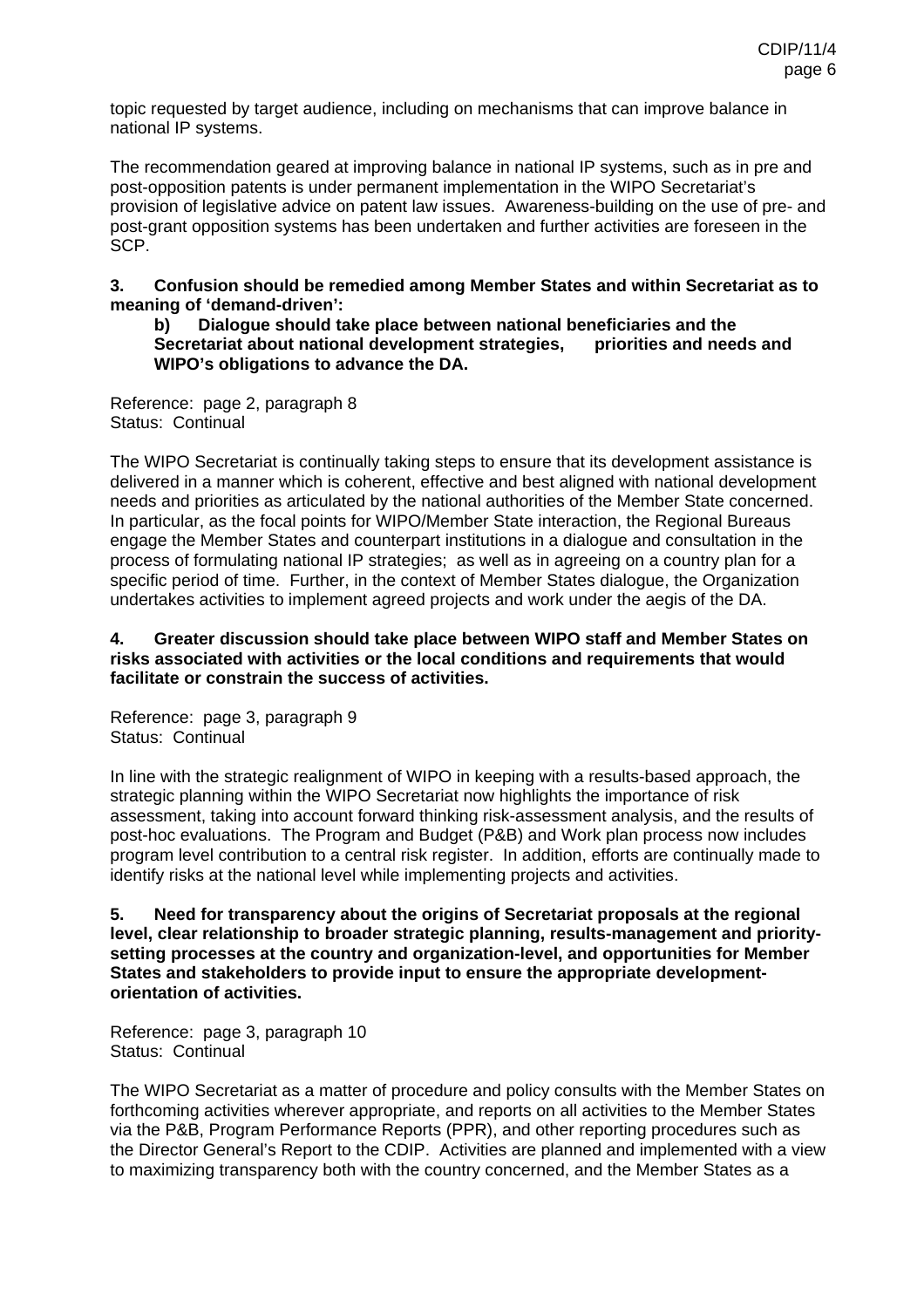topic requested by target audience, including on mechanisms that can improve balance in national IP systems.

The recommendation geared at improving balance in national IP systems, such as in pre and post-opposition patents is under permanent implementation in the WIPO Secretariat's provision of legislative advice on patent law issues. Awareness-building on the use of pre- and post-grant opposition systems has been undertaken and further activities are foreseen in the SCP.

**3. Confusion should be remedied among Member States and within Secretariat as to meaning of 'demand-driven':**

**b) Dialogue should take place between national beneficiaries and the Secretariat about national development strategies, priorities and needs and WIPO's obligations to advance the DA.**

Reference: page 2, paragraph 8
Status: Continual

The WIPO Secretariat is continually taking steps to ensure that its development assistance is delivered in a manner which is coherent, effective and best aligned with national development needs and priorities as articulated by the national authorities of the Member State concerned. In particular, as the focal points for WIPO/Member State interaction, the Regional Bureaus engage the Member States and counterpart institutions in a dialogue and consultation in the process of formulating national IP strategies; as well as in agreeing on a country plan for a specific period of time. Further, in the context of Member States dialogue, the Organization undertakes activities to implement agreed projects and work under the aegis of the DA.

**4. Greater discussion should take place between WIPO staff and Member States on risks associated with activities or the local conditions and requirements that would facilitate or constrain the success of activities.**

Reference: page 3, paragraph 9
Status: Continual

In line with the strategic realignment of WIPO in keeping with a results-based approach, the strategic planning within the WIPO Secretariat now highlights the importance of risk assessment, taking into account forward thinking risk-assessment analysis, and the results of post-hoc evaluations. The Program and Budget (P&B) and Work plan process now includes program level contribution to a central risk register. In addition, efforts are continually made to identify risks at the national level while implementing projects and activities.

**5. Need for transparency about the origins of Secretariat proposals at the regional level, clear relationship to broader strategic planning, results-management and priority-setting processes at the country and organization-level, and opportunities for Member States and stakeholders to provide input to ensure the appropriate development-orientation of activities.**

Reference: page 3, paragraph 10
Status: Continual

The WIPO Secretariat as a matter of procedure and policy consults with the Member States on forthcoming activities wherever appropriate, and reports on all activities to the Member States via the P&B, Program Performance Reports (PPR), and other reporting procedures such as the Director General's Report to the CDIP. Activities are planned and implemented with a view to maximizing transparency both with the country concerned, and the Member States as a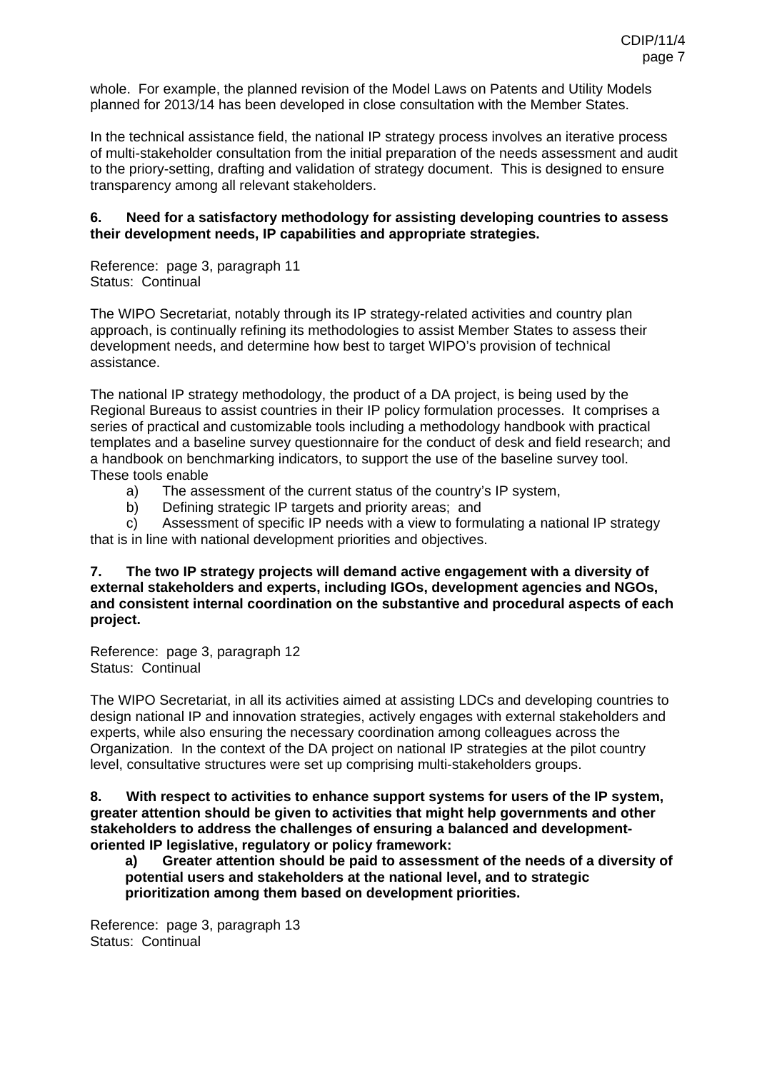whole. For example, the planned revision of the Model Laws on Patents and Utility Models planned for 2013/14 has been developed in close consultation with the Member States.

In the technical assistance field, the national IP strategy process involves an iterative process of multi-stakeholder consultation from the initial preparation of the needs assessment and audit to the priory-setting, drafting and validation of strategy document. This is designed to ensure transparency among all relevant stakeholders.

**6. Need for a satisfactory methodology for assisting developing countries to assess their development needs, IP capabilities and appropriate strategies.**

Reference: page 3, paragraph 11
Status: Continual

The WIPO Secretariat, notably through its IP strategy-related activities and country plan approach, is continually refining its methodologies to assist Member States to assess their development needs, and determine how best to target WIPO's provision of technical assistance.

The national IP strategy methodology, the product of a DA project, is being used by the Regional Bureaus to assist countries in their IP policy formulation processes. It comprises a series of practical and customizable tools including a methodology handbook with practical templates and a baseline survey questionnaire for the conduct of desk and field research; and a handbook on benchmarking indicators, to support the use of the baseline survey tool. These tools enable

a) The assessment of the current status of the country's IP system,

b) Defining strategic IP targets and priority areas; and

c) Assessment of specific IP needs with a view to formulating a national IP strategy that is in line with national development priorities and objectives.

**7. The two IP strategy projects will demand active engagement with a diversity of external stakeholders and experts, including IGOs, development agencies and NGOs, and consistent internal coordination on the substantive and procedural aspects of each project.**

Reference: page 3, paragraph 12
Status: Continual

The WIPO Secretariat, in all its activities aimed at assisting LDCs and developing countries to design national IP and innovation strategies, actively engages with external stakeholders and experts, while also ensuring the necessary coordination among colleagues across the Organization. In the context of the DA project on national IP strategies at the pilot country level, consultative structures were set up comprising multi-stakeholders groups.

**8. With respect to activities to enhance support systems for users of the IP system, greater attention should be given to activities that might help governments and other stakeholders to address the challenges of ensuring a balanced and development-oriented IP legislative, regulatory or policy framework:**

**a) Greater attention should be paid to assessment of the needs of a diversity of potential users and stakeholders at the national level, and to strategic prioritization among them based on development priorities.**

Reference: page 3, paragraph 13
Status: Continual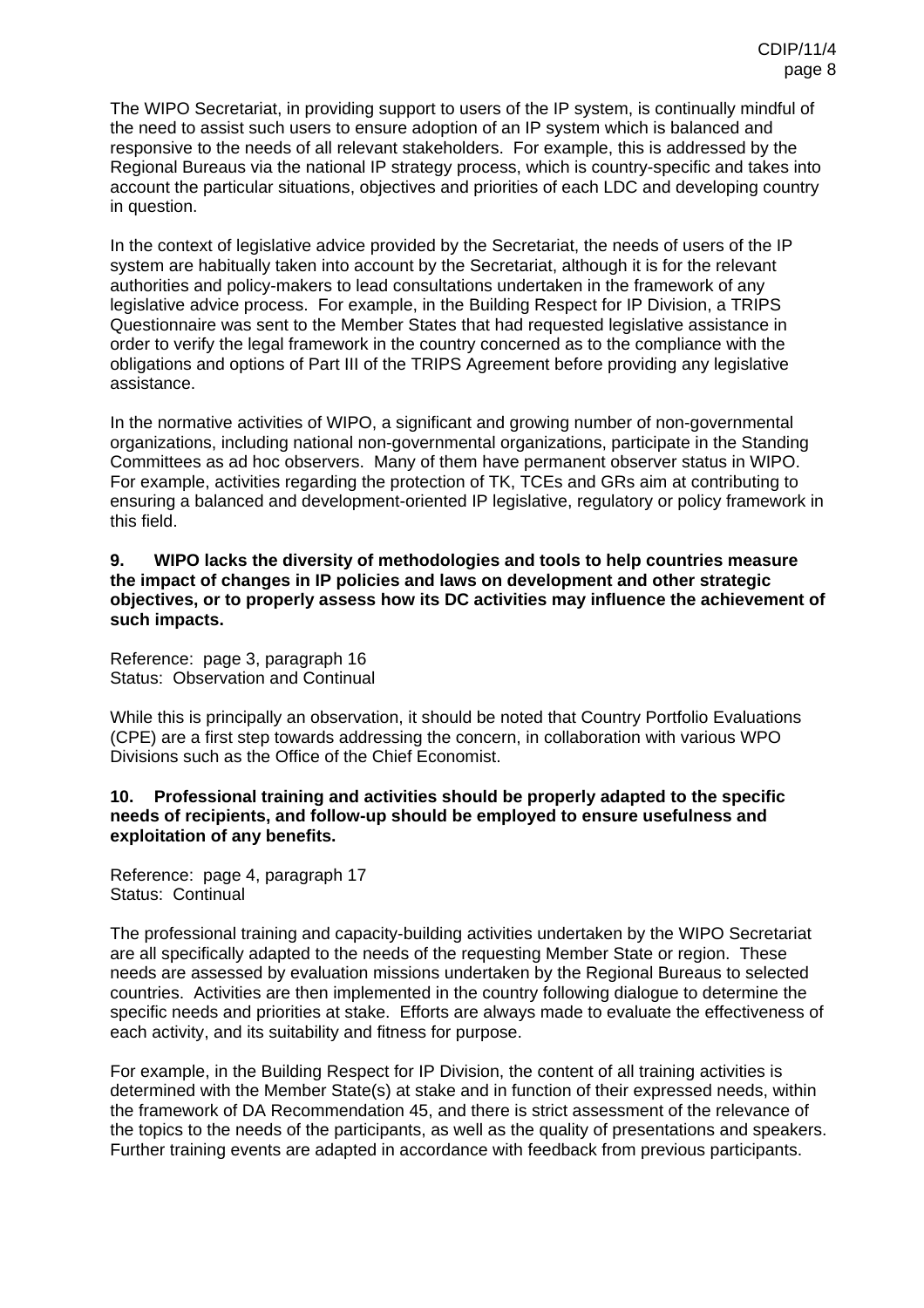The WIPO Secretariat, in providing support to users of the IP system, is continually mindful of the need to assist such users to ensure adoption of an IP system which is balanced and responsive to the needs of all relevant stakeholders. For example, this is addressed by the Regional Bureaus via the national IP strategy process, which is country-specific and takes into account the particular situations, objectives and priorities of each LDC and developing country in question.

In the context of legislative advice provided by the Secretariat, the needs of users of the IP system are habitually taken into account by the Secretariat, although it is for the relevant authorities and policy-makers to lead consultations undertaken in the framework of any legislative advice process. For example, in the Building Respect for IP Division, a TRIPS Questionnaire was sent to the Member States that had requested legislative assistance in order to verify the legal framework in the country concerned as to the compliance with the obligations and options of Part III of the TRIPS Agreement before providing any legislative assistance.

In the normative activities of WIPO, a significant and growing number of non-governmental organizations, including national non-governmental organizations, participate in the Standing Committees as ad hoc observers. Many of them have permanent observer status in WIPO. For example, activities regarding the protection of TK, TCEs and GRs aim at contributing to ensuring a balanced and development-oriented IP legislative, regulatory or policy framework in this field.

**9. WIPO lacks the diversity of methodologies and tools to help countries measure the impact of changes in IP policies and laws on development and other strategic objectives, or to properly assess how its DC activities may influence the achievement of such impacts.**

Reference: page 3, paragraph 16
Status: Observation and Continual

While this is principally an observation, it should be noted that Country Portfolio Evaluations (CPE) are a first step towards addressing the concern, in collaboration with various WPO Divisions such as the Office of the Chief Economist.

**10. Professional training and activities should be properly adapted to the specific needs of recipients, and follow-up should be employed to ensure usefulness and exploitation of any benefits.**

Reference: page 4, paragraph 17
Status: Continual

The professional training and capacity-building activities undertaken by the WIPO Secretariat are all specifically adapted to the needs of the requesting Member State or region. These needs are assessed by evaluation missions undertaken by the Regional Bureaus to selected countries. Activities are then implemented in the country following dialogue to determine the specific needs and priorities at stake. Efforts are always made to evaluate the effectiveness of each activity, and its suitability and fitness for purpose.

For example, in the Building Respect for IP Division, the content of all training activities is determined with the Member State(s) at stake and in function of their expressed needs, within the framework of DA Recommendation 45, and there is strict assessment of the relevance of the topics to the needs of the participants, as well as the quality of presentations and speakers. Further training events are adapted in accordance with feedback from previous participants.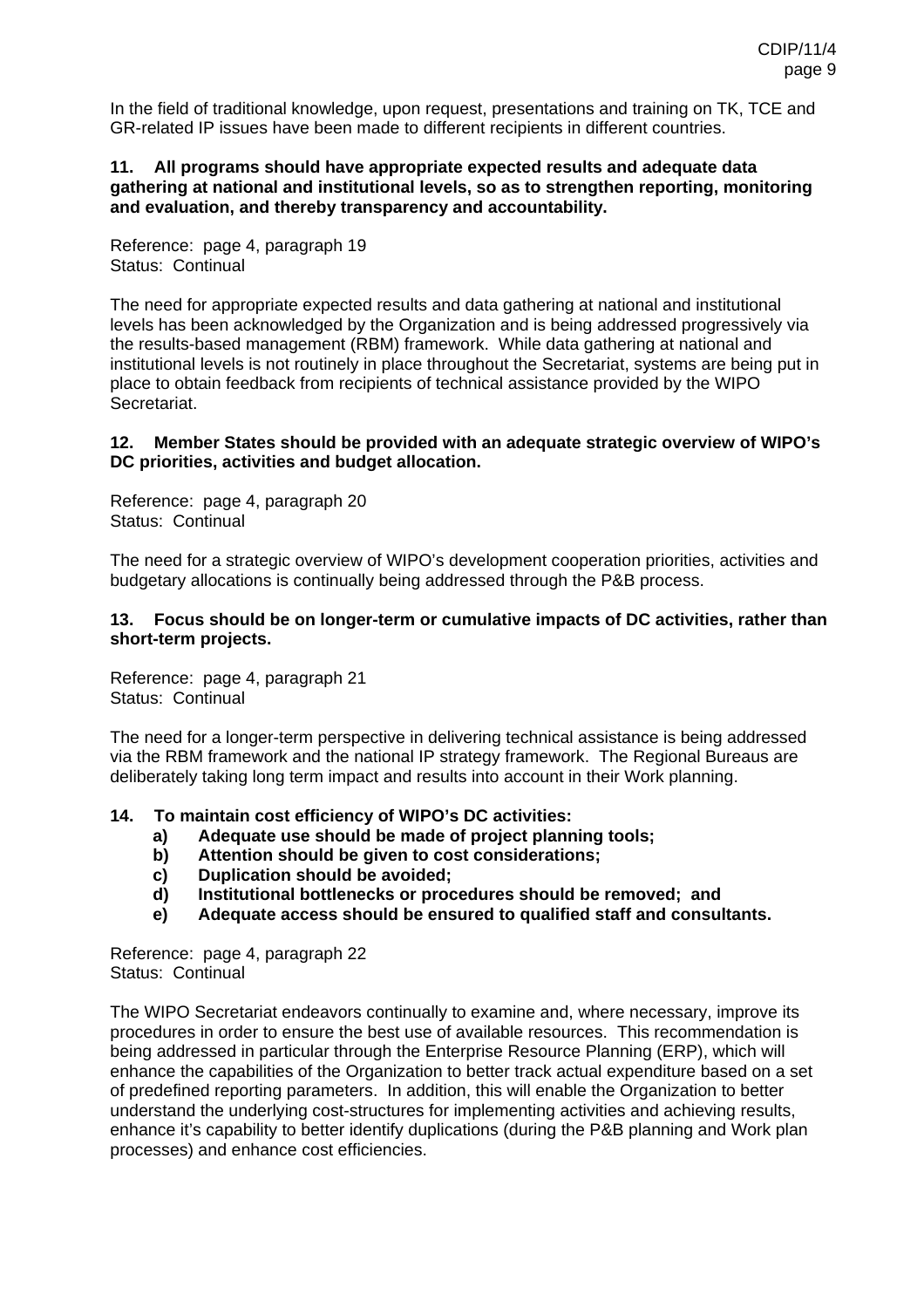In the field of traditional knowledge, upon request, presentations and training on TK, TCE and GR-related IP issues have been made to different recipients in different countries.

**11. All programs should have appropriate expected results and adequate data gathering at national and institutional levels, so as to strengthen reporting, monitoring and evaluation, and thereby transparency and accountability.**

Reference: page 4, paragraph 19
Status: Continual

The need for appropriate expected results and data gathering at national and institutional levels has been acknowledged by the Organization and is being addressed progressively via the results-based management (RBM) framework. While data gathering at national and institutional levels is not routinely in place throughout the Secretariat, systems are being put in place to obtain feedback from recipients of technical assistance provided by the WIPO Secretariat.

**12. Member States should be provided with an adequate strategic overview of WIPO's DC priorities, activities and budget allocation.**

Reference: page 4, paragraph 20
Status: Continual

The need for a strategic overview of WIPO's development cooperation priorities, activities and budgetary allocations is continually being addressed through the P&B process.

**13. Focus should be on longer-term or cumulative impacts of DC activities, rather than short-term projects.**

Reference: page 4, paragraph 21
Status: Continual

The need for a longer-term perspective in delivering technical assistance is being addressed via the RBM framework and the national IP strategy framework. The Regional Bureaus are deliberately taking long term impact and results into account in their Work planning.

**14. To maintain cost efficiency of WIPO's DC activities:**

**a) Adequate use should be made of project planning tools;**
**b) Attention should be given to cost considerations;**
**c) Duplication should be avoided;**
**d) Institutional bottlenecks or procedures should be removed; and**
**e) Adequate access should be ensured to qualified staff and consultants.**

Reference: page 4, paragraph 22
Status: Continual

The WIPO Secretariat endeavors continually to examine and, where necessary, improve its procedures in order to ensure the best use of available resources. This recommendation is being addressed in particular through the Enterprise Resource Planning (ERP), which will enhance the capabilities of the Organization to better track actual expenditure based on a set of predefined reporting parameters. In addition, this will enable the Organization to better understand the underlying cost-structures for implementing activities and achieving results, enhance it's capability to better identify duplications (during the P&B planning and Work plan processes) and enhance cost efficiencies.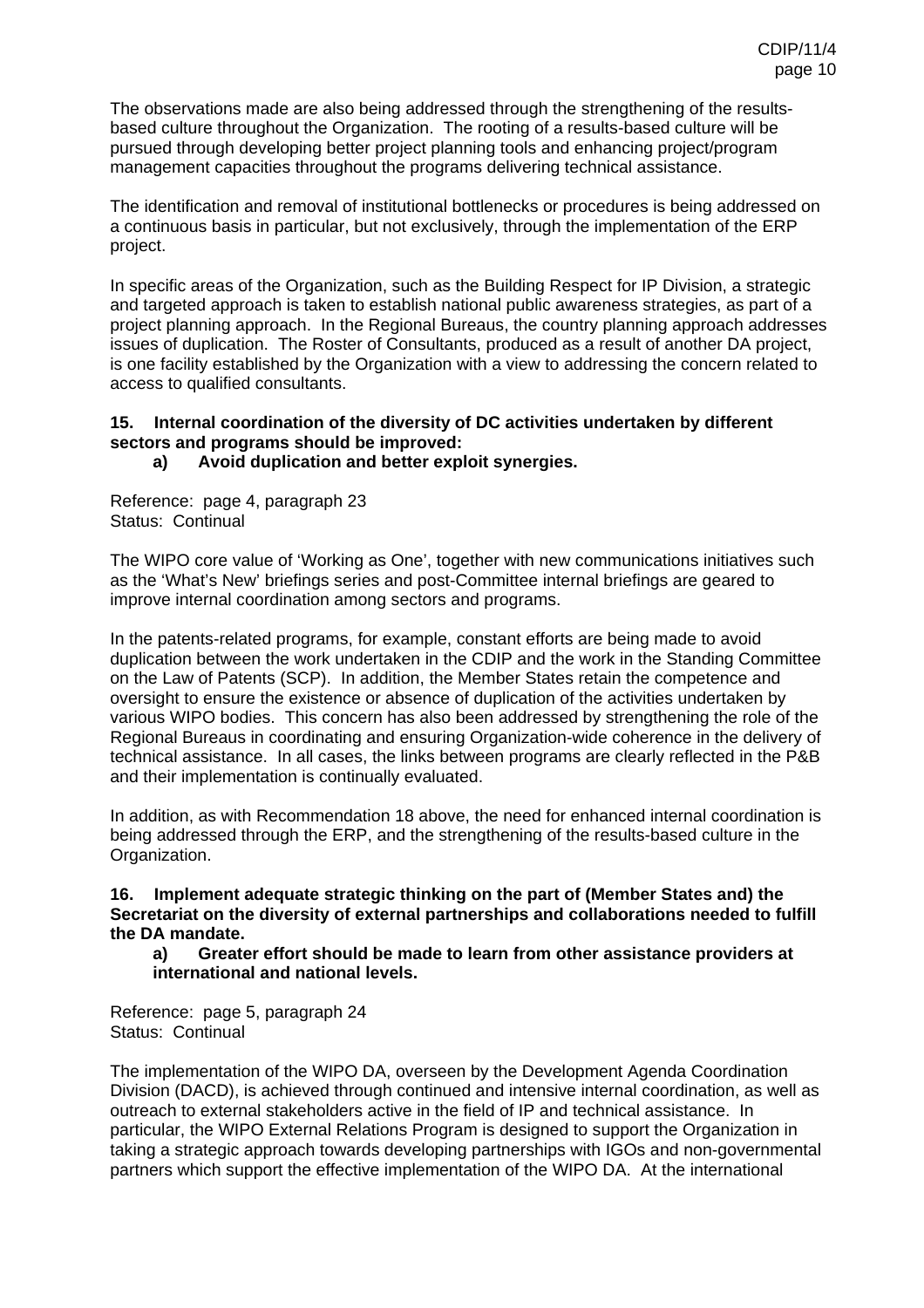The observations made are also being addressed through the strengthening of the results-based culture throughout the Organization. The rooting of a results-based culture will be pursued through developing better project planning tools and enhancing project/program management capacities throughout the programs delivering technical assistance.

The identification and removal of institutional bottlenecks or procedures is being addressed on a continuous basis in particular, but not exclusively, through the implementation of the ERP project.

In specific areas of the Organization, such as the Building Respect for IP Division, a strategic and targeted approach is taken to establish national public awareness strategies, as part of a project planning approach. In the Regional Bureaus, the country planning approach addresses issues of duplication. The Roster of Consultants, produced as a result of another DA project, is one facility established by the Organization with a view to addressing the concern related to access to qualified consultants.

**15. Internal coordination of the diversity of DC activities undertaken by different sectors and programs should be improved:**

**a) Avoid duplication and better exploit synergies.**

Reference: page 4, paragraph 23
Status: Continual

The WIPO core value of 'Working as One', together with new communications initiatives such as the 'What's New' briefings series and post-Committee internal briefings are geared to improve internal coordination among sectors and programs.

In the patents-related programs, for example, constant efforts are being made to avoid duplication between the work undertaken in the CDIP and the work in the Standing Committee on the Law of Patents (SCP). In addition, the Member States retain the competence and oversight to ensure the existence or absence of duplication of the activities undertaken by various WIPO bodies. This concern has also been addressed by strengthening the role of the Regional Bureaus in coordinating and ensuring Organization-wide coherence in the delivery of technical assistance. In all cases, the links between programs are clearly reflected in the P&B and their implementation is continually evaluated.

In addition, as with Recommendation 18 above, the need for enhanced internal coordination is being addressed through the ERP, and the strengthening of the results-based culture in the Organization.

**16. Implement adequate strategic thinking on the part of (Member States and) the Secretariat on the diversity of external partnerships and collaborations needed to fulfill the DA mandate.**

**a) Greater effort should be made to learn from other assistance providers at international and national levels.**

Reference: page 5, paragraph 24
Status: Continual

The implementation of the WIPO DA, overseen by the Development Agenda Coordination Division (DACD), is achieved through continued and intensive internal coordination, as well as outreach to external stakeholders active in the field of IP and technical assistance. In particular, the WIPO External Relations Program is designed to support the Organization in taking a strategic approach towards developing partnerships with IGOs and non-governmental partners which support the effective implementation of the WIPO DA. At the international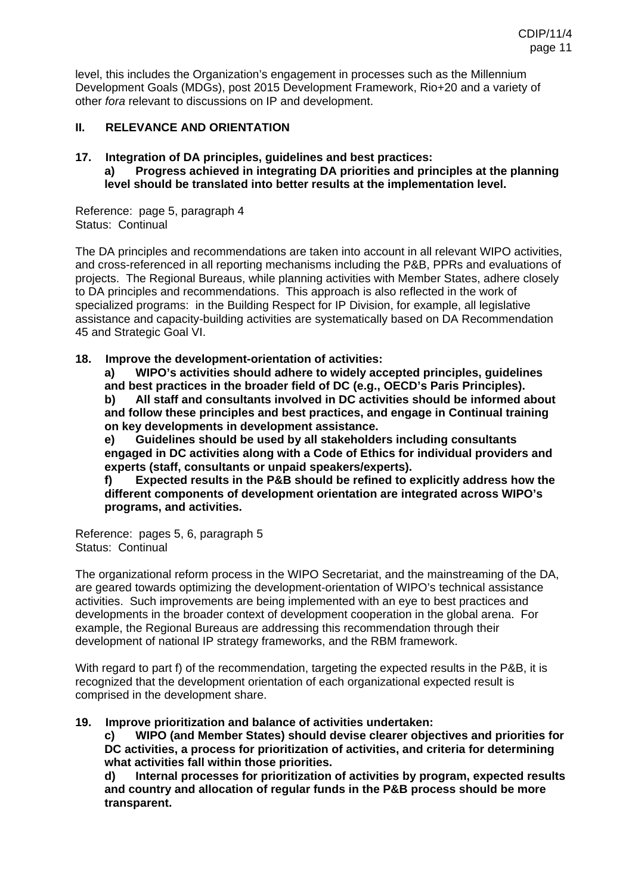level, this includes the Organization's engagement in processes such as the Millennium Development Goals (MDGs), post 2015 Development Framework, Rio+20 and a variety of other *fora* relevant to discussions on IP and development.

## II. RELEVANCE AND ORIENTATION

**17. Integration of DA principles, guidelines and best practices:**

**a) Progress achieved in integrating DA priorities and principles at the planning level should be translated into better results at the implementation level.**

Reference: page 5, paragraph 4
Status: Continual

The DA principles and recommendations are taken into account in all relevant WIPO activities, and cross-referenced in all reporting mechanisms including the P&B, PPRs and evaluations of projects. The Regional Bureaus, while planning activities with Member States, adhere closely to DA principles and recommendations. This approach is also reflected in the work of specialized programs: in the Building Respect for IP Division, for example, all legislative assistance and capacity-building activities are systematically based on DA Recommendation 45 and Strategic Goal VI.

**18. Improve the development-orientation of activities:**

**a) WIPO's activities should adhere to widely accepted principles, guidelines and best practices in the broader field of DC (e.g., OECD's Paris Principles).**

**b) All staff and consultants involved in DC activities should be informed about and follow these principles and best practices, and engage in Continual training on key developments in development assistance.**

**e) Guidelines should be used by all stakeholders including consultants engaged in DC activities along with a Code of Ethics for individual providers and experts (staff, consultants or unpaid speakers/experts).**

**f) Expected results in the P&B should be refined to explicitly address how the different components of development orientation are integrated across WIPO's programs, and activities.**

Reference: pages 5, 6, paragraph 5
Status: Continual

The organizational reform process in the WIPO Secretariat, and the mainstreaming of the DA, are geared towards optimizing the development-orientation of WIPO's technical assistance activities. Such improvements are being implemented with an eye to best practices and developments in the broader context of development cooperation in the global arena. For example, the Regional Bureaus are addressing this recommendation through their development of national IP strategy frameworks, and the RBM framework.

With regard to part f) of the recommendation, targeting the expected results in the P&B, it is recognized that the development orientation of each organizational expected result is comprised in the development share.

**19. Improve prioritization and balance of activities undertaken:**

**c) WIPO (and Member States) should devise clearer objectives and priorities for DC activities, a process for prioritization of activities, and criteria for determining what activities fall within those priorities.**

**d) Internal processes for prioritization of activities by program, expected results and country and allocation of regular funds in the P&B process should be more transparent.**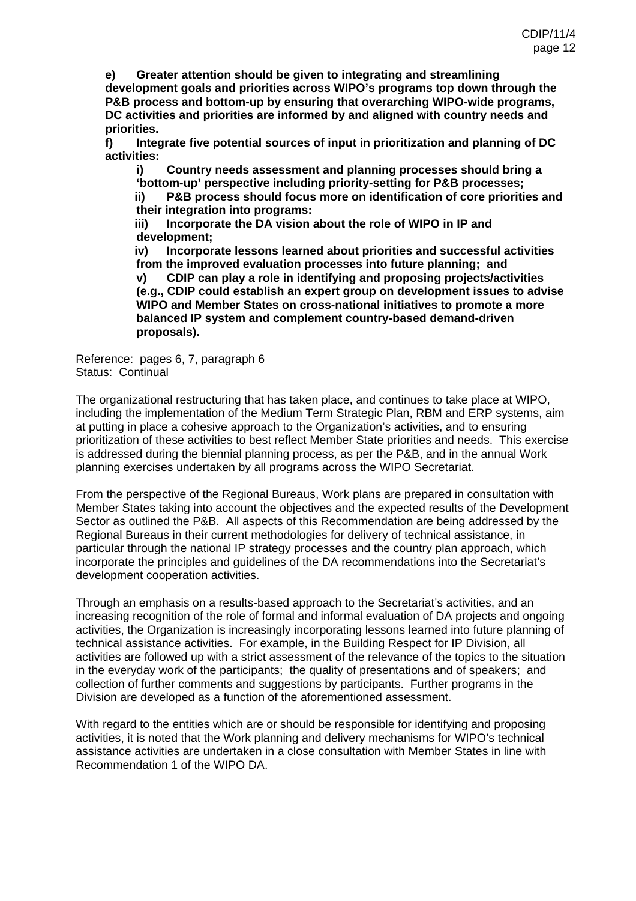**e) Greater attention should be given to integrating and streamlining development goals and priorities across WIPO's programs top down through the P&B process and bottom-up by ensuring that overarching WIPO-wide programs, DC activities and priorities are informed by and aligned with country needs and priorities.**

**f) Integrate five potential sources of input in prioritization and planning of DC activities:**

**i) Country needs assessment and planning processes should bring a 'bottom-up' perspective including priority-setting for P&B processes;**

**ii) P&B process should focus more on identification of core priorities and their integration into programs:**

**iii) Incorporate the DA vision about the role of WIPO in IP and development;**

**iv) Incorporate lessons learned about priorities and successful activities from the improved evaluation processes into future planning; and**

**v) CDIP can play a role in identifying and proposing projects/activities (e.g., CDIP could establish an expert group on development issues to advise WIPO and Member States on cross-national initiatives to promote a more balanced IP system and complement country-based demand-driven proposals).**

Reference: pages 6, 7, paragraph 6
Status: Continual

The organizational restructuring that has taken place, and continues to take place at WIPO, including the implementation of the Medium Term Strategic Plan, RBM and ERP systems, aim at putting in place a cohesive approach to the Organization's activities, and to ensuring prioritization of these activities to best reflect Member State priorities and needs. This exercise is addressed during the biennial planning process, as per the P&B, and in the annual Work planning exercises undertaken by all programs across the WIPO Secretariat.

From the perspective of the Regional Bureaus, Work plans are prepared in consultation with Member States taking into account the objectives and the expected results of the Development Sector as outlined the P&B. All aspects of this Recommendation are being addressed by the Regional Bureaus in their current methodologies for delivery of technical assistance, in particular through the national IP strategy processes and the country plan approach, which incorporate the principles and guidelines of the DA recommendations into the Secretariat's development cooperation activities.

Through an emphasis on a results-based approach to the Secretariat's activities, and an increasing recognition of the role of formal and informal evaluation of DA projects and ongoing activities, the Organization is increasingly incorporating lessons learned into future planning of technical assistance activities. For example, in the Building Respect for IP Division, all activities are followed up with a strict assessment of the relevance of the topics to the situation in the everyday work of the participants; the quality of presentations and of speakers; and collection of further comments and suggestions by participants. Further programs in the Division are developed as a function of the aforementioned assessment.

With regard to the entities which are or should be responsible for identifying and proposing activities, it is noted that the Work planning and delivery mechanisms for WIPO's technical assistance activities are undertaken in a close consultation with Member States in line with Recommendation 1 of the WIPO DA.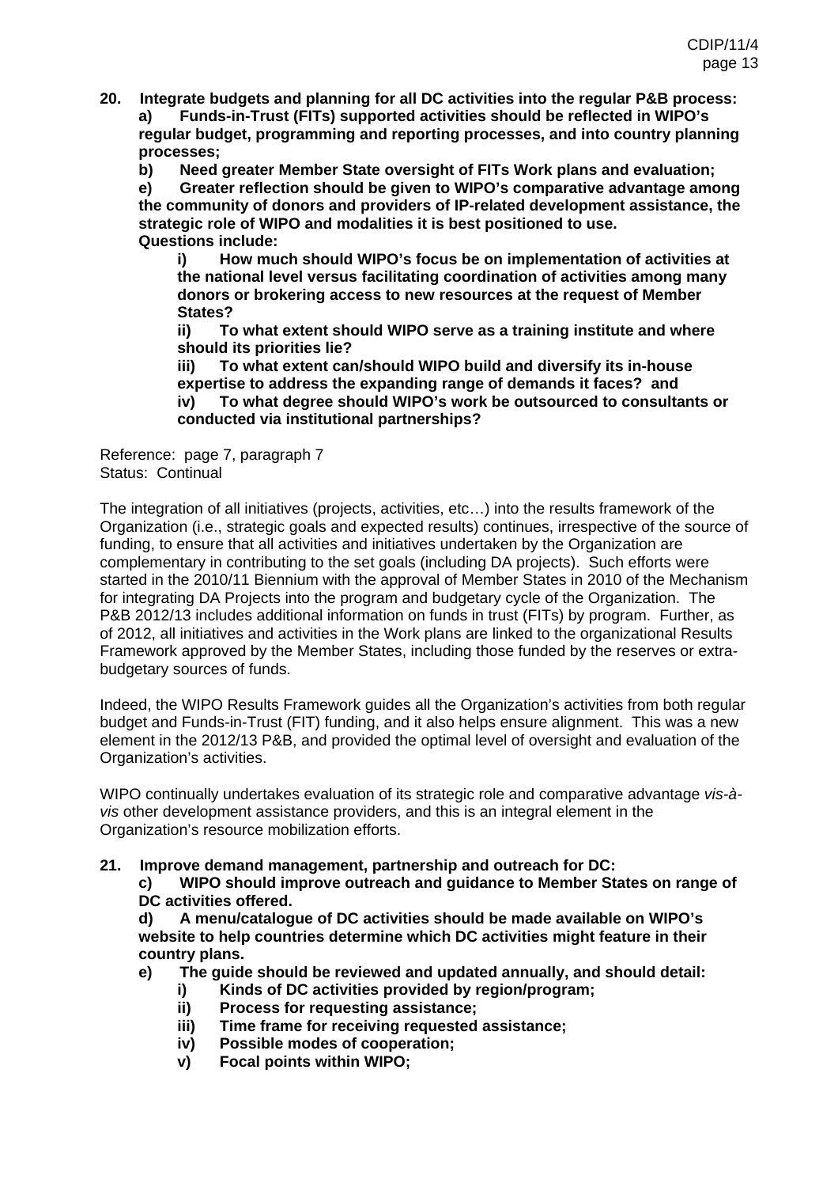**20. Integrate budgets and planning for all DC activities into the regular P&B process:**

**a) Funds-in-Trust (FITs) supported activities should be reflected in WIPO's regular budget, programming and reporting processes, and into country planning processes;**

**b) Need greater Member State oversight of FITs Work plans and evaluation;**

**e) Greater reflection should be given to WIPO's comparative advantage among the community of donors and providers of IP-related development assistance, the strategic role of WIPO and modalities it is best positioned to use.**

**Questions include:**

**i) How much should WIPO's focus be on implementation of activities at the national level versus facilitating coordination of activities among many donors or brokering access to new resources at the request of Member States?**

**ii) To what extent should WIPO serve as a training institute and where should its priorities lie?**

**iii) To what extent can/should WIPO build and diversify its in-house expertise to address the expanding range of demands it faces? and**

**iv) To what degree should WIPO's work be outsourced to consultants or conducted via institutional partnerships?**

Reference: page 7, paragraph 7
Status: Continual

The integration of all initiatives (projects, activities, etc…) into the results framework of the Organization (i.e., strategic goals and expected results) continues, irrespective of the source of funding, to ensure that all activities and initiatives undertaken by the Organization are complementary in contributing to the set goals (including DA projects). Such efforts were started in the 2010/11 Biennium with the approval of Member States in 2010 of the Mechanism for integrating DA Projects into the program and budgetary cycle of the Organization. The P&B 2012/13 includes additional information on funds in trust (FITs) by program. Further, as of 2012, all initiatives and activities in the Work plans are linked to the organizational Results Framework approved by the Member States, including those funded by the reserves or extra-budgetary sources of funds.

Indeed, the WIPO Results Framework guides all the Organization's activities from both regular budget and Funds-in-Trust (FIT) funding, and it also helps ensure alignment. This was a new element in the 2012/13 P&B, and provided the optimal level of oversight and evaluation of the Organization's activities.

WIPO continually undertakes evaluation of its strategic role and comparative advantage *vis-à-vis* other development assistance providers, and this is an integral element in the Organization's resource mobilization efforts.

**21. Improve demand management, partnership and outreach for DC:**

**c) WIPO should improve outreach and guidance to Member States on range of DC activities offered.**

**d) A menu/catalogue of DC activities should be made available on WIPO's website to help countries determine which DC activities might feature in their country plans.**

**e) The guide should be reviewed and updated annually, and should detail:**

**i) Kinds of DC activities provided by region/program;**

**ii) Process for requesting assistance;**

**iii) Time frame for receiving requested assistance;**

**iv) Possible modes of cooperation;**

**v) Focal points within WIPO;**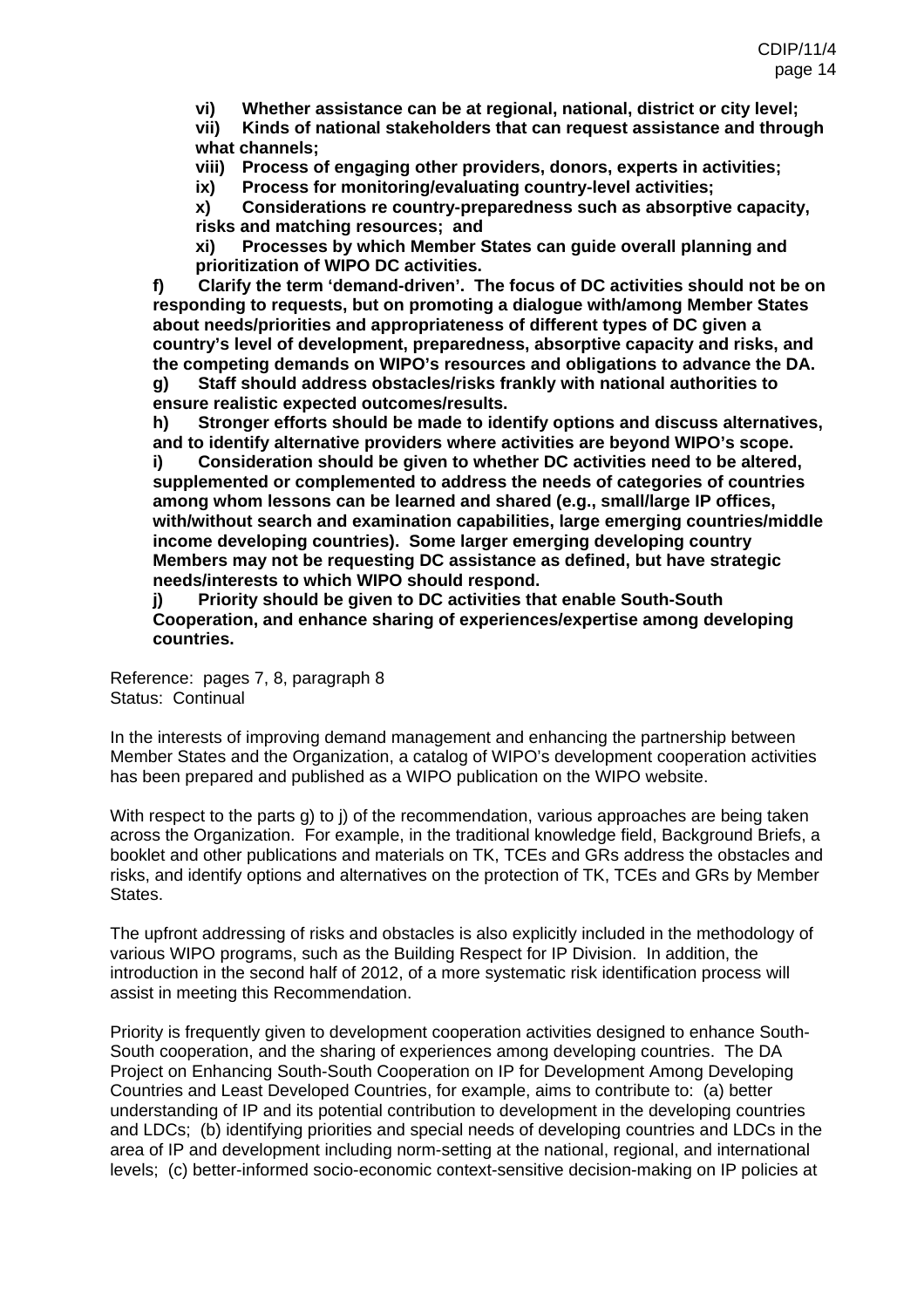**vi) Whether assistance can be at regional, national, district or city level;**

**vii) Kinds of national stakeholders that can request assistance and through what channels;**

**viii) Process of engaging other providers, donors, experts in activities;**

**ix) Process for monitoring/evaluating country-level activities;**

**x) Considerations re country-preparedness such as absorptive capacity, risks and matching resources; and**

**xi) Processes by which Member States can guide overall planning and prioritization of WIPO DC activities.**

**f) Clarify the term ‘demand-driven’. The focus of DC activities should not be on responding to requests, but on promoting a dialogue with/among Member States about needs/priorities and appropriateness of different types of DC given a country’s level of development, preparedness, absorptive capacity and risks, and the competing demands on WIPO’s resources and obligations to advance the DA.**

**g) Staff should address obstacles/risks frankly with national authorities to ensure realistic expected outcomes/results.**

**h) Stronger efforts should be made to identify options and discuss alternatives, and to identify alternative providers where activities are beyond WIPO’s scope.**

**i) Consideration should be given to whether DC activities need to be altered, supplemented or complemented to address the needs of categories of countries among whom lessons can be learned and shared (e.g., small/large IP offices, with/without search and examination capabilities, large emerging countries/middle income developing countries). Some larger emerging developing country Members may not be requesting DC assistance as defined, but have strategic needs/interests to which WIPO should respond.**

**j) Priority should be given to DC activities that enable South-South Cooperation, and enhance sharing of experiences/expertise among developing countries.**

Reference: pages 7, 8, paragraph 8
Status: Continual

In the interests of improving demand management and enhancing the partnership between Member States and the Organization, a catalog of WIPO’s development cooperation activities has been prepared and published as a WIPO publication on the WIPO website.

With respect to the parts g) to j) of the recommendation, various approaches are being taken across the Organization. For example, in the traditional knowledge field, Background Briefs, a booklet and other publications and materials on TK, TCEs and GRs address the obstacles and risks, and identify options and alternatives on the protection of TK, TCEs and GRs by Member States.

The upfront addressing of risks and obstacles is also explicitly included in the methodology of various WIPO programs, such as the Building Respect for IP Division. In addition, the introduction in the second half of 2012, of a more systematic risk identification process will assist in meeting this Recommendation.

Priority is frequently given to development cooperation activities designed to enhance South-South cooperation, and the sharing of experiences among developing countries. The DA Project on Enhancing South-South Cooperation on IP for Development Among Developing Countries and Least Developed Countries, for example, aims to contribute to: (a) better understanding of IP and its potential contribution to development in the developing countries and LDCs; (b) identifying priorities and special needs of developing countries and LDCs in the area of IP and development including norm-setting at the national, regional, and international levels; (c) better-informed socio-economic context-sensitive decision-making on IP policies at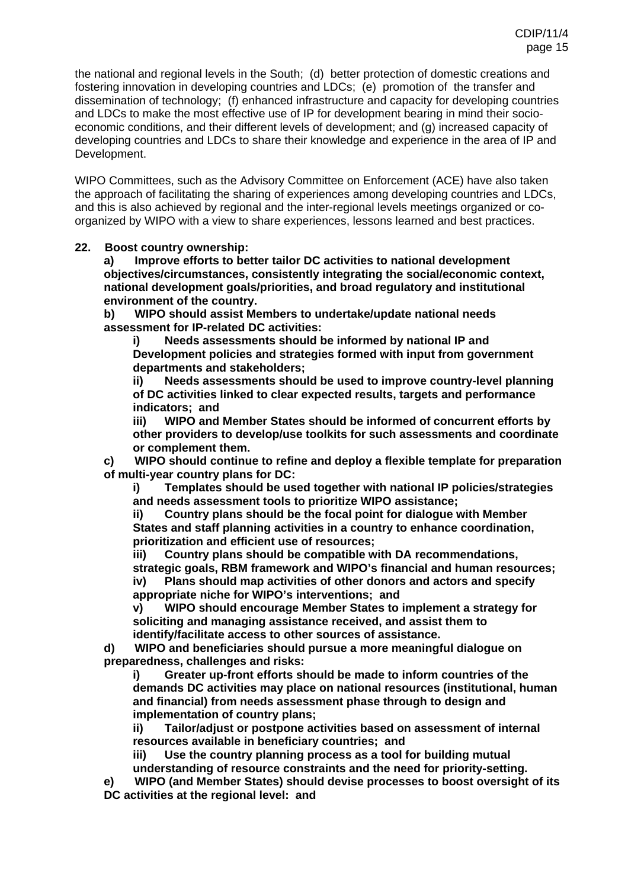the national and regional levels in the South; (d) better protection of domestic creations and fostering innovation in developing countries and LDCs; (e) promotion of the transfer and dissemination of technology; (f) enhanced infrastructure and capacity for developing countries and LDCs to make the most effective use of IP for development bearing in mind their socio-economic conditions, and their different levels of development; and (g) increased capacity of developing countries and LDCs to share their knowledge and experience in the area of IP and Development.

WIPO Committees, such as the Advisory Committee on Enforcement (ACE) have also taken the approach of facilitating the sharing of experiences among developing countries and LDCs, and this is also achieved by regional and the inter-regional levels meetings organized or co-organized by WIPO with a view to share experiences, lessons learned and best practices.

**22. Boost country ownership:**

**a) Improve efforts to better tailor DC activities to national development objectives/circumstances, consistently integrating the social/economic context, national development goals/priorities, and broad regulatory and institutional environment of the country.**

**b) WIPO should assist Members to undertake/update national needs assessment for IP-related DC activities:**

**i) Needs assessments should be informed by national IP and Development policies and strategies formed with input from government departments and stakeholders;**

**ii) Needs assessments should be used to improve country-level planning of DC activities linked to clear expected results, targets and performance indicators; and**

**iii) WIPO and Member States should be informed of concurrent efforts by other providers to develop/use toolkits for such assessments and coordinate or complement them.**

**c) WIPO should continue to refine and deploy a flexible template for preparation of multi-year country plans for DC:**

**i) Templates should be used together with national IP policies/strategies and needs assessment tools to prioritize WIPO assistance;**

**ii) Country plans should be the focal point for dialogue with Member States and staff planning activities in a country to enhance coordination, prioritization and efficient use of resources;**

**iii) Country plans should be compatible with DA recommendations, strategic goals, RBM framework and WIPO's financial and human resources;**

**iv) Plans should map activities of other donors and actors and specify appropriate niche for WIPO's interventions; and**

**v) WIPO should encourage Member States to implement a strategy for soliciting and managing assistance received, and assist them to identify/facilitate access to other sources of assistance.**

**d) WIPO and beneficiaries should pursue a more meaningful dialogue on preparedness, challenges and risks:**

**i) Greater up-front efforts should be made to inform countries of the demands DC activities may place on national resources (institutional, human and financial) from needs assessment phase through to design and implementation of country plans;**

**ii) Tailor/adjust or postpone activities based on assessment of internal resources available in beneficiary countries; and**

**iii) Use the country planning process as a tool for building mutual understanding of resource constraints and the need for priority-setting.**

**e) WIPO (and Member States) should devise processes to boost oversight of its DC activities at the regional level: and**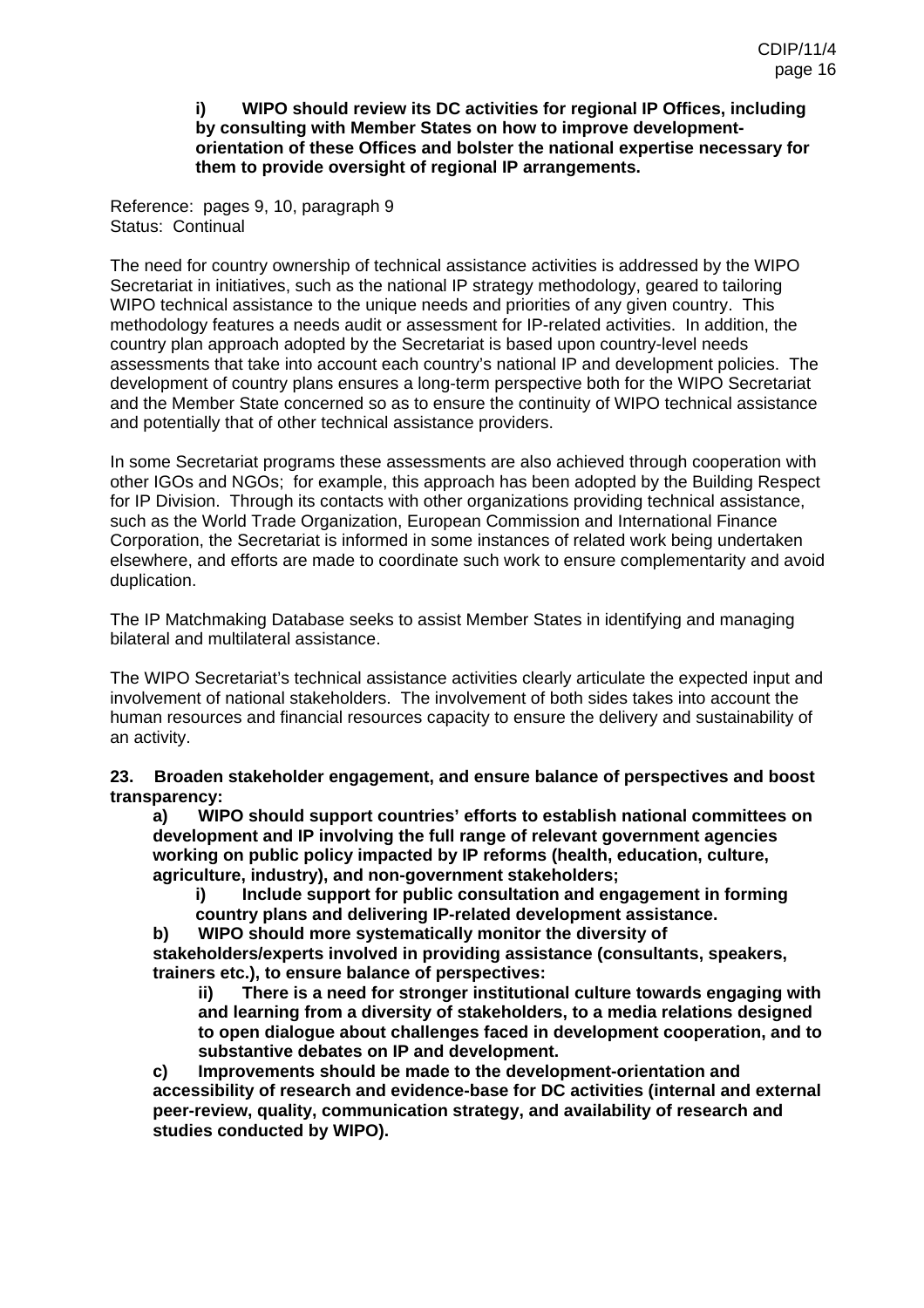**i) WIPO should review its DC activities for regional IP Offices, including by consulting with Member States on how to improve development-orientation of these Offices and bolster the national expertise necessary for them to provide oversight of regional IP arrangements.**

Reference: pages 9, 10, paragraph 9
Status: Continual

The need for country ownership of technical assistance activities is addressed by the WIPO Secretariat in initiatives, such as the national IP strategy methodology, geared to tailoring WIPO technical assistance to the unique needs and priorities of any given country. This methodology features a needs audit or assessment for IP-related activities. In addition, the country plan approach adopted by the Secretariat is based upon country-level needs assessments that take into account each country's national IP and development policies. The development of country plans ensures a long-term perspective both for the WIPO Secretariat and the Member State concerned so as to ensure the continuity of WIPO technical assistance and potentially that of other technical assistance providers.

In some Secretariat programs these assessments are also achieved through cooperation with other IGOs and NGOs; for example, this approach has been adopted by the Building Respect for IP Division. Through its contacts with other organizations providing technical assistance, such as the World Trade Organization, European Commission and International Finance Corporation, the Secretariat is informed in some instances of related work being undertaken elsewhere, and efforts are made to coordinate such work to ensure complementarity and avoid duplication.

The IP Matchmaking Database seeks to assist Member States in identifying and managing bilateral and multilateral assistance.

The WIPO Secretariat's technical assistance activities clearly articulate the expected input and involvement of national stakeholders. The involvement of both sides takes into account the human resources and financial resources capacity to ensure the delivery and sustainability of an activity.

**23. Broaden stakeholder engagement, and ensure balance of perspectives and boost transparency:**

**a) WIPO should support countries' efforts to establish national committees on development and IP involving the full range of relevant government agencies working on public policy impacted by IP reforms (health, education, culture, agriculture, industry), and non-government stakeholders;**

**i) Include support for public consultation and engagement in forming country plans and delivering IP-related development assistance.**

**b) WIPO should more systematically monitor the diversity of stakeholders/experts involved in providing assistance (consultants, speakers, trainers etc.), to ensure balance of perspectives:**

**ii) There is a need for stronger institutional culture towards engaging with and learning from a diversity of stakeholders, to a media relations designed to open dialogue about challenges faced in development cooperation, and to substantive debates on IP and development.**

**c) Improvements should be made to the development-orientation and accessibility of research and evidence-base for DC activities (internal and external peer-review, quality, communication strategy, and availability of research and studies conducted by WIPO).**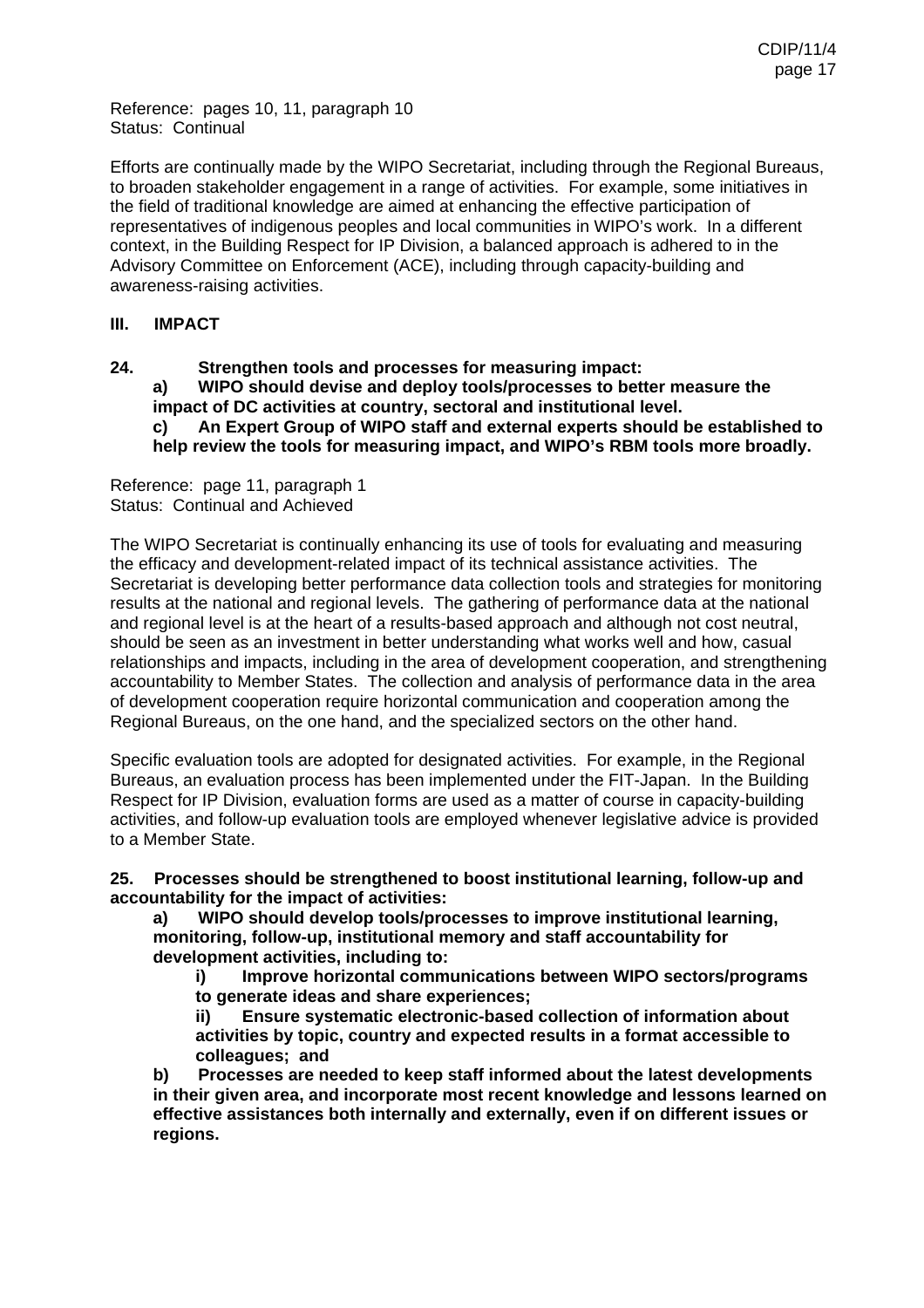Reference: pages 10, 11, paragraph 10
Status: Continual

Efforts are continually made by the WIPO Secretariat, including through the Regional Bureaus, to broaden stakeholder engagement in a range of activities. For example, some initiatives in the field of traditional knowledge are aimed at enhancing the effective participation of representatives of indigenous peoples and local communities in WIPO's work. In a different context, in the Building Respect for IP Division, a balanced approach is adhered to in the Advisory Committee on Enforcement (ACE), including through capacity-building and awareness-raising activities.

## III. IMPACT

**24. Strengthen tools and processes for measuring impact:**

> **a) WIPO should devise and deploy tools/processes to better measure the impact of DC activities at country, sectoral and institutional level.**
>
> **c) An Expert Group of WIPO staff and external experts should be established to help review the tools for measuring impact, and WIPO's RBM tools more broadly.**

Reference: page 11, paragraph 1
Status: Continual and Achieved

The WIPO Secretariat is continually enhancing its use of tools for evaluating and measuring the efficacy and development-related impact of its technical assistance activities. The Secretariat is developing better performance data collection tools and strategies for monitoring results at the national and regional levels. The gathering of performance data at the national and regional level is at the heart of a results-based approach and although not cost neutral, should be seen as an investment in better understanding what works well and how, casual relationships and impacts, including in the area of development cooperation, and strengthening accountability to Member States. The collection and analysis of performance data in the area of development cooperation require horizontal communication and cooperation among the Regional Bureaus, on the one hand, and the specialized sectors on the other hand.

Specific evaluation tools are adopted for designated activities. For example, in the Regional Bureaus, an evaluation process has been implemented under the FIT-Japan. In the Building Respect for IP Division, evaluation forms are used as a matter of course in capacity-building activities, and follow-up evaluation tools are employed whenever legislative advice is provided to a Member State.

**25. Processes should be strengthened to boost institutional learning, follow-up and accountability for the impact of activities:**

> **a) WIPO should develop tools/processes to improve institutional learning, monitoring, follow-up, institutional memory and staff accountability for development activities, including to:**
>
> > **i) Improve horizontal communications between WIPO sectors/programs to generate ideas and share experiences;**
> >
> > **ii) Ensure systematic electronic-based collection of information about activities by topic, country and expected results in a format accessible to colleagues; and**
>
> **b) Processes are needed to keep staff informed about the latest developments in their given area, and incorporate most recent knowledge and lessons learned on effective assistances both internally and externally, even if on different issues or regions.**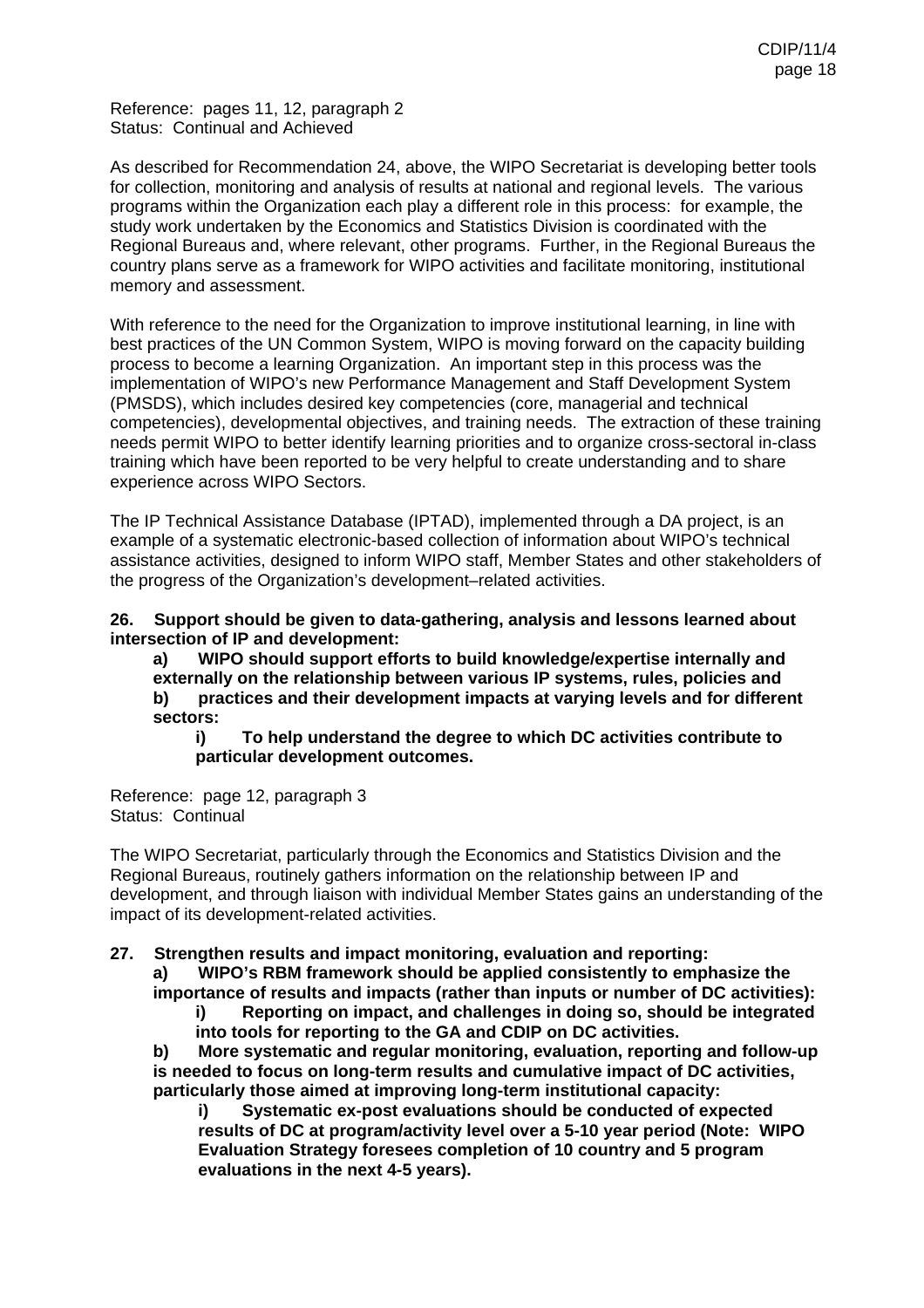Reference: pages 11, 12, paragraph 2
Status: Continual and Achieved

As described for Recommendation 24, above, the WIPO Secretariat is developing better tools for collection, monitoring and analysis of results at national and regional levels. The various programs within the Organization each play a different role in this process: for example, the study work undertaken by the Economics and Statistics Division is coordinated with the Regional Bureaus and, where relevant, other programs. Further, in the Regional Bureaus the country plans serve as a framework for WIPO activities and facilitate monitoring, institutional memory and assessment.

With reference to the need for the Organization to improve institutional learning, in line with best practices of the UN Common System, WIPO is moving forward on the capacity building process to become a learning Organization. An important step in this process was the implementation of WIPO's new Performance Management and Staff Development System (PMSDS), which includes desired key competencies (core, managerial and technical competencies), developmental objectives, and training needs. The extraction of these training needs permit WIPO to better identify learning priorities and to organize cross-sectoral in-class training which have been reported to be very helpful to create understanding and to share experience across WIPO Sectors.

The IP Technical Assistance Database (IPTAD), implemented through a DA project, is an example of a systematic electronic-based collection of information about WIPO's technical assistance activities, designed to inform WIPO staff, Member States and other stakeholders of the progress of the Organization's development–related activities.

**26. Support should be given to data-gathering, analysis and lessons learned about intersection of IP and development:**

**a) WIPO should support efforts to build knowledge/expertise internally and externally on the relationship between various IP systems, rules, policies and**

**b) practices and their development impacts at varying levels and for different sectors:**

**i) To help understand the degree to which DC activities contribute to particular development outcomes.**

Reference: page 12, paragraph 3
Status: Continual

The WIPO Secretariat, particularly through the Economics and Statistics Division and the Regional Bureaus, routinely gathers information on the relationship between IP and development, and through liaison with individual Member States gains an understanding of the impact of its development-related activities.

**27. Strengthen results and impact monitoring, evaluation and reporting:**

**a) WIPO's RBM framework should be applied consistently to emphasize the importance of results and impacts (rather than inputs or number of DC activities):**

**i) Reporting on impact, and challenges in doing so, should be integrated into tools for reporting to the GA and CDIP on DC activities.**

**b) More systematic and regular monitoring, evaluation, reporting and follow-up is needed to focus on long-term results and cumulative impact of DC activities, particularly those aimed at improving long-term institutional capacity:**

**i) Systematic ex-post evaluations should be conducted of expected results of DC at program/activity level over a 5-10 year period (Note: WIPO Evaluation Strategy foresees completion of 10 country and 5 program evaluations in the next 4-5 years).**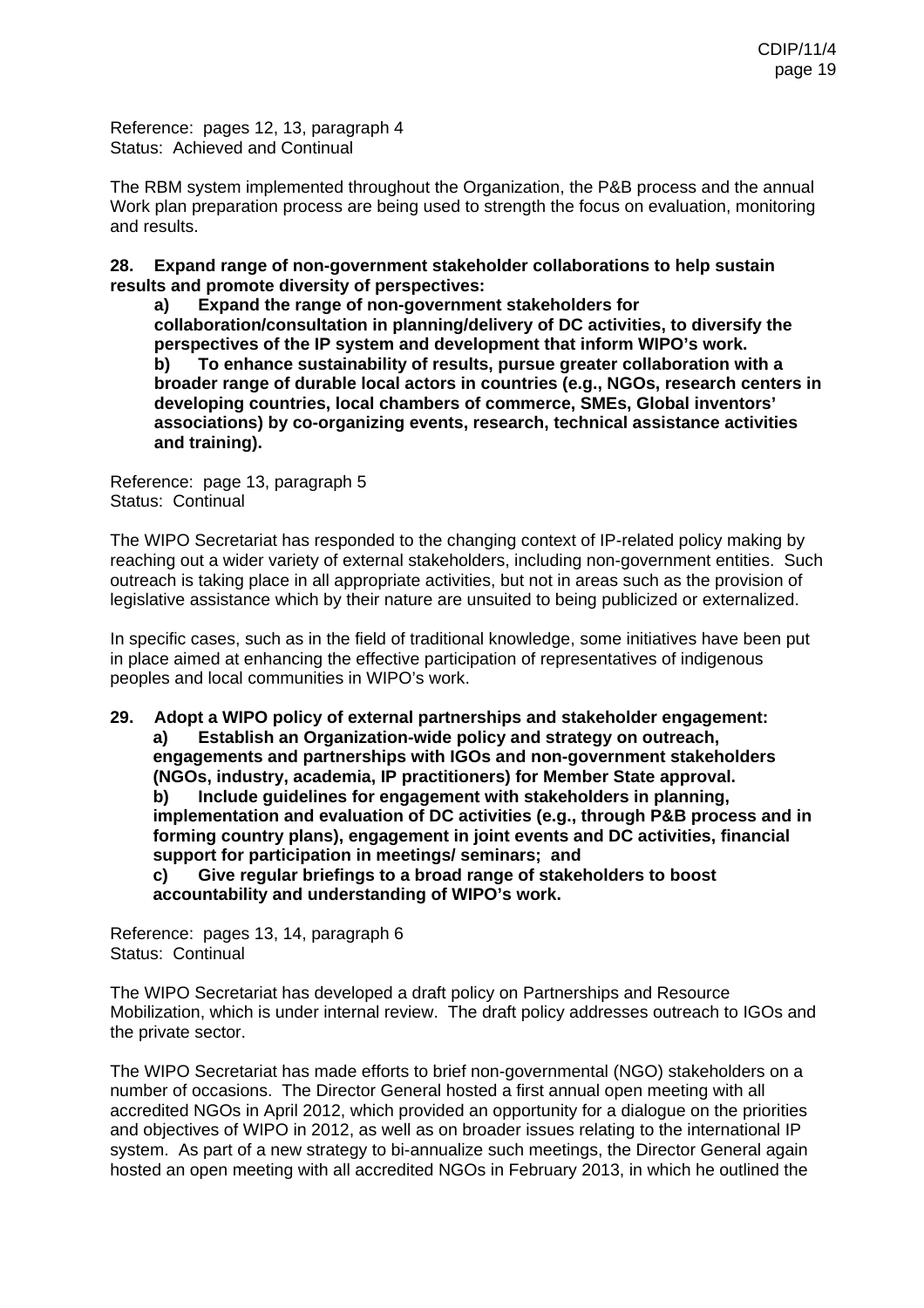Reference: pages 12, 13, paragraph 4
Status: Achieved and Continual

The RBM system implemented throughout the Organization, the P&B process and the annual Work plan preparation process are being used to strength the focus on evaluation, monitoring and results.

**28. Expand range of non-government stakeholder collaborations to help sustain results and promote diversity of perspectives:**

> **a) Expand the range of non-government stakeholders for collaboration/consultation in planning/delivery of DC activities, to diversify the perspectives of the IP system and development that inform WIPO's work.**
>
> **b) To enhance sustainability of results, pursue greater collaboration with a broader range of durable local actors in countries (e.g., NGOs, research centers in developing countries, local chambers of commerce, SMEs, Global inventors' associations) by co-organizing events, research, technical assistance activities and training).**

Reference: page 13, paragraph 5
Status: Continual

The WIPO Secretariat has responded to the changing context of IP-related policy making by reaching out a wider variety of external stakeholders, including non-government entities. Such outreach is taking place in all appropriate activities, but not in areas such as the provision of legislative assistance which by their nature are unsuited to being publicized or externalized.

In specific cases, such as in the field of traditional knowledge, some initiatives have been put in place aimed at enhancing the effective participation of representatives of indigenous peoples and local communities in WIPO's work.

**29. Adopt a WIPO policy of external partnerships and stakeholder engagement:**

> **a) Establish an Organization-wide policy and strategy on outreach, engagements and partnerships with IGOs and non-government stakeholders (NGOs, industry, academia, IP practitioners) for Member State approval.**
>
> **b) Include guidelines for engagement with stakeholders in planning, implementation and evaluation of DC activities (e.g., through P&B process and in forming country plans), engagement in joint events and DC activities, financial support for participation in meetings/ seminars; and**
>
> **c) Give regular briefings to a broad range of stakeholders to boost accountability and understanding of WIPO's work.**

Reference: pages 13, 14, paragraph 6
Status: Continual

The WIPO Secretariat has developed a draft policy on Partnerships and Resource Mobilization, which is under internal review. The draft policy addresses outreach to IGOs and the private sector.

The WIPO Secretariat has made efforts to brief non-governmental (NGO) stakeholders on a number of occasions. The Director General hosted a first annual open meeting with all accredited NGOs in April 2012, which provided an opportunity for a dialogue on the priorities and objectives of WIPO in 2012, as well as on broader issues relating to the international IP system. As part of a new strategy to bi-annualize such meetings, the Director General again hosted an open meeting with all accredited NGOs in February 2013, in which he outlined the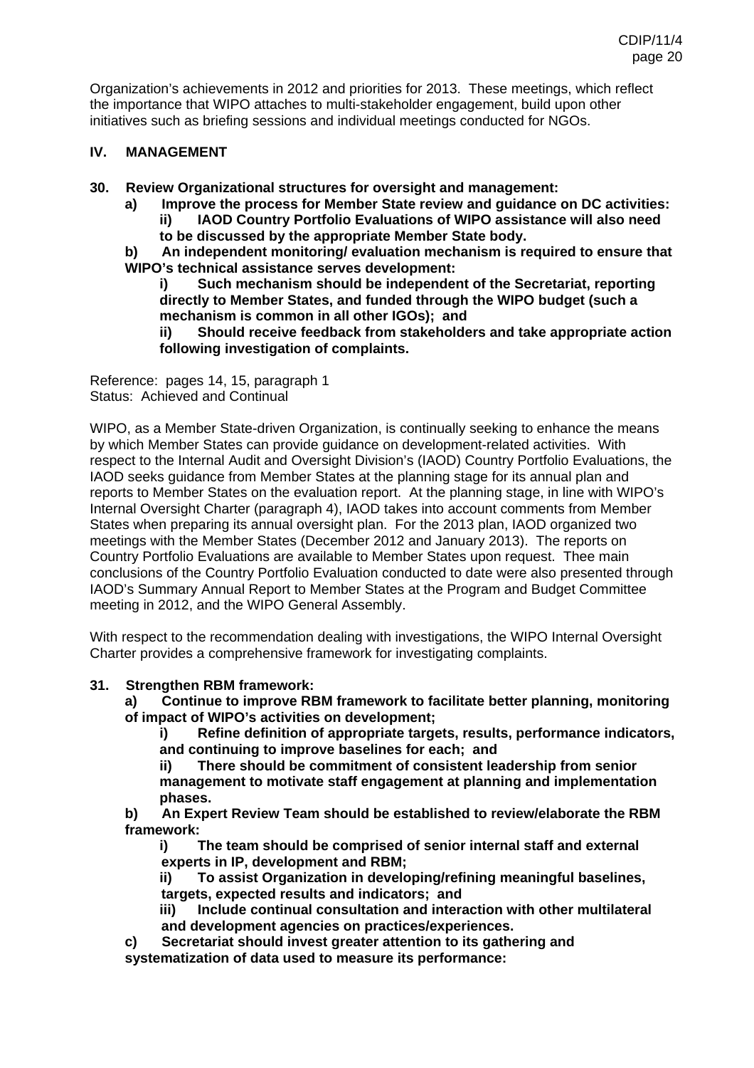Organization's achievements in 2012 and priorities for 2013. These meetings, which reflect the importance that WIPO attaches to multi-stakeholder engagement, build upon other initiatives such as briefing sessions and individual meetings conducted for NGOs.

## IV. MANAGEMENT

**30. Review Organizational structures for oversight and management:**

**a) Improve the process for Member State review and guidance on DC activities:**

**ii) IAOD Country Portfolio Evaluations of WIPO assistance will also need to be discussed by the appropriate Member State body.**

**b) An independent monitoring/ evaluation mechanism is required to ensure that WIPO's technical assistance serves development:**

**i) Such mechanism should be independent of the Secretariat, reporting directly to Member States, and funded through the WIPO budget (such a mechanism is common in all other IGOs); and**

**ii) Should receive feedback from stakeholders and take appropriate action following investigation of complaints.**

Reference: pages 14, 15, paragraph 1
Status: Achieved and Continual

WIPO, as a Member State-driven Organization, is continually seeking to enhance the means by which Member States can provide guidance on development-related activities. With respect to the Internal Audit and Oversight Division's (IAOD) Country Portfolio Evaluations, the IAOD seeks guidance from Member States at the planning stage for its annual plan and reports to Member States on the evaluation report. At the planning stage, in line with WIPO's Internal Oversight Charter (paragraph 4), IAOD takes into account comments from Member States when preparing its annual oversight plan. For the 2013 plan, IAOD organized two meetings with the Member States (December 2012 and January 2013). The reports on Country Portfolio Evaluations are available to Member States upon request. Thee main conclusions of the Country Portfolio Evaluation conducted to date were also presented through IAOD's Summary Annual Report to Member States at the Program and Budget Committee meeting in 2012, and the WIPO General Assembly.

With respect to the recommendation dealing with investigations, the WIPO Internal Oversight Charter provides a comprehensive framework for investigating complaints.

**31. Strengthen RBM framework:**

**a) Continue to improve RBM framework to facilitate better planning, monitoring of impact of WIPO's activities on development;**

**i) Refine definition of appropriate targets, results, performance indicators, and continuing to improve baselines for each; and**

**ii) There should be commitment of consistent leadership from senior management to motivate staff engagement at planning and implementation phases.**

**b) An Expert Review Team should be established to review/elaborate the RBM framework:**

**i) The team should be comprised of senior internal staff and external experts in IP, development and RBM;**

**ii) To assist Organization in developing/refining meaningful baselines, targets, expected results and indicators; and**

**iii) Include continual consultation and interaction with other multilateral and development agencies on practices/experiences.**

**c) Secretariat should invest greater attention to its gathering and systematization of data used to measure its performance:**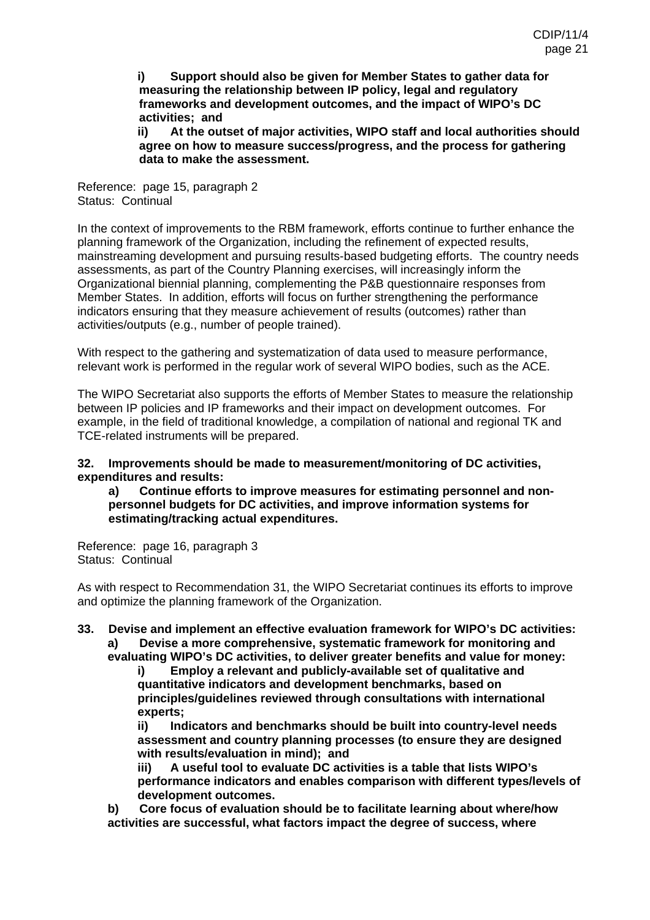**i) Support should also be given for Member States to gather data for measuring the relationship between IP policy, legal and regulatory frameworks and development outcomes, and the impact of WIPO's DC activities; and**

**ii) At the outset of major activities, WIPO staff and local authorities should agree on how to measure success/progress, and the process for gathering data to make the assessment.**

Reference: page 15, paragraph 2
Status: Continual

In the context of improvements to the RBM framework, efforts continue to further enhance the planning framework of the Organization, including the refinement of expected results, mainstreaming development and pursuing results-based budgeting efforts. The country needs assessments, as part of the Country Planning exercises, will increasingly inform the Organizational biennial planning, complementing the P&B questionnaire responses from Member States. In addition, efforts will focus on further strengthening the performance indicators ensuring that they measure achievement of results (outcomes) rather than activities/outputs (e.g., number of people trained).

With respect to the gathering and systematization of data used to measure performance, relevant work is performed in the regular work of several WIPO bodies, such as the ACE.

The WIPO Secretariat also supports the efforts of Member States to measure the relationship between IP policies and IP frameworks and their impact on development outcomes. For example, in the field of traditional knowledge, a compilation of national and regional TK and TCE-related instruments will be prepared.

**32. Improvements should be made to measurement/monitoring of DC activities, expenditures and results:**

**a) Continue efforts to improve measures for estimating personnel and non-personnel budgets for DC activities, and improve information systems for estimating/tracking actual expenditures.**

Reference: page 16, paragraph 3
Status: Continual

As with respect to Recommendation 31, the WIPO Secretariat continues its efforts to improve and optimize the planning framework of the Organization.

**33. Devise and implement an effective evaluation framework for WIPO's DC activities:**

**a) Devise a more comprehensive, systematic framework for monitoring and evaluating WIPO's DC activities, to deliver greater benefits and value for money:**

**i) Employ a relevant and publicly-available set of qualitative and quantitative indicators and development benchmarks, based on principles/guidelines reviewed through consultations with international experts;**

**ii) Indicators and benchmarks should be built into country-level needs assessment and country planning processes (to ensure they are designed with results/evaluation in mind); and**

**iii) A useful tool to evaluate DC activities is a table that lists WIPO's performance indicators and enables comparison with different types/levels of development outcomes.**

**b) Core focus of evaluation should be to facilitate learning about where/how activities are successful, what factors impact the degree of success, where**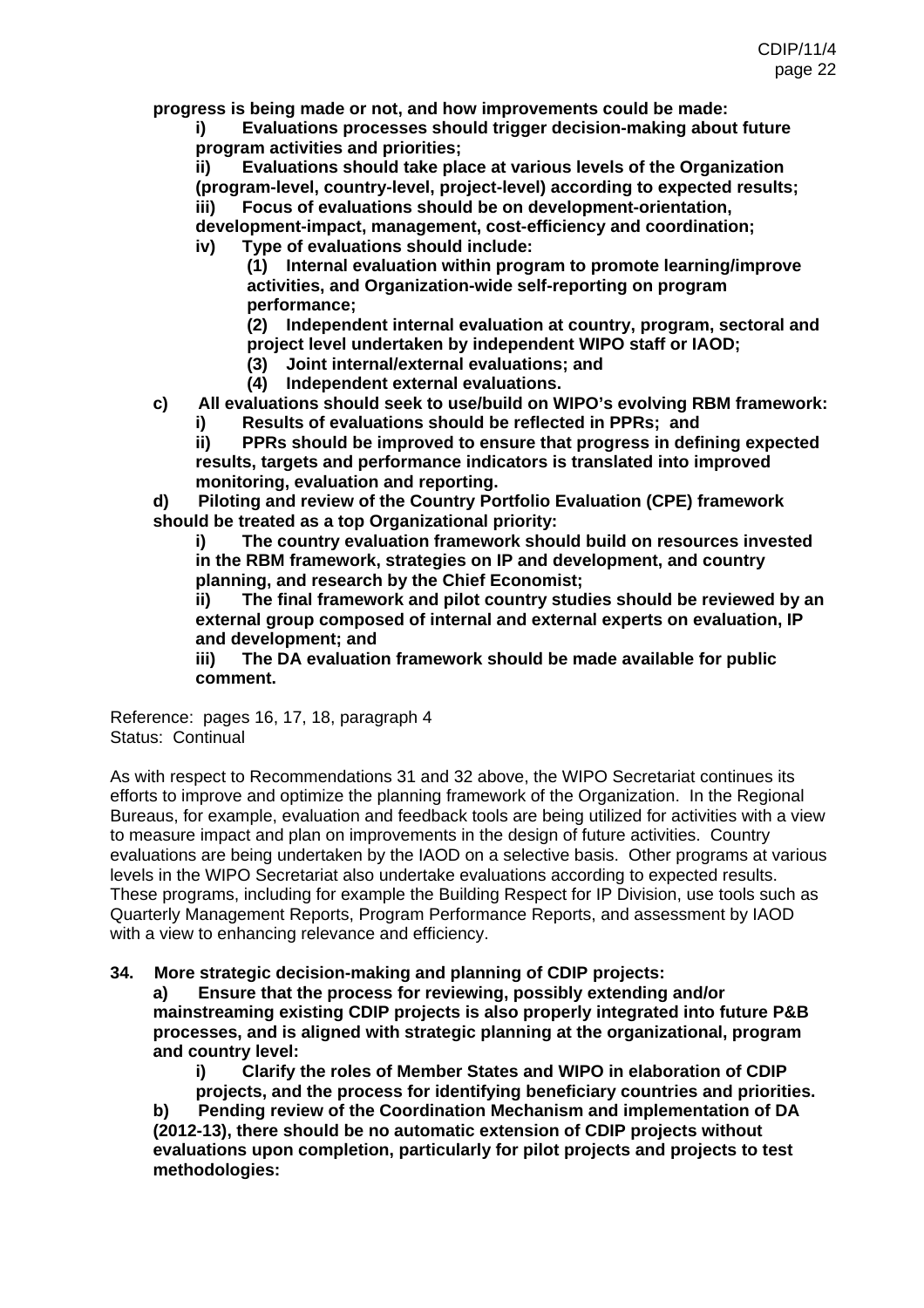**progress is being made or not, and how improvements could be made:**

- **i) Evaluations processes should trigger decision-making about future program activities and priorities;**
- **ii) Evaluations should take place at various levels of the Organization (program-level, country-level, project-level) according to expected results;**
- **iii) Focus of evaluations should be on development-orientation, development-impact, management, cost-efficiency and coordination;**
- **iv) Type of evaluations should include:**
  - **(1) Internal evaluation within program to promote learning/improve activities, and Organization-wide self-reporting on program performance;**
  - **(2) Independent internal evaluation at country, program, sectoral and project level undertaken by independent WIPO staff or IAOD;**
  - **(3) Joint internal/external evaluations; and**
  - **(4) Independent external evaluations.**

**c) All evaluations should seek to use/build on WIPO's evolving RBM framework:**

- **i) Results of evaluations should be reflected in PPRs; and**
- **ii) PPRs should be improved to ensure that progress in defining expected results, targets and performance indicators is translated into improved monitoring, evaluation and reporting.**

**d) Piloting and review of the Country Portfolio Evaluation (CPE) framework should be treated as a top Organizational priority:**

- **i) The country evaluation framework should build on resources invested in the RBM framework, strategies on IP and development, and country planning, and research by the Chief Economist;**
- **ii) The final framework and pilot country studies should be reviewed by an external group composed of internal and external experts on evaluation, IP and development; and**
- **iii) The DA evaluation framework should be made available for public comment.**

Reference: pages 16, 17, 18, paragraph 4
Status: Continual

As with respect to Recommendations 31 and 32 above, the WIPO Secretariat continues its efforts to improve and optimize the planning framework of the Organization. In the Regional Bureaus, for example, evaluation and feedback tools are being utilized for activities with a view to measure impact and plan on improvements in the design of future activities. Country evaluations are being undertaken by the IAOD on a selective basis. Other programs at various levels in the WIPO Secretariat also undertake evaluations according to expected results. These programs, including for example the Building Respect for IP Division, use tools such as Quarterly Management Reports, Program Performance Reports, and assessment by IAOD with a view to enhancing relevance and efficiency.

**34. More strategic decision-making and planning of CDIP projects:**

**a) Ensure that the process for reviewing, possibly extending and/or mainstreaming existing CDIP projects is also properly integrated into future P&B processes, and is aligned with strategic planning at the organizational, program and country level:**

- **i) Clarify the roles of Member States and WIPO in elaboration of CDIP projects, and the process for identifying beneficiary countries and priorities.**

**b) Pending review of the Coordination Mechanism and implementation of DA (2012-13), there should be no automatic extension of CDIP projects without evaluations upon completion, particularly for pilot projects and projects to test methodologies:**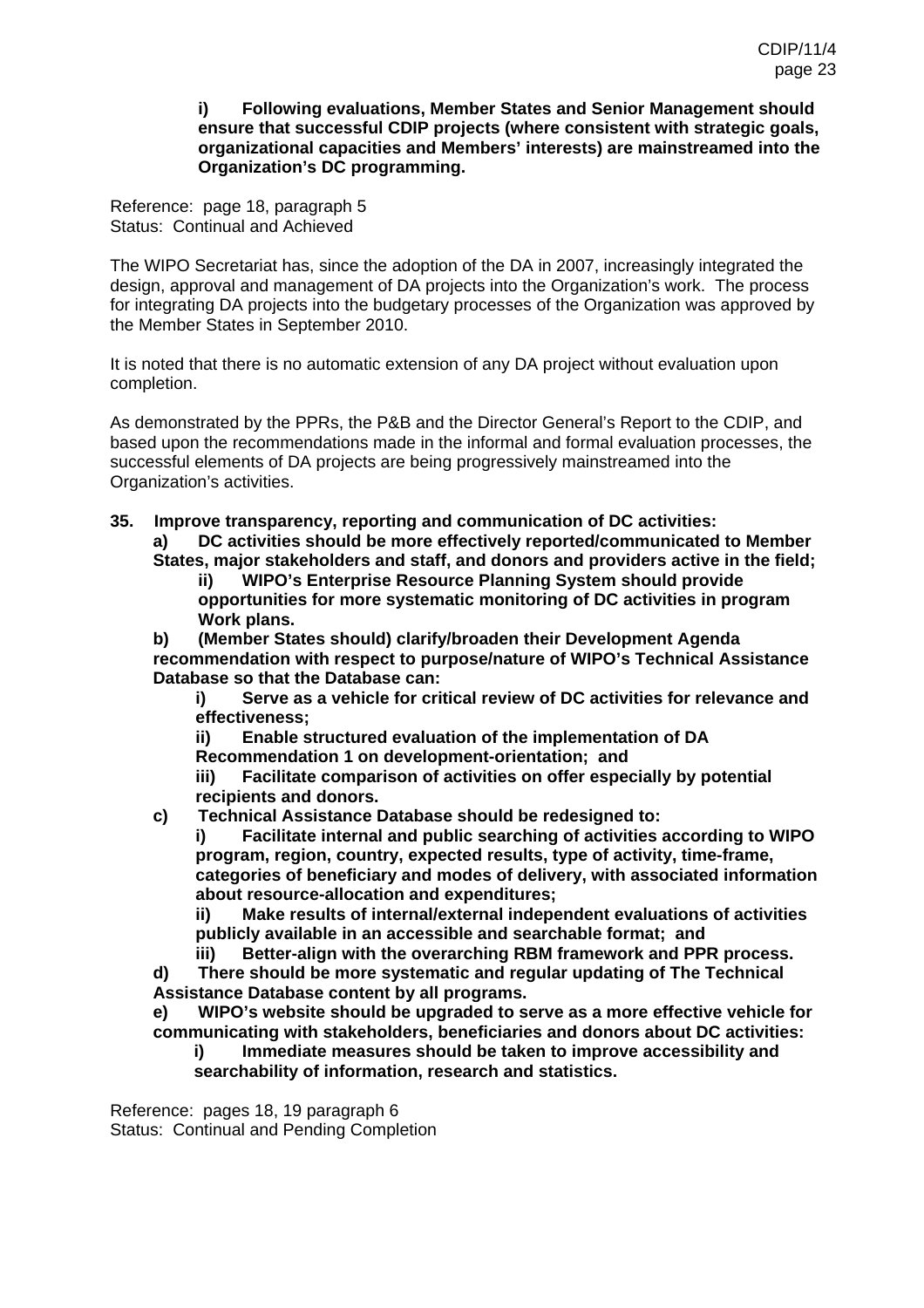**i) Following evaluations, Member States and Senior Management should ensure that successful CDIP projects (where consistent with strategic goals, organizational capacities and Members' interests) are mainstreamed into the Organization's DC programming.**

Reference: page 18, paragraph 5
Status: Continual and Achieved

The WIPO Secretariat has, since the adoption of the DA in 2007, increasingly integrated the design, approval and management of DA projects into the Organization's work. The process for integrating DA projects into the budgetary processes of the Organization was approved by the Member States in September 2010.

It is noted that there is no automatic extension of any DA project without evaluation upon completion.

As demonstrated by the PPRs, the P&B and the Director General's Report to the CDIP, and based upon the recommendations made in the informal and formal evaluation processes, the successful elements of DA projects are being progressively mainstreamed into the Organization's activities.

**35. Improve transparency, reporting and communication of DC activities:**

**a) DC activities should be more effectively reported/communicated to Member States, major stakeholders and staff, and donors and providers active in the field;**

**ii) WIPO's Enterprise Resource Planning System should provide opportunities for more systematic monitoring of DC activities in program Work plans.**

**b) (Member States should) clarify/broaden their Development Agenda recommendation with respect to purpose/nature of WIPO's Technical Assistance Database so that the Database can:**

**i) Serve as a vehicle for critical review of DC activities for relevance and effectiveness;**

**ii) Enable structured evaluation of the implementation of DA Recommendation 1 on development-orientation; and**

**iii) Facilitate comparison of activities on offer especially by potential recipients and donors.**

**c) Technical Assistance Database should be redesigned to:**

**i) Facilitate internal and public searching of activities according to WIPO program, region, country, expected results, type of activity, time-frame, categories of beneficiary and modes of delivery, with associated information about resource-allocation and expenditures;**

**ii) Make results of internal/external independent evaluations of activities publicly available in an accessible and searchable format; and**

**iii) Better-align with the overarching RBM framework and PPR process.**

**d) There should be more systematic and regular updating of The Technical Assistance Database content by all programs.**

**e) WIPO's website should be upgraded to serve as a more effective vehicle for communicating with stakeholders, beneficiaries and donors about DC activities:**

**i) Immediate measures should be taken to improve accessibility and searchability of information, research and statistics.**

Reference: pages 18, 19 paragraph 6
Status: Continual and Pending Completion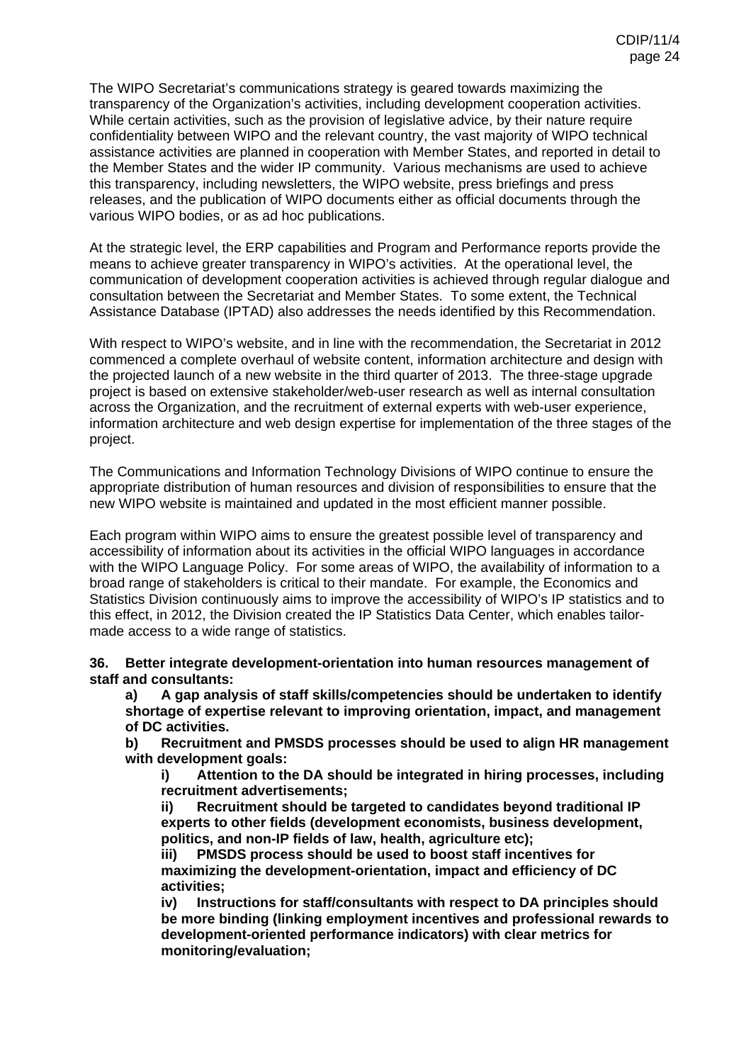The WIPO Secretariat's communications strategy is geared towards maximizing the transparency of the Organization's activities, including development cooperation activities. While certain activities, such as the provision of legislative advice, by their nature require confidentiality between WIPO and the relevant country, the vast majority of WIPO technical assistance activities are planned in cooperation with Member States, and reported in detail to the Member States and the wider IP community. Various mechanisms are used to achieve this transparency, including newsletters, the WIPO website, press briefings and press releases, and the publication of WIPO documents either as official documents through the various WIPO bodies, or as ad hoc publications.

At the strategic level, the ERP capabilities and Program and Performance reports provide the means to achieve greater transparency in WIPO's activities. At the operational level, the communication of development cooperation activities is achieved through regular dialogue and consultation between the Secretariat and Member States. To some extent, the Technical Assistance Database (IPTAD) also addresses the needs identified by this Recommendation.

With respect to WIPO's website, and in line with the recommendation, the Secretariat in 2012 commenced a complete overhaul of website content, information architecture and design with the projected launch of a new website in the third quarter of 2013. The three-stage upgrade project is based on extensive stakeholder/web-user research as well as internal consultation across the Organization, and the recruitment of external experts with web-user experience, information architecture and web design expertise for implementation of the three stages of the project.

The Communications and Information Technology Divisions of WIPO continue to ensure the appropriate distribution of human resources and division of responsibilities to ensure that the new WIPO website is maintained and updated in the most efficient manner possible.

Each program within WIPO aims to ensure the greatest possible level of transparency and accessibility of information about its activities in the official WIPO languages in accordance with the WIPO Language Policy. For some areas of WIPO, the availability of information to a broad range of stakeholders is critical to their mandate. For example, the Economics and Statistics Division continuously aims to improve the accessibility of WIPO's IP statistics and to this effect, in 2012, the Division created the IP Statistics Data Center, which enables tailor-made access to a wide range of statistics.

**36. Better integrate development-orientation into human resources management of staff and consultants:**

- **a) A gap analysis of staff skills/competencies should be undertaken to identify shortage of expertise relevant to improving orientation, impact, and management of DC activities.**
- **b) Recruitment and PMSDS processes should be used to align HR management with development goals:**
  - **i) Attention to the DA should be integrated in hiring processes, including recruitment advertisements;**
  - **ii) Recruitment should be targeted to candidates beyond traditional IP experts to other fields (development economists, business development, politics, and non-IP fields of law, health, agriculture etc);**
  - **iii) PMSDS process should be used to boost staff incentives for maximizing the development-orientation, impact and efficiency of DC activities;**
  - **iv) Instructions for staff/consultants with respect to DA principles should be more binding (linking employment incentives and professional rewards to development-oriented performance indicators) with clear metrics for monitoring/evaluation;**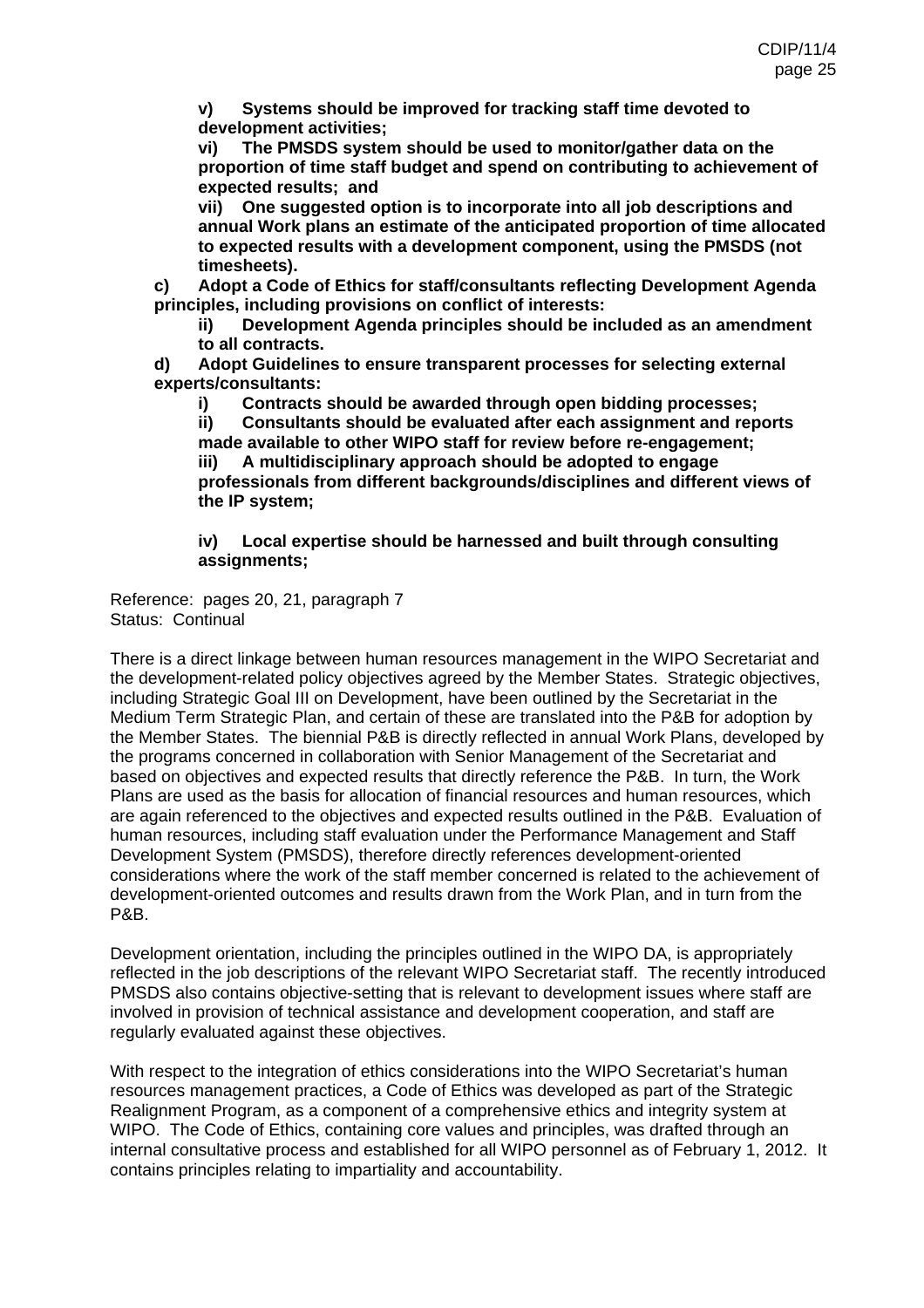**v) Systems should be improved for tracking staff time devoted to development activities;**

**vi) The PMSDS system should be used to monitor/gather data on the proportion of time staff budget and spend on contributing to achievement of expected results; and**

**vii) One suggested option is to incorporate into all job descriptions and annual Work plans an estimate of the anticipated proportion of time allocated to expected results with a development component, using the PMSDS (not timesheets).**

**c) Adopt a Code of Ethics for staff/consultants reflecting Development Agenda principles, including provisions on conflict of interests:**

**ii) Development Agenda principles should be included as an amendment to all contracts.**

**d) Adopt Guidelines to ensure transparent processes for selecting external experts/consultants:**

**i) Contracts should be awarded through open bidding processes;**

**ii) Consultants should be evaluated after each assignment and reports made available to other WIPO staff for review before re-engagement;**

**iii) A multidisciplinary approach should be adopted to engage professionals from different backgrounds/disciplines and different views of the IP system;**

**iv) Local expertise should be harnessed and built through consulting assignments;**

Reference: pages 20, 21, paragraph 7
Status: Continual

There is a direct linkage between human resources management in the WIPO Secretariat and the development-related policy objectives agreed by the Member States. Strategic objectives, including Strategic Goal III on Development, have been outlined by the Secretariat in the Medium Term Strategic Plan, and certain of these are translated into the P&B for adoption by the Member States. The biennial P&B is directly reflected in annual Work Plans, developed by the programs concerned in collaboration with Senior Management of the Secretariat and based on objectives and expected results that directly reference the P&B. In turn, the Work Plans are used as the basis for allocation of financial resources and human resources, which are again referenced to the objectives and expected results outlined in the P&B. Evaluation of human resources, including staff evaluation under the Performance Management and Staff Development System (PMSDS), therefore directly references development-oriented considerations where the work of the staff member concerned is related to the achievement of development-oriented outcomes and results drawn from the Work Plan, and in turn from the P&B.

Development orientation, including the principles outlined in the WIPO DA, is appropriately reflected in the job descriptions of the relevant WIPO Secretariat staff. The recently introduced PMSDS also contains objective-setting that is relevant to development issues where staff are involved in provision of technical assistance and development cooperation, and staff are regularly evaluated against these objectives.

With respect to the integration of ethics considerations into the WIPO Secretariat's human resources management practices, a Code of Ethics was developed as part of the Strategic Realignment Program, as a component of a comprehensive ethics and integrity system at WIPO. The Code of Ethics, containing core values and principles, was drafted through an internal consultative process and established for all WIPO personnel as of February 1, 2012. It contains principles relating to impartiality and accountability.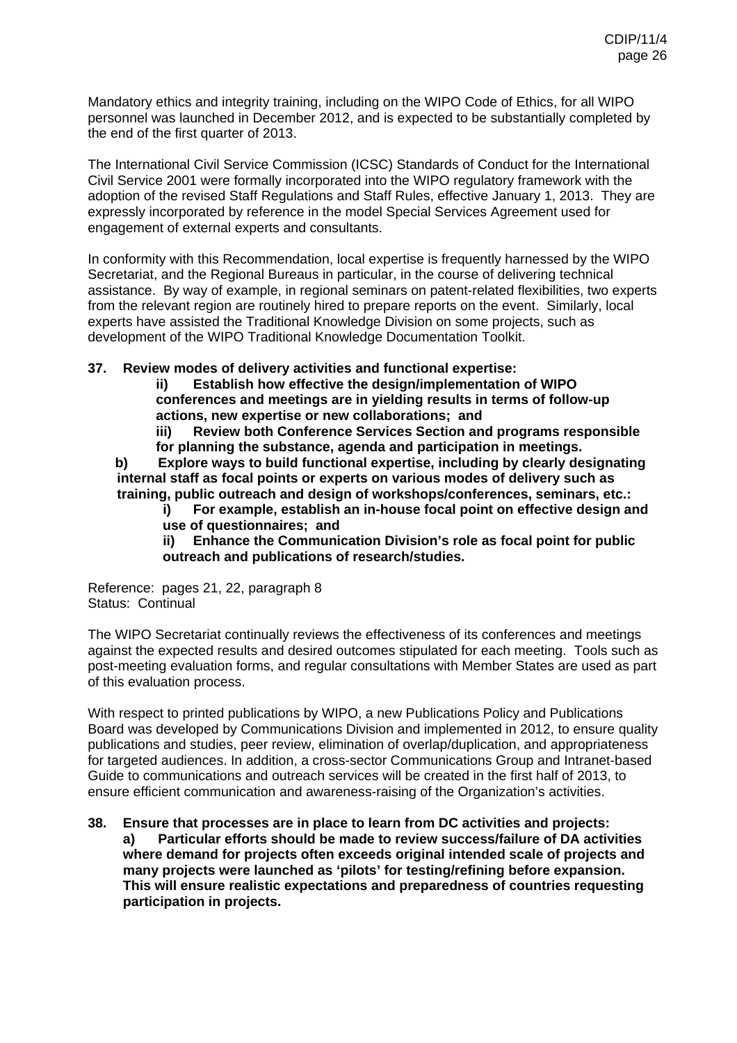Mandatory ethics and integrity training, including on the WIPO Code of Ethics, for all WIPO personnel was launched in December 2012, and is expected to be substantially completed by the end of the first quarter of 2013.

The International Civil Service Commission (ICSC) Standards of Conduct for the International Civil Service 2001 were formally incorporated into the WIPO regulatory framework with the adoption of the revised Staff Regulations and Staff Rules, effective January 1, 2013. They are expressly incorporated by reference in the model Special Services Agreement used for engagement of external experts and consultants.

In conformity with this Recommendation, local expertise is frequently harnessed by the WIPO Secretariat, and the Regional Bureaus in particular, in the course of delivering technical assistance. By way of example, in regional seminars on patent-related flexibilities, two experts from the relevant region are routinely hired to prepare reports on the event. Similarly, local experts have assisted the Traditional Knowledge Division on some projects, such as development of the WIPO Traditional Knowledge Documentation Toolkit.

**37. Review modes of delivery activities and functional expertise:**

> **ii) Establish how effective the design/implementation of WIPO conferences and meetings are in yielding results in terms of follow-up actions, new expertise or new collaborations; and**
>
> **iii) Review both Conference Services Section and programs responsible for planning the substance, agenda and participation in meetings.**

**b) Explore ways to build functional expertise, including by clearly designating internal staff as focal points or experts on various modes of delivery such as training, public outreach and design of workshops/conferences, seminars, etc.:**

> **i) For example, establish an in-house focal point on effective design and use of questionnaires; and**
>
> **ii) Enhance the Communication Division's role as focal point for public outreach and publications of research/studies.**

Reference: pages 21, 22, paragraph 8
Status: Continual

The WIPO Secretariat continually reviews the effectiveness of its conferences and meetings against the expected results and desired outcomes stipulated for each meeting. Tools such as post-meeting evaluation forms, and regular consultations with Member States are used as part of this evaluation process.

With respect to printed publications by WIPO, a new Publications Policy and Publications Board was developed by Communications Division and implemented in 2012, to ensure quality publications and studies, peer review, elimination of overlap/duplication, and appropriateness for targeted audiences. In addition, a cross-sector Communications Group and Intranet-based Guide to communications and outreach services will be created in the first half of 2013, to ensure efficient communication and awareness-raising of the Organization's activities.

**38. Ensure that processes are in place to learn from DC activities and projects:**

> **a) Particular efforts should be made to review success/failure of DA activities where demand for projects often exceeds original intended scale of projects and many projects were launched as 'pilots' for testing/refining before expansion. This will ensure realistic expectations and preparedness of countries requesting participation in projects.**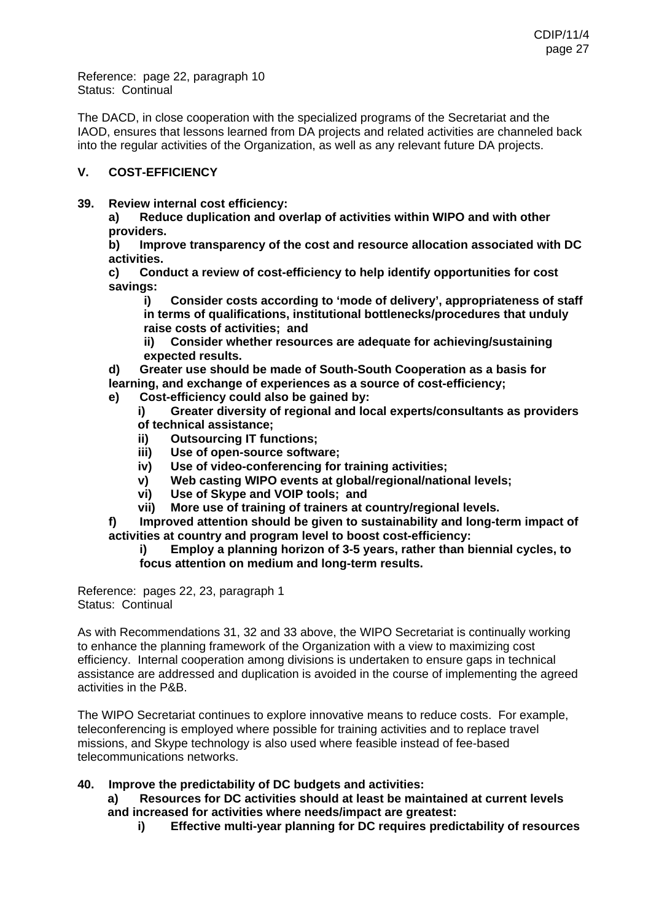Reference: page 22, paragraph 10
Status: Continual

The DACD, in close cooperation with the specialized programs of the Secretariat and the IAOD, ensures that lessons learned from DA projects and related activities are channeled back into the regular activities of the Organization, as well as any relevant future DA projects.

## V. COST-EFFICIENCY

**39. Review internal cost efficiency:**

**a) Reduce duplication and overlap of activities within WIPO and with other providers.**

**b) Improve transparency of the cost and resource allocation associated with DC activities.**

**c) Conduct a review of cost-efficiency to help identify opportunities for cost savings:**

> **i) Consider costs according to 'mode of delivery', appropriateness of staff in terms of qualifications, institutional bottlenecks/procedures that unduly raise costs of activities; and**
>
> **ii) Consider whether resources are adequate for achieving/sustaining expected results.**

**d) Greater use should be made of South-South Cooperation as a basis for learning, and exchange of experiences as a source of cost-efficiency;**

**e) Cost-efficiency could also be gained by:**

> **i) Greater diversity of regional and local experts/consultants as providers of technical assistance;**
>
> **ii) Outsourcing IT functions;**
>
> **iii) Use of open-source software;**
>
> **iv) Use of video-conferencing for training activities;**
>
> **v) Web casting WIPO events at global/regional/national levels;**
>
> **vi) Use of Skype and VOIP tools; and**
>
> **vii) More use of training of trainers at country/regional levels.**

**f) Improved attention should be given to sustainability and long-term impact of activities at country and program level to boost cost-efficiency:**

> **i) Employ a planning horizon of 3-5 years, rather than biennial cycles, to focus attention on medium and long-term results.**

Reference: pages 22, 23, paragraph 1
Status: Continual

As with Recommendations 31, 32 and 33 above, the WIPO Secretariat is continually working to enhance the planning framework of the Organization with a view to maximizing cost efficiency. Internal cooperation among divisions is undertaken to ensure gaps in technical assistance are addressed and duplication is avoided in the course of implementing the agreed activities in the P&B.

The WIPO Secretariat continues to explore innovative means to reduce costs. For example, teleconferencing is employed where possible for training activities and to replace travel missions, and Skype technology is also used where feasible instead of fee-based telecommunications networks.

**40. Improve the predictability of DC budgets and activities:**

**a) Resources for DC activities should at least be maintained at current levels and increased for activities where needs/impact are greatest:**

> **i) Effective multi-year planning for DC requires predictability of resources**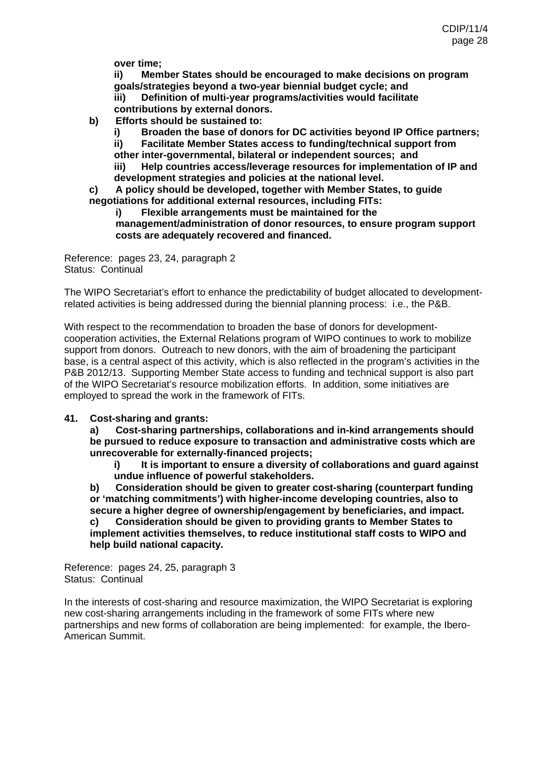**over time;**

**ii) Member States should be encouraged to make decisions on program goals/strategies beyond a two-year biennial budget cycle; and**

**iii) Definition of multi-year programs/activities would facilitate contributions by external donors.**

**b) Efforts should be sustained to:**

**i) Broaden the base of donors for DC activities beyond IP Office partners;**

**ii) Facilitate Member States access to funding/technical support from other inter-governmental, bilateral or independent sources; and**

**iii) Help countries access/leverage resources for implementation of IP and development strategies and policies at the national level.**

**c) A policy should be developed, together with Member States, to guide negotiations for additional external resources, including FITs:**

**i) Flexible arrangements must be maintained for the management/administration of donor resources, to ensure program support costs are adequately recovered and financed.**

Reference: pages 23, 24, paragraph 2
Status: Continual

The WIPO Secretariat's effort to enhance the predictability of budget allocated to development-related activities is being addressed during the biennial planning process: i.e., the P&B.

With respect to the recommendation to broaden the base of donors for development-cooperation activities, the External Relations program of WIPO continues to work to mobilize support from donors. Outreach to new donors, with the aim of broadening the participant base, is a central aspect of this activity, which is also reflected in the program's activities in the P&B 2012/13. Supporting Member State access to funding and technical support is also part of the WIPO Secretariat's resource mobilization efforts. In addition, some initiatives are employed to spread the work in the framework of FITs.

**41. Cost-sharing and grants:**

**a) Cost-sharing partnerships, collaborations and in-kind arrangements should be pursued to reduce exposure to transaction and administrative costs which are unrecoverable for externally-financed projects;**

**i) It is important to ensure a diversity of collaborations and guard against undue influence of powerful stakeholders.**

**b) Consideration should be given to greater cost-sharing (counterpart funding or 'matching commitments') with higher-income developing countries, also to secure a higher degree of ownership/engagement by beneficiaries, and impact.**

**c) Consideration should be given to providing grants to Member States to implement activities themselves, to reduce institutional staff costs to WIPO and help build national capacity.**

Reference: pages 24, 25, paragraph 3
Status: Continual

In the interests of cost-sharing and resource maximization, the WIPO Secretariat is exploring new cost-sharing arrangements including in the framework of some FITs where new partnerships and new forms of collaboration are being implemented: for example, the Ibero-American Summit.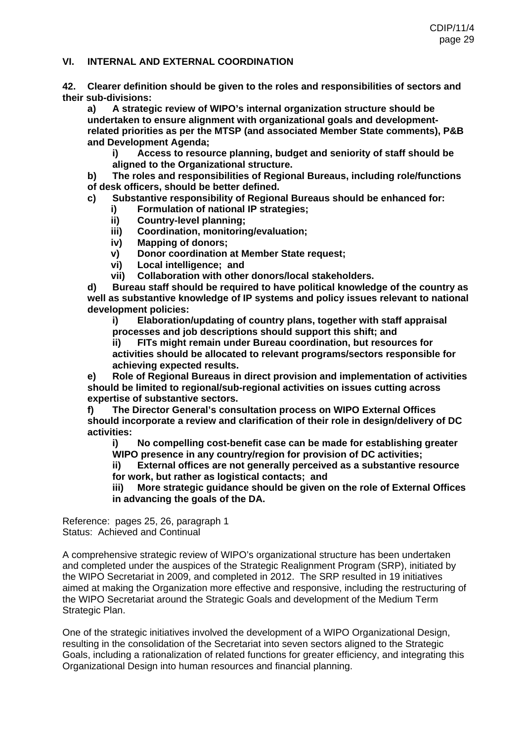## VI. INTERNAL AND EXTERNAL COORDINATION

**42. Clearer definition should be given to the roles and responsibilities of sectors and their sub-divisions:**

**a) A strategic review of WIPO's internal organization structure should be undertaken to ensure alignment with organizational goals and development-related priorities as per the MTSP (and associated Member State comments), P&B and Development Agenda;**

**i) Access to resource planning, budget and seniority of staff should be aligned to the Organizational structure.**

**b) The roles and responsibilities of Regional Bureaus, including role/functions of desk officers, should be better defined.**

**c) Substantive responsibility of Regional Bureaus should be enhanced for:**

**i) Formulation of national IP strategies;**

**ii) Country-level planning;**

**iii) Coordination, monitoring/evaluation;**

**iv) Mapping of donors;**

**v) Donor coordination at Member State request;**

**vi) Local intelligence; and**

**vii) Collaboration with other donors/local stakeholders.**

**d) Bureau staff should be required to have political knowledge of the country as well as substantive knowledge of IP systems and policy issues relevant to national development policies:**

**i) Elaboration/updating of country plans, together with staff appraisal processes and job descriptions should support this shift; and**

**ii) FITs might remain under Bureau coordination, but resources for activities should be allocated to relevant programs/sectors responsible for achieving expected results.**

**e) Role of Regional Bureaus in direct provision and implementation of activities should be limited to regional/sub-regional activities on issues cutting across expertise of substantive sectors.**

**f) The Director General's consultation process on WIPO External Offices should incorporate a review and clarification of their role in design/delivery of DC activities:**

**i) No compelling cost-benefit case can be made for establishing greater WIPO presence in any country/region for provision of DC activities;**

**ii) External offices are not generally perceived as a substantive resource for work, but rather as logistical contacts; and**

**iii) More strategic guidance should be given on the role of External Offices in advancing the goals of the DA.**

Reference: pages 25, 26, paragraph 1
Status: Achieved and Continual

A comprehensive strategic review of WIPO's organizational structure has been undertaken and completed under the auspices of the Strategic Realignment Program (SRP), initiated by the WIPO Secretariat in 2009, and completed in 2012. The SRP resulted in 19 initiatives aimed at making the Organization more effective and responsive, including the restructuring of the WIPO Secretariat around the Strategic Goals and development of the Medium Term Strategic Plan.

One of the strategic initiatives involved the development of a WIPO Organizational Design, resulting in the consolidation of the Secretariat into seven sectors aligned to the Strategic Goals, including a rationalization of related functions for greater efficiency, and integrating this Organizational Design into human resources and financial planning.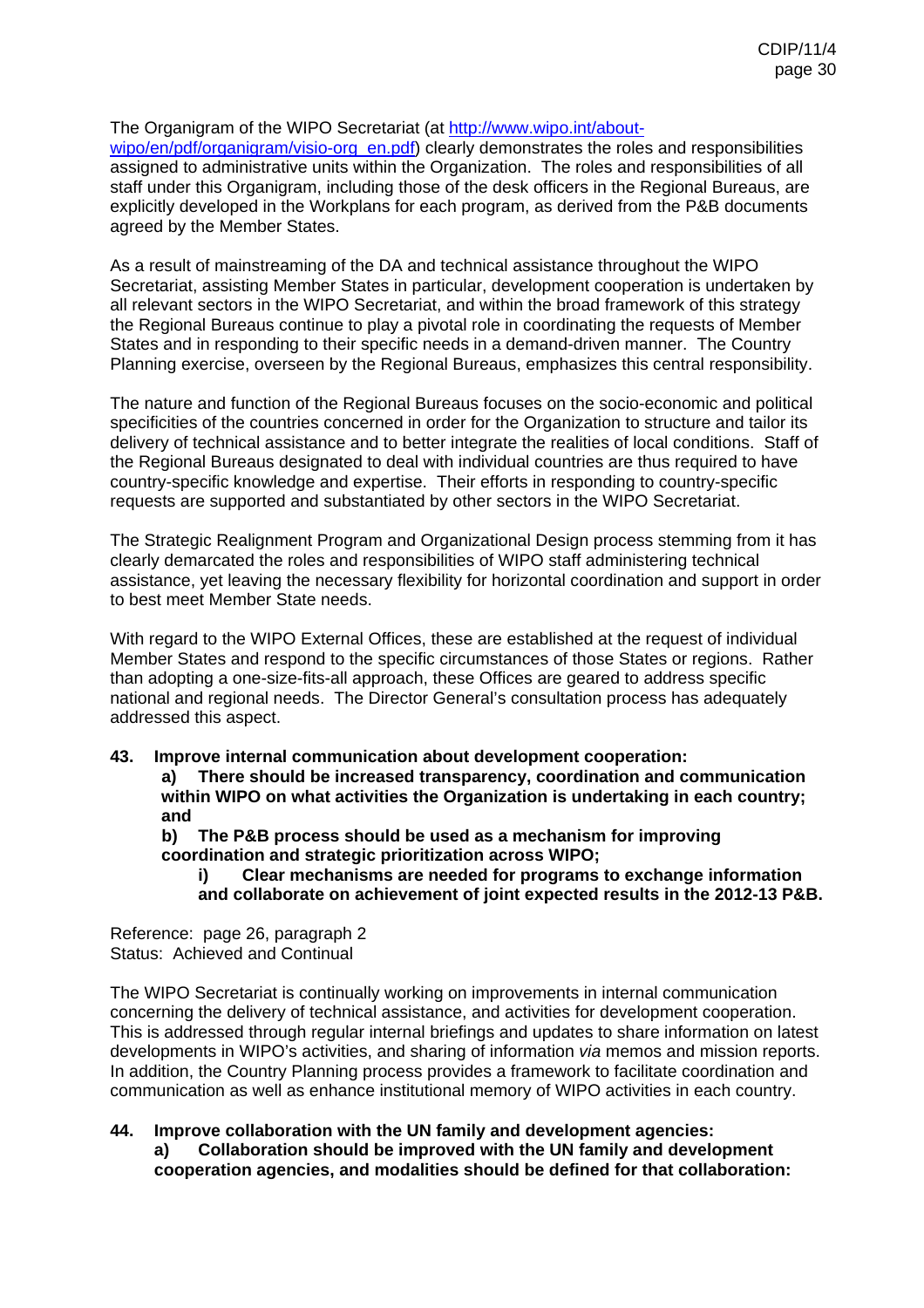The Organigram of the WIPO Secretariat (at http://www.wipo.int/about-wipo/en/pdf/organigram/visio-org_en.pdf) clearly demonstrates the roles and responsibilities assigned to administrative units within the Organization. The roles and responsibilities of all staff under this Organigram, including those of the desk officers in the Regional Bureaus, are explicitly developed in the Workplans for each program, as derived from the P&B documents agreed by the Member States.

As a result of mainstreaming of the DA and technical assistance throughout the WIPO Secretariat, assisting Member States in particular, development cooperation is undertaken by all relevant sectors in the WIPO Secretariat, and within the broad framework of this strategy the Regional Bureaus continue to play a pivotal role in coordinating the requests of Member States and in responding to their specific needs in a demand-driven manner. The Country Planning exercise, overseen by the Regional Bureaus, emphasizes this central responsibility.

The nature and function of the Regional Bureaus focuses on the socio-economic and political specificities of the countries concerned in order for the Organization to structure and tailor its delivery of technical assistance and to better integrate the realities of local conditions. Staff of the Regional Bureaus designated to deal with individual countries are thus required to have country-specific knowledge and expertise. Their efforts in responding to country-specific requests are supported and substantiated by other sectors in the WIPO Secretariat.

The Strategic Realignment Program and Organizational Design process stemming from it has clearly demarcated the roles and responsibilities of WIPO staff administering technical assistance, yet leaving the necessary flexibility for horizontal coordination and support in order to best meet Member State needs.

With regard to the WIPO External Offices, these are established at the request of individual Member States and respond to the specific circumstances of those States or regions. Rather than adopting a one-size-fits-all approach, these Offices are geared to address specific national and regional needs. The Director General's consultation process has adequately addressed this aspect.

**43. Improve internal communication about development cooperation:**

**a) There should be increased transparency, coordination and communication within WIPO on what activities the Organization is undertaking in each country; and**

**b) The P&B process should be used as a mechanism for improving coordination and strategic prioritization across WIPO;**

**i) Clear mechanisms are needed for programs to exchange information and collaborate on achievement of joint expected results in the 2012-13 P&B.**

Reference: page 26, paragraph 2
Status: Achieved and Continual

The WIPO Secretariat is continually working on improvements in internal communication concerning the delivery of technical assistance, and activities for development cooperation. This is addressed through regular internal briefings and updates to share information on latest developments in WIPO's activities, and sharing of information *via* memos and mission reports. In addition, the Country Planning process provides a framework to facilitate coordination and communication as well as enhance institutional memory of WIPO activities in each country.

**44. Improve collaboration with the UN family and development agencies:**

**a) Collaboration should be improved with the UN family and development cooperation agencies, and modalities should be defined for that collaboration:**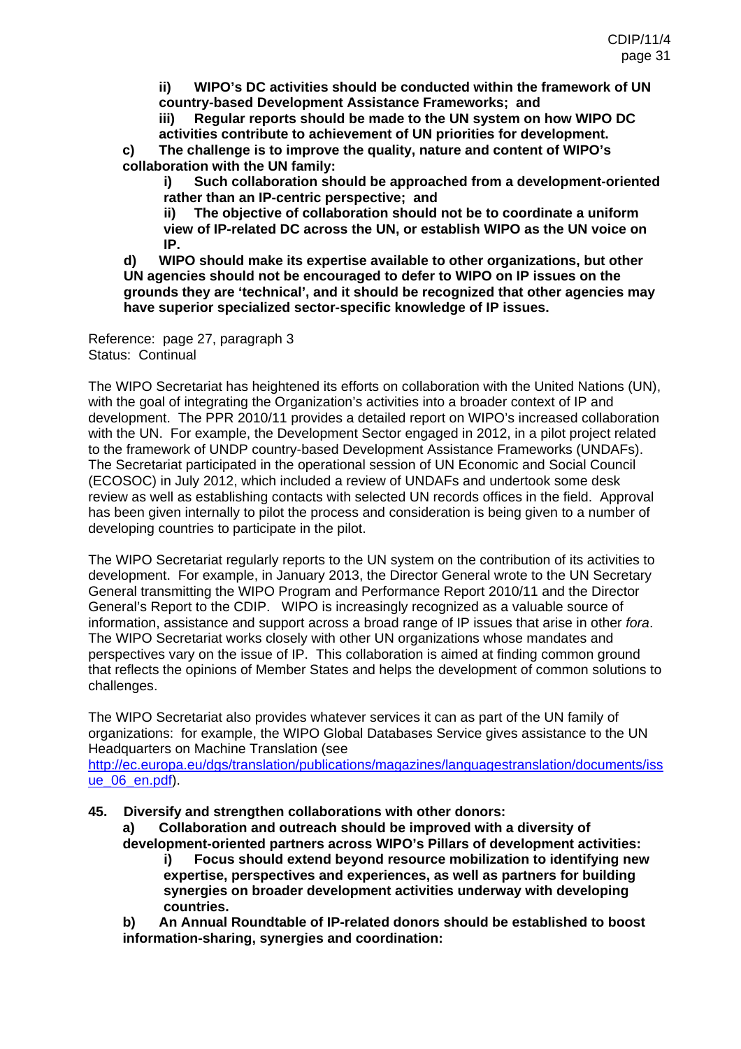**ii) WIPO's DC activities should be conducted within the framework of UN country-based Development Assistance Frameworks; and**

**iii) Regular reports should be made to the UN system on how WIPO DC activities contribute to achievement of UN priorities for development.**

**c) The challenge is to improve the quality, nature and content of WIPO's collaboration with the UN family:**

**i) Such collaboration should be approached from a development-oriented rather than an IP-centric perspective; and**

**ii) The objective of collaboration should not be to coordinate a uniform view of IP-related DC across the UN, or establish WIPO as the UN voice on IP.**

**d) WIPO should make its expertise available to other organizations, but other UN agencies should not be encouraged to defer to WIPO on IP issues on the grounds they are 'technical', and it should be recognized that other agencies may have superior specialized sector-specific knowledge of IP issues.**

Reference: page 27, paragraph 3
Status: Continual

The WIPO Secretariat has heightened its efforts on collaboration with the United Nations (UN), with the goal of integrating the Organization's activities into a broader context of IP and development. The PPR 2010/11 provides a detailed report on WIPO's increased collaboration with the UN. For example, the Development Sector engaged in 2012, in a pilot project related to the framework of UNDP country-based Development Assistance Frameworks (UNDAFs). The Secretariat participated in the operational session of UN Economic and Social Council (ECOSOC) in July 2012, which included a review of UNDAFs and undertook some desk review as well as establishing contacts with selected UN records offices in the field. Approval has been given internally to pilot the process and consideration is being given to a number of developing countries to participate in the pilot.

The WIPO Secretariat regularly reports to the UN system on the contribution of its activities to development. For example, in January 2013, the Director General wrote to the UN Secretary General transmitting the WIPO Program and Performance Report 2010/11 and the Director General's Report to the CDIP. WIPO is increasingly recognized as a valuable source of information, assistance and support across a broad range of IP issues that arise in other *fora*. The WIPO Secretariat works closely with other UN organizations whose mandates and perspectives vary on the issue of IP. This collaboration is aimed at finding common ground that reflects the opinions of Member States and helps the development of common solutions to challenges.

The WIPO Secretariat also provides whatever services it can as part of the UN family of organizations: for example, the WIPO Global Databases Service gives assistance to the UN Headquarters on Machine Translation (see http://ec.europa.eu/dgs/translation/publications/magazines/languagestranslation/documents/issue_06_en.pdf).

**45. Diversify and strengthen collaborations with other donors:**

**a) Collaboration and outreach should be improved with a diversity of development-oriented partners across WIPO's Pillars of development activities:**

**i) Focus should extend beyond resource mobilization to identifying new expertise, perspectives and experiences, as well as partners for building synergies on broader development activities underway with developing countries.**

**b) An Annual Roundtable of IP-related donors should be established to boost information-sharing, synergies and coordination:**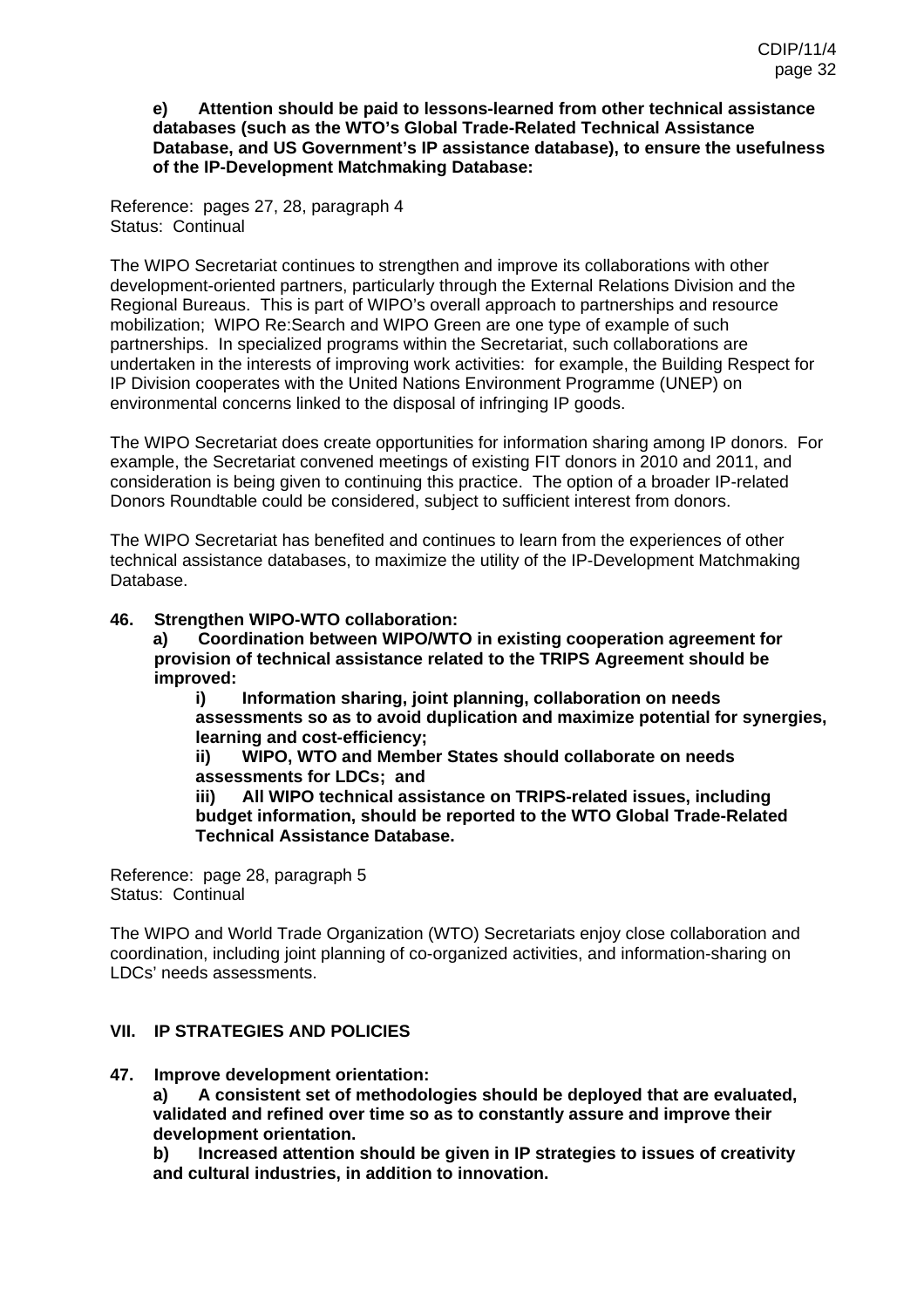**e) Attention should be paid to lessons-learned from other technical assistance databases (such as the WTO's Global Trade-Related Technical Assistance Database, and US Government's IP assistance database), to ensure the usefulness of the IP-Development Matchmaking Database:**

Reference: pages 27, 28, paragraph 4
Status: Continual

The WIPO Secretariat continues to strengthen and improve its collaborations with other development-oriented partners, particularly through the External Relations Division and the Regional Bureaus. This is part of WIPO's overall approach to partnerships and resource mobilization; WIPO Re:Search and WIPO Green are one type of example of such partnerships. In specialized programs within the Secretariat, such collaborations are undertaken in the interests of improving work activities: for example, the Building Respect for IP Division cooperates with the United Nations Environment Programme (UNEP) on environmental concerns linked to the disposal of infringing IP goods.

The WIPO Secretariat does create opportunities for information sharing among IP donors. For example, the Secretariat convened meetings of existing FIT donors in 2010 and 2011, and consideration is being given to continuing this practice. The option of a broader IP-related Donors Roundtable could be considered, subject to sufficient interest from donors.

The WIPO Secretariat has benefited and continues to learn from the experiences of other technical assistance databases, to maximize the utility of the IP-Development Matchmaking Database.

**46. Strengthen WIPO-WTO collaboration:**

**a) Coordination between WIPO/WTO in existing cooperation agreement for provision of technical assistance related to the TRIPS Agreement should be improved:**

**i) Information sharing, joint planning, collaboration on needs assessments so as to avoid duplication and maximize potential for synergies, learning and cost-efficiency;**

**ii) WIPO, WTO and Member States should collaborate on needs assessments for LDCs; and**

**iii) All WIPO technical assistance on TRIPS-related issues, including budget information, should be reported to the WTO Global Trade-Related Technical Assistance Database.**

Reference: page 28, paragraph 5
Status: Continual

The WIPO and World Trade Organization (WTO) Secretariats enjoy close collaboration and coordination, including joint planning of co-organized activities, and information-sharing on LDCs' needs assessments.

## VII. IP STRATEGIES AND POLICIES

**47. Improve development orientation:**

**a) A consistent set of methodologies should be deployed that are evaluated, validated and refined over time so as to constantly assure and improve their development orientation.**

**b) Increased attention should be given in IP strategies to issues of creativity and cultural industries, in addition to innovation.**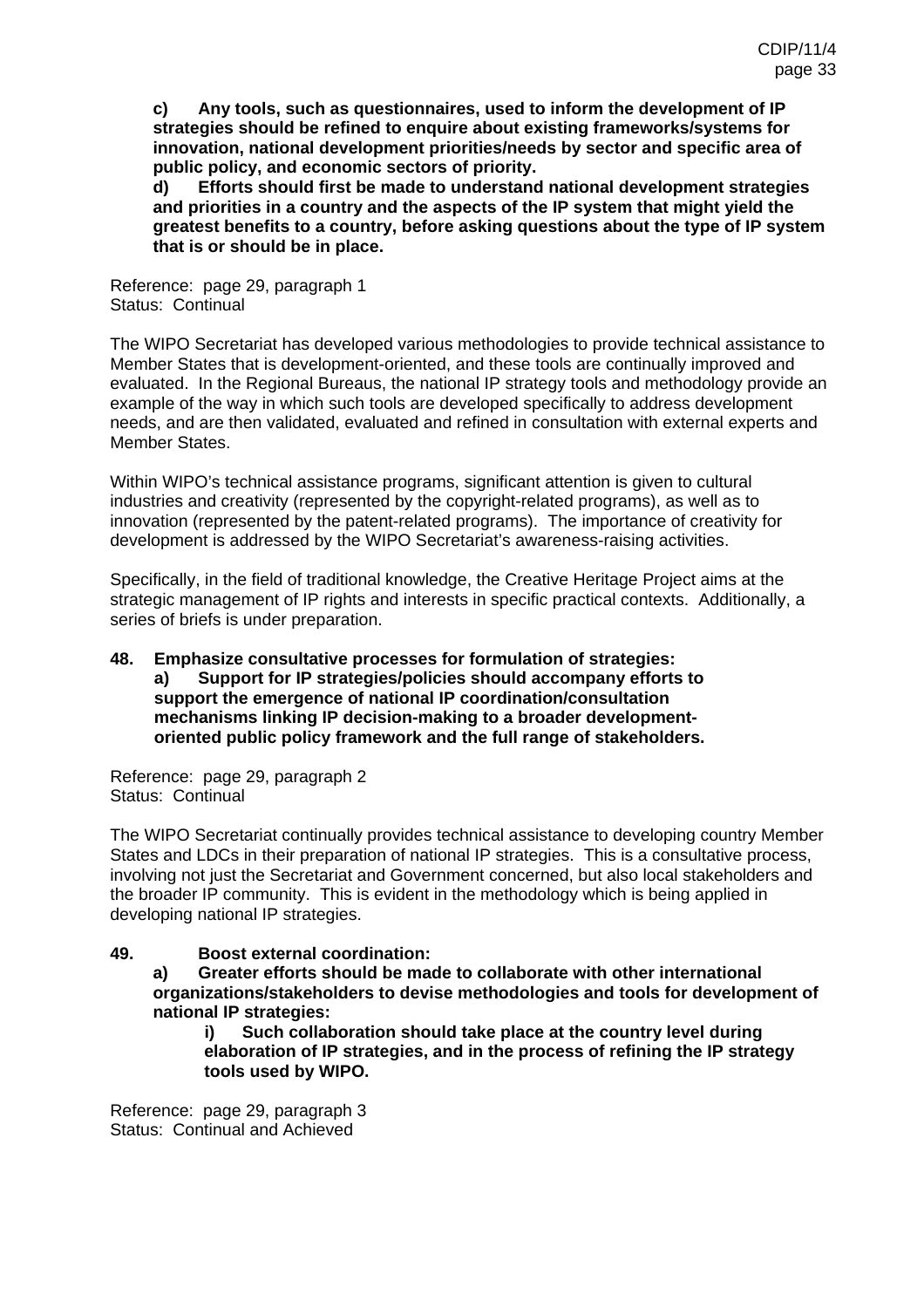**c) Any tools, such as questionnaires, used to inform the development of IP strategies should be refined to enquire about existing frameworks/systems for innovation, national development priorities/needs by sector and specific area of public policy, and economic sectors of priority.**

**d) Efforts should first be made to understand national development strategies and priorities in a country and the aspects of the IP system that might yield the greatest benefits to a country, before asking questions about the type of IP system that is or should be in place.**

Reference: page 29, paragraph 1
Status: Continual

The WIPO Secretariat has developed various methodologies to provide technical assistance to Member States that is development-oriented, and these tools are continually improved and evaluated. In the Regional Bureaus, the national IP strategy tools and methodology provide an example of the way in which such tools are developed specifically to address development needs, and are then validated, evaluated and refined in consultation with external experts and Member States.

Within WIPO's technical assistance programs, significant attention is given to cultural industries and creativity (represented by the copyright-related programs), as well as to innovation (represented by the patent-related programs). The importance of creativity for development is addressed by the WIPO Secretariat's awareness-raising activities.

Specifically, in the field of traditional knowledge, the Creative Heritage Project aims at the strategic management of IP rights and interests in specific practical contexts. Additionally, a series of briefs is under preparation.

**48. Emphasize consultative processes for formulation of strategies:**

**a) Support for IP strategies/policies should accompany efforts to support the emergence of national IP coordination/consultation mechanisms linking IP decision-making to a broader development-oriented public policy framework and the full range of stakeholders.**

Reference: page 29, paragraph 2
Status: Continual

The WIPO Secretariat continually provides technical assistance to developing country Member States and LDCs in their preparation of national IP strategies. This is a consultative process, involving not just the Secretariat and Government concerned, but also local stakeholders and the broader IP community. This is evident in the methodology which is being applied in developing national IP strategies.

**49. Boost external coordination:**

**a) Greater efforts should be made to collaborate with other international organizations/stakeholders to devise methodologies and tools for development of national IP strategies:**

**i) Such collaboration should take place at the country level during elaboration of IP strategies, and in the process of refining the IP strategy tools used by WIPO.**

Reference: page 29, paragraph 3
Status: Continual and Achieved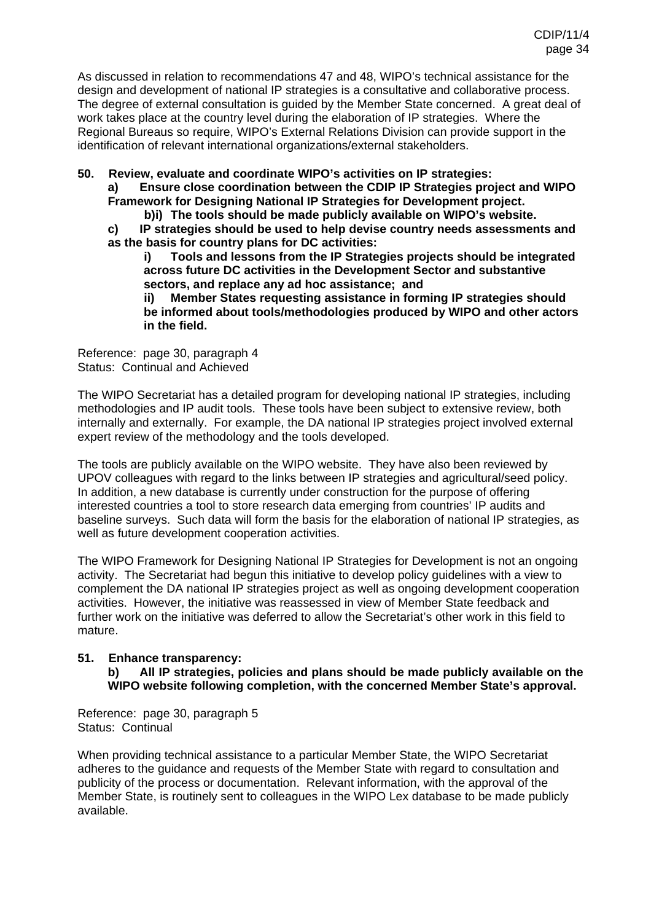As discussed in relation to recommendations 47 and 48, WIPO's technical assistance for the design and development of national IP strategies is a consultative and collaborative process. The degree of external consultation is guided by the Member State concerned. A great deal of work takes place at the country level during the elaboration of IP strategies. Where the Regional Bureaus so require, WIPO's External Relations Division can provide support in the identification of relevant international organizations/external stakeholders.

**50. Review, evaluate and coordinate WIPO's activities on IP strategies:**

**a) Ensure close coordination between the CDIP IP Strategies project and WIPO Framework for Designing National IP Strategies for Development project.**

**b)i) The tools should be made publicly available on WIPO's website.**

**c) IP strategies should be used to help devise country needs assessments and as the basis for country plans for DC activities:**

**i) Tools and lessons from the IP Strategies projects should be integrated across future DC activities in the Development Sector and substantive sectors, and replace any ad hoc assistance; and**

**ii) Member States requesting assistance in forming IP strategies should be informed about tools/methodologies produced by WIPO and other actors in the field.**

Reference: page 30, paragraph 4
Status: Continual and Achieved

The WIPO Secretariat has a detailed program for developing national IP strategies, including methodologies and IP audit tools. These tools have been subject to extensive review, both internally and externally. For example, the DA national IP strategies project involved external expert review of the methodology and the tools developed.

The tools are publicly available on the WIPO website. They have also been reviewed by UPOV colleagues with regard to the links between IP strategies and agricultural/seed policy. In addition, a new database is currently under construction for the purpose of offering interested countries a tool to store research data emerging from countries' IP audits and baseline surveys. Such data will form the basis for the elaboration of national IP strategies, as well as future development cooperation activities.

The WIPO Framework for Designing National IP Strategies for Development is not an ongoing activity. The Secretariat had begun this initiative to develop policy guidelines with a view to complement the DA national IP strategies project as well as ongoing development cooperation activities. However, the initiative was reassessed in view of Member State feedback and further work on the initiative was deferred to allow the Secretariat's other work in this field to mature.

**51. Enhance transparency:**

**b) All IP strategies, policies and plans should be made publicly available on the WIPO website following completion, with the concerned Member State's approval.**

Reference: page 30, paragraph 5
Status: Continual

When providing technical assistance to a particular Member State, the WIPO Secretariat adheres to the guidance and requests of the Member State with regard to consultation and publicity of the process or documentation. Relevant information, with the approval of the Member State, is routinely sent to colleagues in the WIPO Lex database to be made publicly available.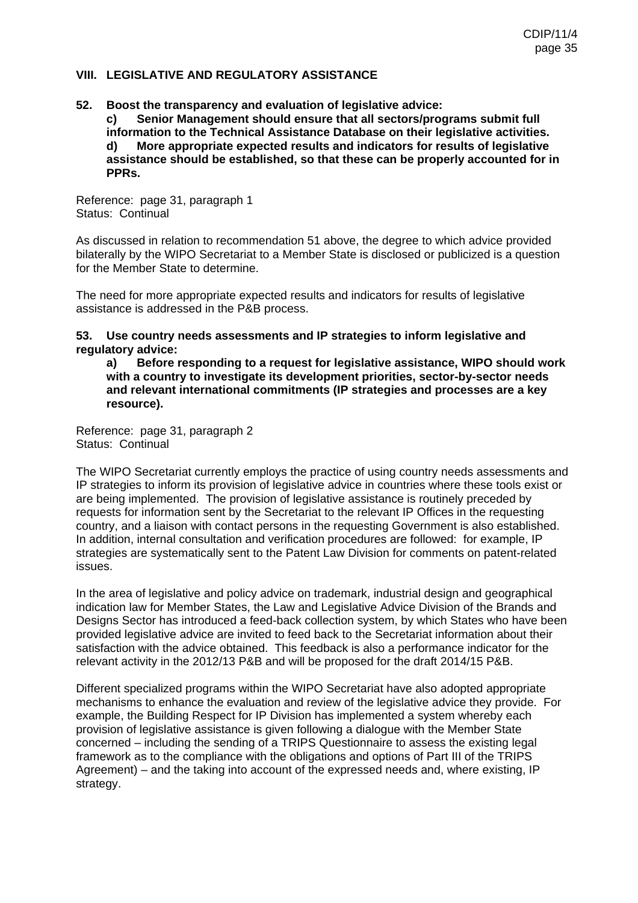## VIII. LEGISLATIVE AND REGULATORY ASSISTANCE

**52. Boost the transparency and evaluation of legislative advice:**

**c) Senior Management should ensure that all sectors/programs submit full information to the Technical Assistance Database on their legislative activities.**

**d) More appropriate expected results and indicators for results of legislative assistance should be established, so that these can be properly accounted for in PPRs.**

Reference: page 31, paragraph 1
Status: Continual

As discussed in relation to recommendation 51 above, the degree to which advice provided bilaterally by the WIPO Secretariat to a Member State is disclosed or publicized is a question for the Member State to determine.

The need for more appropriate expected results and indicators for results of legislative assistance is addressed in the P&B process.

**53. Use country needs assessments and IP strategies to inform legislative and regulatory advice:**

**a) Before responding to a request for legislative assistance, WIPO should work with a country to investigate its development priorities, sector-by-sector needs and relevant international commitments (IP strategies and processes are a key resource).**

Reference: page 31, paragraph 2
Status: Continual

The WIPO Secretariat currently employs the practice of using country needs assessments and IP strategies to inform its provision of legislative advice in countries where these tools exist or are being implemented. The provision of legislative assistance is routinely preceded by requests for information sent by the Secretariat to the relevant IP Offices in the requesting country, and a liaison with contact persons in the requesting Government is also established. In addition, internal consultation and verification procedures are followed: for example, IP strategies are systematically sent to the Patent Law Division for comments on patent-related issues.

In the area of legislative and policy advice on trademark, industrial design and geographical indication law for Member States, the Law and Legislative Advice Division of the Brands and Designs Sector has introduced a feed-back collection system, by which States who have been provided legislative advice are invited to feed back to the Secretariat information about their satisfaction with the advice obtained. This feedback is also a performance indicator for the relevant activity in the 2012/13 P&B and will be proposed for the draft 2014/15 P&B.

Different specialized programs within the WIPO Secretariat have also adopted appropriate mechanisms to enhance the evaluation and review of the legislative advice they provide. For example, the Building Respect for IP Division has implemented a system whereby each provision of legislative assistance is given following a dialogue with the Member State concerned – including the sending of a TRIPS Questionnaire to assess the existing legal framework as to the compliance with the obligations and options of Part III of the TRIPS Agreement) – and the taking into account of the expressed needs and, where existing, IP strategy.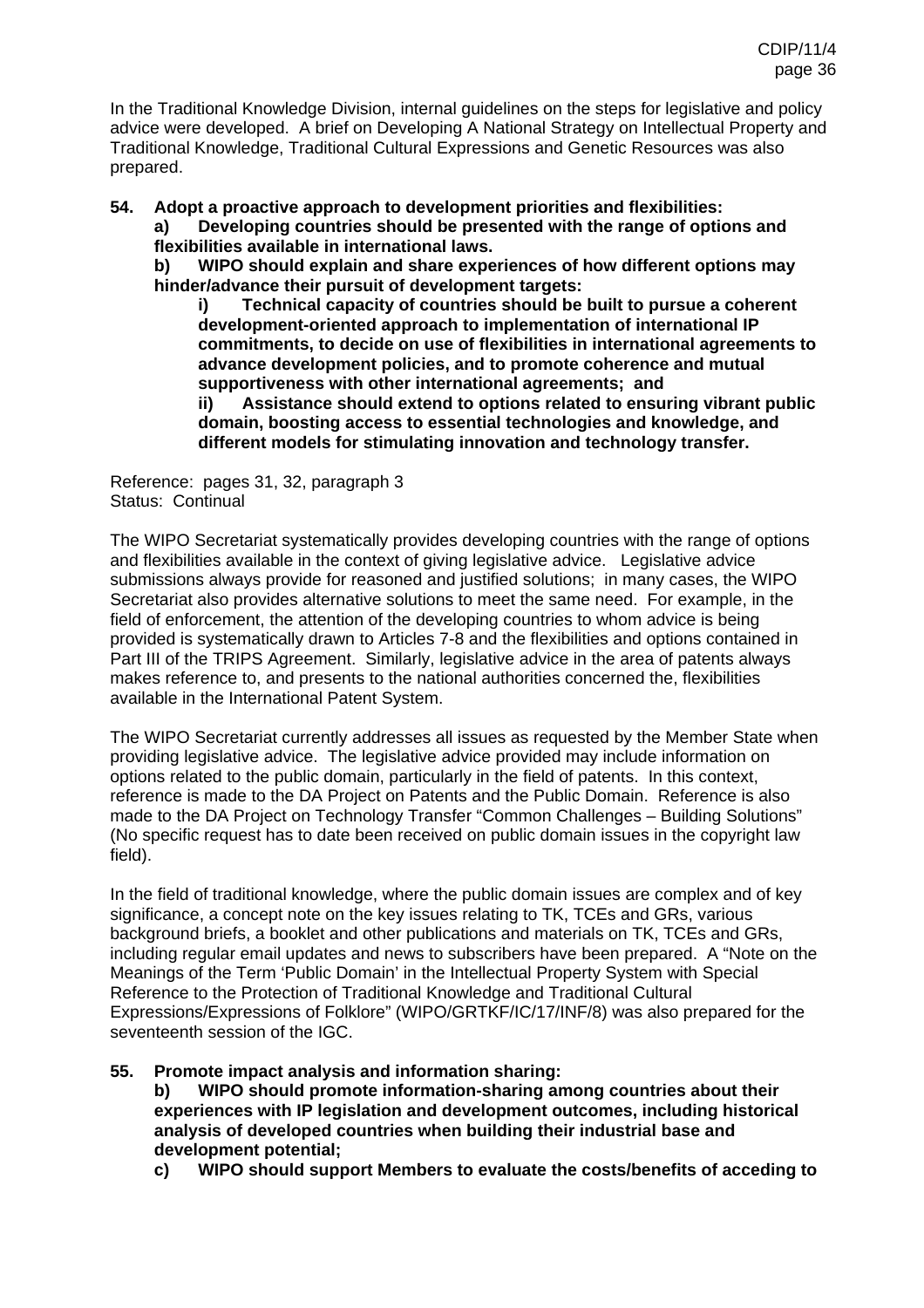In the Traditional Knowledge Division, internal guidelines on the steps for legislative and policy advice were developed. A brief on Developing A National Strategy on Intellectual Property and Traditional Knowledge, Traditional Cultural Expressions and Genetic Resources was also prepared.

**54. Adopt a proactive approach to development priorities and flexibilities:**

**a) Developing countries should be presented with the range of options and flexibilities available in international laws.**

**b) WIPO should explain and share experiences of how different options may hinder/advance their pursuit of development targets:**

**i) Technical capacity of countries should be built to pursue a coherent development-oriented approach to implementation of international IP commitments, to decide on use of flexibilities in international agreements to advance development policies, and to promote coherence and mutual supportiveness with other international agreements; and**

**ii) Assistance should extend to options related to ensuring vibrant public domain, boosting access to essential technologies and knowledge, and different models for stimulating innovation and technology transfer.**

Reference: pages 31, 32, paragraph 3
Status: Continual

The WIPO Secretariat systematically provides developing countries with the range of options and flexibilities available in the context of giving legislative advice. Legislative advice submissions always provide for reasoned and justified solutions; in many cases, the WIPO Secretariat also provides alternative solutions to meet the same need. For example, in the field of enforcement, the attention of the developing countries to whom advice is being provided is systematically drawn to Articles 7-8 and the flexibilities and options contained in Part III of the TRIPS Agreement. Similarly, legislative advice in the area of patents always makes reference to, and presents to the national authorities concerned the, flexibilities available in the International Patent System.

The WIPO Secretariat currently addresses all issues as requested by the Member State when providing legislative advice. The legislative advice provided may include information on options related to the public domain, particularly in the field of patents. In this context, reference is made to the DA Project on Patents and the Public Domain. Reference is also made to the DA Project on Technology Transfer "Common Challenges – Building Solutions" (No specific request has to date been received on public domain issues in the copyright law field).

In the field of traditional knowledge, where the public domain issues are complex and of key significance, a concept note on the key issues relating to TK, TCEs and GRs, various background briefs, a booklet and other publications and materials on TK, TCEs and GRs, including regular email updates and news to subscribers have been prepared. A "Note on the Meanings of the Term 'Public Domain' in the Intellectual Property System with Special Reference to the Protection of Traditional Knowledge and Traditional Cultural Expressions/Expressions of Folklore" (WIPO/GRTKF/IC/17/INF/8) was also prepared for the seventeenth session of the IGC.

**55. Promote impact analysis and information sharing:**

**b) WIPO should promote information-sharing among countries about their experiences with IP legislation and development outcomes, including historical analysis of developed countries when building their industrial base and development potential;**

**c) WIPO should support Members to evaluate the costs/benefits of acceding to**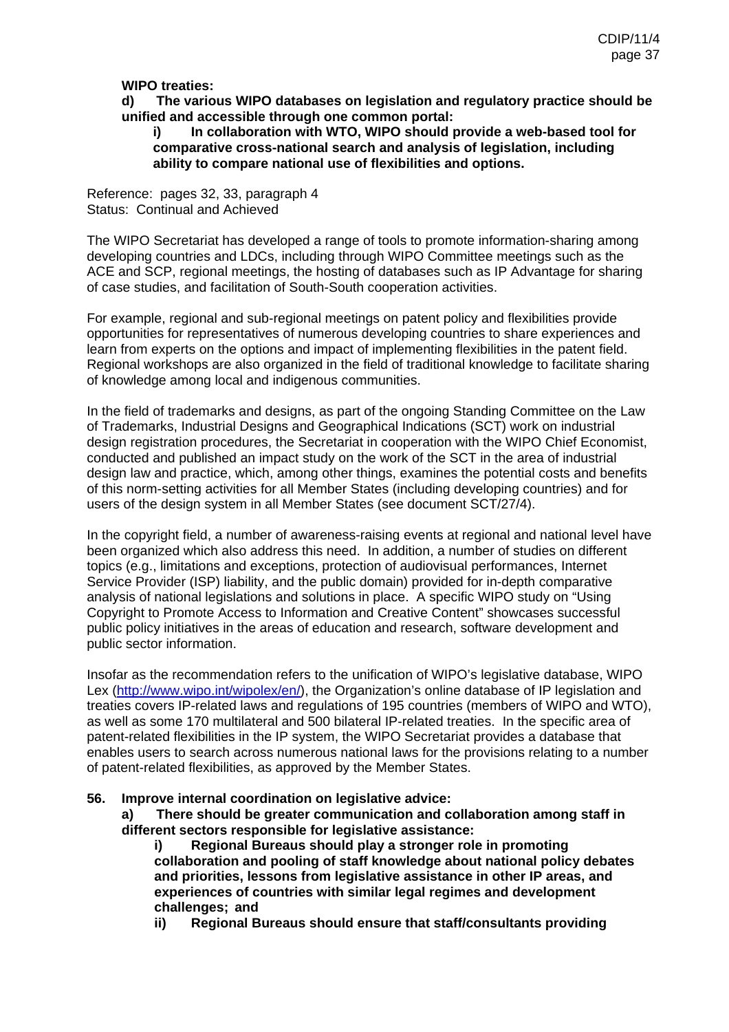**WIPO treaties:**

**d) The various WIPO databases on legislation and regulatory practice should be unified and accessible through one common portal:**

**i) In collaboration with WTO, WIPO should provide a web-based tool for comparative cross-national search and analysis of legislation, including ability to compare national use of flexibilities and options.**

Reference: pages 32, 33, paragraph 4
Status: Continual and Achieved

The WIPO Secretariat has developed a range of tools to promote information-sharing among developing countries and LDCs, including through WIPO Committee meetings such as the ACE and SCP, regional meetings, the hosting of databases such as IP Advantage for sharing of case studies, and facilitation of South-South cooperation activities.

For example, regional and sub-regional meetings on patent policy and flexibilities provide opportunities for representatives of numerous developing countries to share experiences and learn from experts on the options and impact of implementing flexibilities in the patent field. Regional workshops are also organized in the field of traditional knowledge to facilitate sharing of knowledge among local and indigenous communities.

In the field of trademarks and designs, as part of the ongoing Standing Committee on the Law of Trademarks, Industrial Designs and Geographical Indications (SCT) work on industrial design registration procedures, the Secretariat in cooperation with the WIPO Chief Economist, conducted and published an impact study on the work of the SCT in the area of industrial design law and practice, which, among other things, examines the potential costs and benefits of this norm-setting activities for all Member States (including developing countries) and for users of the design system in all Member States (see document SCT/27/4).

In the copyright field, a number of awareness-raising events at regional and national level have been organized which also address this need. In addition, a number of studies on different topics (e.g., limitations and exceptions, protection of audiovisual performances, Internet Service Provider (ISP) liability, and the public domain) provided for in-depth comparative analysis of national legislations and solutions in place. A specific WIPO study on "Using Copyright to Promote Access to Information and Creative Content" showcases successful public policy initiatives in the areas of education and research, software development and public sector information.

Insofar as the recommendation refers to the unification of WIPO's legislative database, WIPO Lex (http://www.wipo.int/wipolex/en/), the Organization's online database of IP legislation and treaties covers IP-related laws and regulations of 195 countries (members of WIPO and WTO), as well as some 170 multilateral and 500 bilateral IP-related treaties. In the specific area of patent-related flexibilities in the IP system, the WIPO Secretariat provides a database that enables users to search across numerous national laws for the provisions relating to a number of patent-related flexibilities, as approved by the Member States.

**56. Improve internal coordination on legislative advice:**

**a) There should be greater communication and collaboration among staff in different sectors responsible for legislative assistance:**

**i) Regional Bureaus should play a stronger role in promoting collaboration and pooling of staff knowledge about national policy debates and priorities, lessons from legislative assistance in other IP areas, and experiences of countries with similar legal regimes and development challenges; and**

**ii) Regional Bureaus should ensure that staff/consultants providing**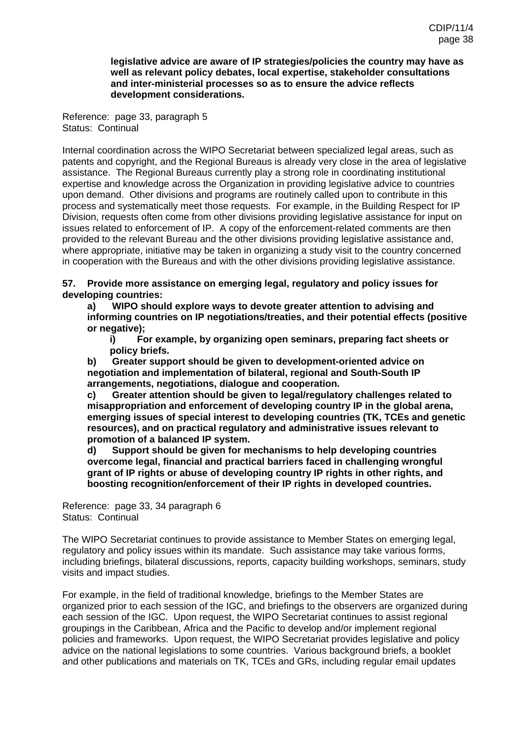**legislative advice are aware of IP strategies/policies the country may have as well as relevant policy debates, local expertise, stakeholder consultations and inter-ministerial processes so as to ensure the advice reflects development considerations.**

Reference: page 33, paragraph 5
Status: Continual

Internal coordination across the WIPO Secretariat between specialized legal areas, such as patents and copyright, and the Regional Bureaus is already very close in the area of legislative assistance. The Regional Bureaus currently play a strong role in coordinating institutional expertise and knowledge across the Organization in providing legislative advice to countries upon demand. Other divisions and programs are routinely called upon to contribute in this process and systematically meet those requests. For example, in the Building Respect for IP Division, requests often come from other divisions providing legislative assistance for input on issues related to enforcement of IP. A copy of the enforcement-related comments are then provided to the relevant Bureau and the other divisions providing legislative assistance and, where appropriate, initiative may be taken in organizing a study visit to the country concerned in cooperation with the Bureaus and with the other divisions providing legislative assistance.

**57. Provide more assistance on emerging legal, regulatory and policy issues for developing countries:**

**a) WIPO should explore ways to devote greater attention to advising and informing countries on IP negotiations/treaties, and their potential effects (positive or negative);**

**i) For example, by organizing open seminars, preparing fact sheets or policy briefs.**

**b) Greater support should be given to development-oriented advice on negotiation and implementation of bilateral, regional and South-South IP arrangements, negotiations, dialogue and cooperation.**

**c) Greater attention should be given to legal/regulatory challenges related to misappropriation and enforcement of developing country IP in the global arena, emerging issues of special interest to developing countries (TK, TCEs and genetic resources), and on practical regulatory and administrative issues relevant to promotion of a balanced IP system.**

**d) Support should be given for mechanisms to help developing countries overcome legal, financial and practical barriers faced in challenging wrongful grant of IP rights or abuse of developing country IP rights in other rights, and boosting recognition/enforcement of their IP rights in developed countries.**

Reference: page 33, 34 paragraph 6
Status: Continual

The WIPO Secretariat continues to provide assistance to Member States on emerging legal, regulatory and policy issues within its mandate. Such assistance may take various forms, including briefings, bilateral discussions, reports, capacity building workshops, seminars, study visits and impact studies.

For example, in the field of traditional knowledge, briefings to the Member States are organized prior to each session of the IGC, and briefings to the observers are organized during each session of the IGC. Upon request, the WIPO Secretariat continues to assist regional groupings in the Caribbean, Africa and the Pacific to develop and/or implement regional policies and frameworks. Upon request, the WIPO Secretariat provides legislative and policy advice on the national legislations to some countries. Various background briefs, a booklet and other publications and materials on TK, TCEs and GRs, including regular email updates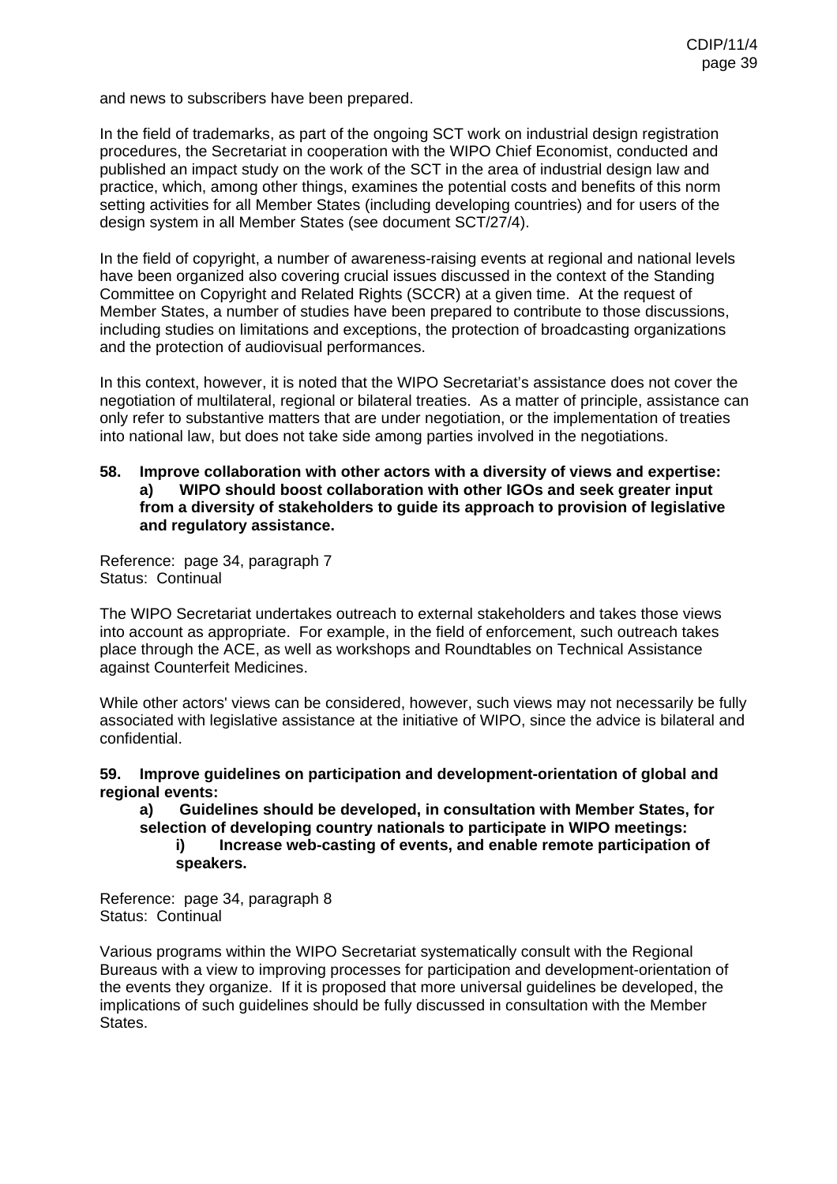and news to subscribers have been prepared.

In the field of trademarks, as part of the ongoing SCT work on industrial design registration procedures, the Secretariat in cooperation with the WIPO Chief Economist, conducted and published an impact study on the work of the SCT in the area of industrial design law and practice, which, among other things, examines the potential costs and benefits of this norm setting activities for all Member States (including developing countries) and for users of the design system in all Member States (see document SCT/27/4).

In the field of copyright, a number of awareness-raising events at regional and national levels have been organized also covering crucial issues discussed in the context of the Standing Committee on Copyright and Related Rights (SCCR) at a given time. At the request of Member States, a number of studies have been prepared to contribute to those discussions, including studies on limitations and exceptions, the protection of broadcasting organizations and the protection of audiovisual performances.

In this context, however, it is noted that the WIPO Secretariat's assistance does not cover the negotiation of multilateral, regional or bilateral treaties. As a matter of principle, assistance can only refer to substantive matters that are under negotiation, or the implementation of treaties into national law, but does not take side among parties involved in the negotiations.

**58. Improve collaboration with other actors with a diversity of views and expertise:**
**a) WIPO should boost collaboration with other IGOs and seek greater input from a diversity of stakeholders to guide its approach to provision of legislative and regulatory assistance.**

Reference: page 34, paragraph 7
Status: Continual

The WIPO Secretariat undertakes outreach to external stakeholders and takes those views into account as appropriate. For example, in the field of enforcement, such outreach takes place through the ACE, as well as workshops and Roundtables on Technical Assistance against Counterfeit Medicines.

While other actors' views can be considered, however, such views may not necessarily be fully associated with legislative assistance at the initiative of WIPO, since the advice is bilateral and confidential.

**59. Improve guidelines on participation and development-orientation of global and regional events:**
**a) Guidelines should be developed, in consultation with Member States, for selection of developing country nationals to participate in WIPO meetings:**
**i) Increase web-casting of events, and enable remote participation of speakers.**

Reference: page 34, paragraph 8
Status: Continual

Various programs within the WIPO Secretariat systematically consult with the Regional Bureaus with a view to improving processes for participation and development-orientation of the events they organize. If it is proposed that more universal guidelines be developed, the implications of such guidelines should be fully discussed in consultation with the Member States.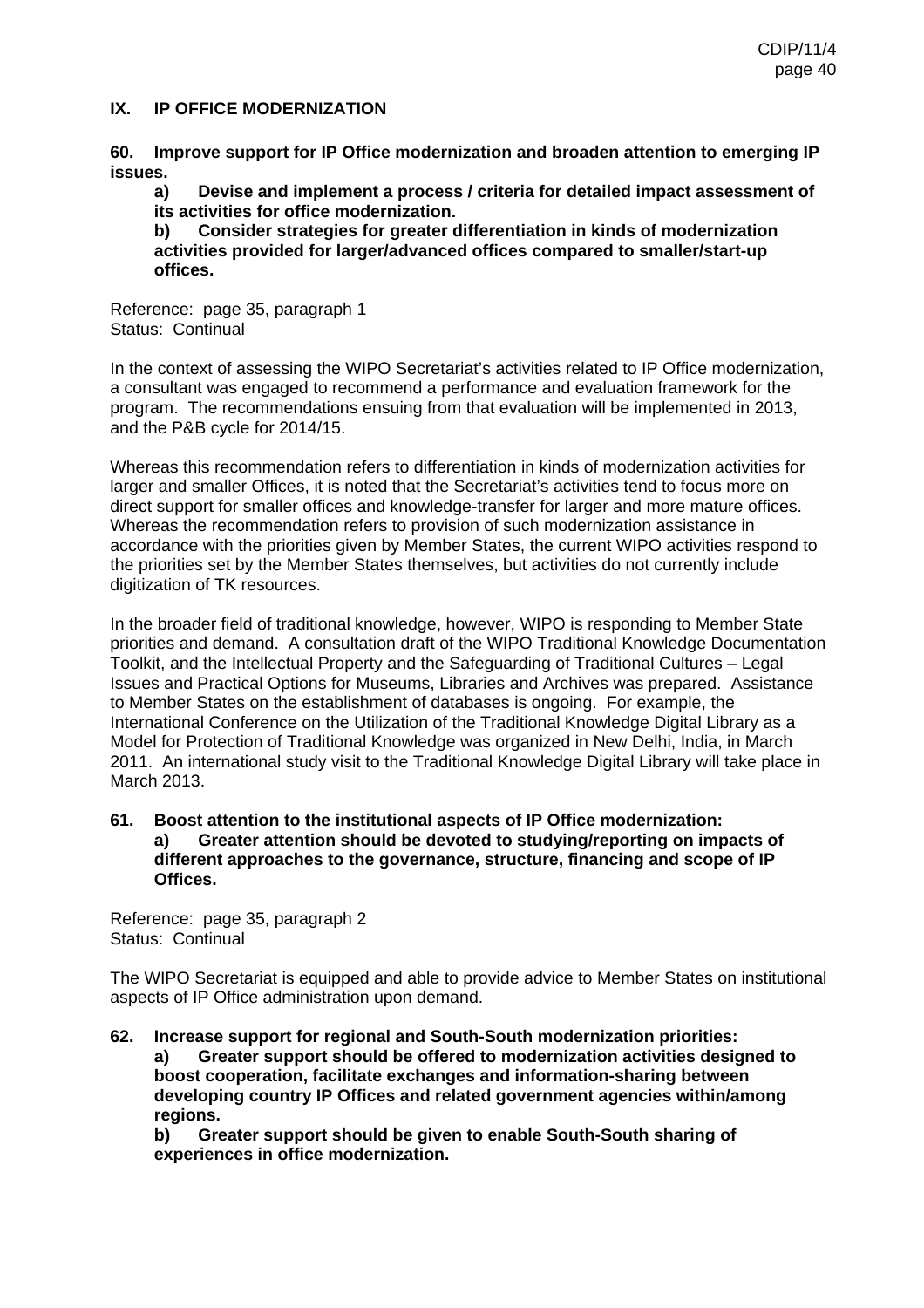## IX. IP OFFICE MODERNIZATION

**60. Improve support for IP Office modernization and broaden attention to emerging IP issues.**

**a) Devise and implement a process / criteria for detailed impact assessment of its activities for office modernization.**

**b) Consider strategies for greater differentiation in kinds of modernization activities provided for larger/advanced offices compared to smaller/start-up offices.**

Reference: page 35, paragraph 1
Status: Continual

In the context of assessing the WIPO Secretariat's activities related to IP Office modernization, a consultant was engaged to recommend a performance and evaluation framework for the program. The recommendations ensuing from that evaluation will be implemented in 2013, and the P&B cycle for 2014/15.

Whereas this recommendation refers to differentiation in kinds of modernization activities for larger and smaller Offices, it is noted that the Secretariat's activities tend to focus more on direct support for smaller offices and knowledge-transfer for larger and more mature offices. Whereas the recommendation refers to provision of such modernization assistance in accordance with the priorities given by Member States, the current WIPO activities respond to the priorities set by the Member States themselves, but activities do not currently include digitization of TK resources.

In the broader field of traditional knowledge, however, WIPO is responding to Member State priorities and demand. A consultation draft of the WIPO Traditional Knowledge Documentation Toolkit, and the Intellectual Property and the Safeguarding of Traditional Cultures – Legal Issues and Practical Options for Museums, Libraries and Archives was prepared. Assistance to Member States on the establishment of databases is ongoing. For example, the International Conference on the Utilization of the Traditional Knowledge Digital Library as a Model for Protection of Traditional Knowledge was organized in New Delhi, India, in March 2011. An international study visit to the Traditional Knowledge Digital Library will take place in March 2013.

**61. Boost attention to the institutional aspects of IP Office modernization:**

**a) Greater attention should be devoted to studying/reporting on impacts of different approaches to the governance, structure, financing and scope of IP Offices.**

Reference: page 35, paragraph 2
Status: Continual

The WIPO Secretariat is equipped and able to provide advice to Member States on institutional aspects of IP Office administration upon demand.

**62. Increase support for regional and South-South modernization priorities:**

**a) Greater support should be offered to modernization activities designed to boost cooperation, facilitate exchanges and information-sharing between developing country IP Offices and related government agencies within/among regions.**

**b) Greater support should be given to enable South-South sharing of experiences in office modernization.**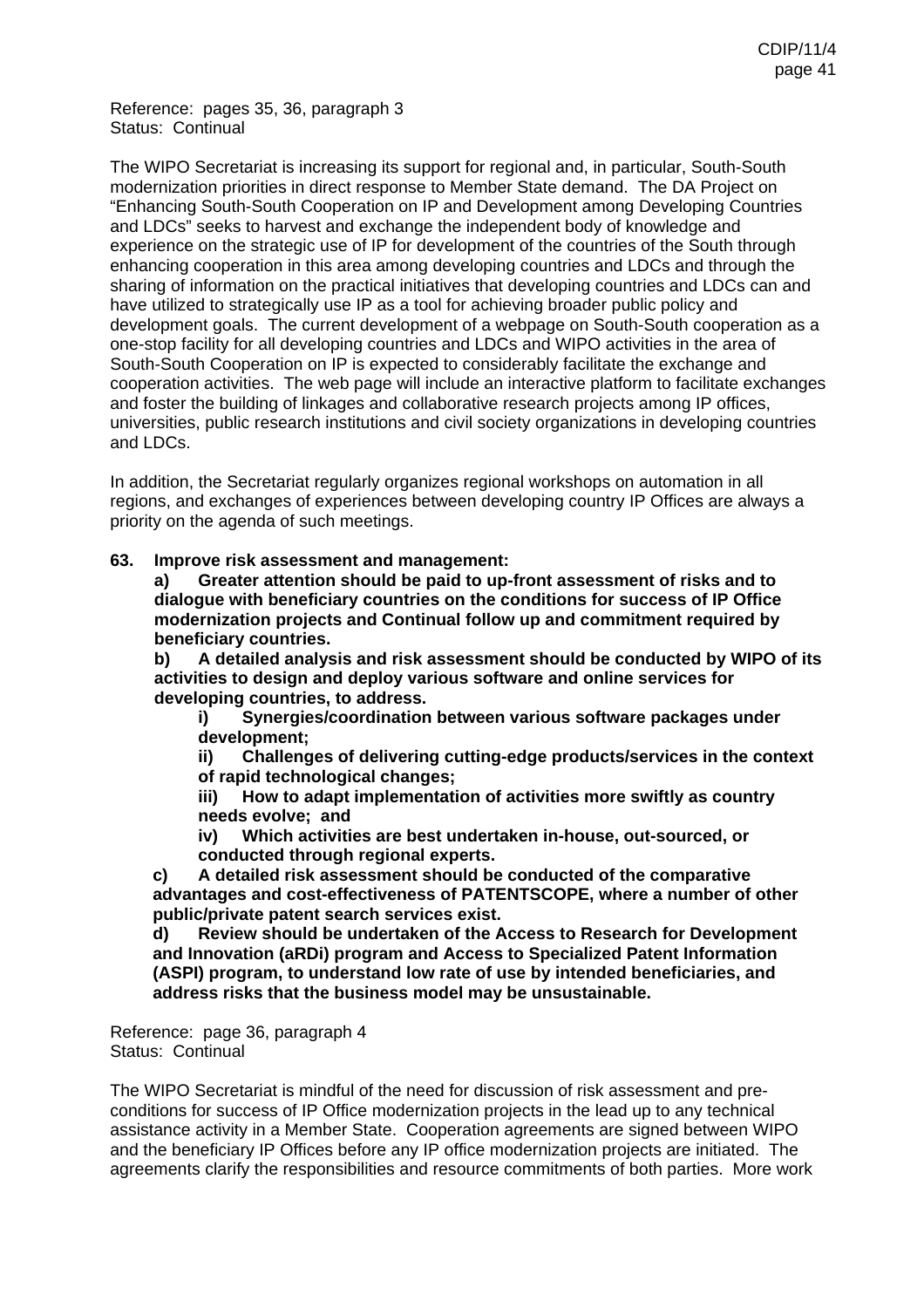Reference: pages 35, 36, paragraph 3
Status: Continual

The WIPO Secretariat is increasing its support for regional and, in particular, South-South modernization priorities in direct response to Member State demand. The DA Project on "Enhancing South-South Cooperation on IP and Development among Developing Countries and LDCs" seeks to harvest and exchange the independent body of knowledge and experience on the strategic use of IP for development of the countries of the South through enhancing cooperation in this area among developing countries and LDCs and through the sharing of information on the practical initiatives that developing countries and LDCs can and have utilized to strategically use IP as a tool for achieving broader public policy and development goals. The current development of a webpage on South-South cooperation as a one-stop facility for all developing countries and LDCs and WIPO activities in the area of South-South Cooperation on IP is expected to considerably facilitate the exchange and cooperation activities. The web page will include an interactive platform to facilitate exchanges and foster the building of linkages and collaborative research projects among IP offices, universities, public research institutions and civil society organizations in developing countries and LDCs.

In addition, the Secretariat regularly organizes regional workshops on automation in all regions, and exchanges of experiences between developing country IP Offices are always a priority on the agenda of such meetings.

**63. Improve risk assessment and management:**

**a) Greater attention should be paid to up-front assessment of risks and to dialogue with beneficiary countries on the conditions for success of IP Office modernization projects and Continual follow up and commitment required by beneficiary countries.**

**b) A detailed analysis and risk assessment should be conducted by WIPO of its activities to design and deploy various software and online services for developing countries, to address.**

**i) Synergies/coordination between various software packages under development;**

**ii) Challenges of delivering cutting-edge products/services in the context of rapid technological changes;**

**iii) How to adapt implementation of activities more swiftly as country needs evolve; and**

**iv) Which activities are best undertaken in-house, out-sourced, or conducted through regional experts.**

**c) A detailed risk assessment should be conducted of the comparative advantages and cost-effectiveness of PATENTSCOPE, where a number of other public/private patent search services exist.**

**d) Review should be undertaken of the Access to Research for Development and Innovation (aRDi) program and Access to Specialized Patent Information (ASPI) program, to understand low rate of use by intended beneficiaries, and address risks that the business model may be unsustainable.**

Reference: page 36, paragraph 4
Status: Continual

The WIPO Secretariat is mindful of the need for discussion of risk assessment and pre-conditions for success of IP Office modernization projects in the lead up to any technical assistance activity in a Member State. Cooperation agreements are signed between WIPO and the beneficiary IP Offices before any IP office modernization projects are initiated. The agreements clarify the responsibilities and resource commitments of both parties. More work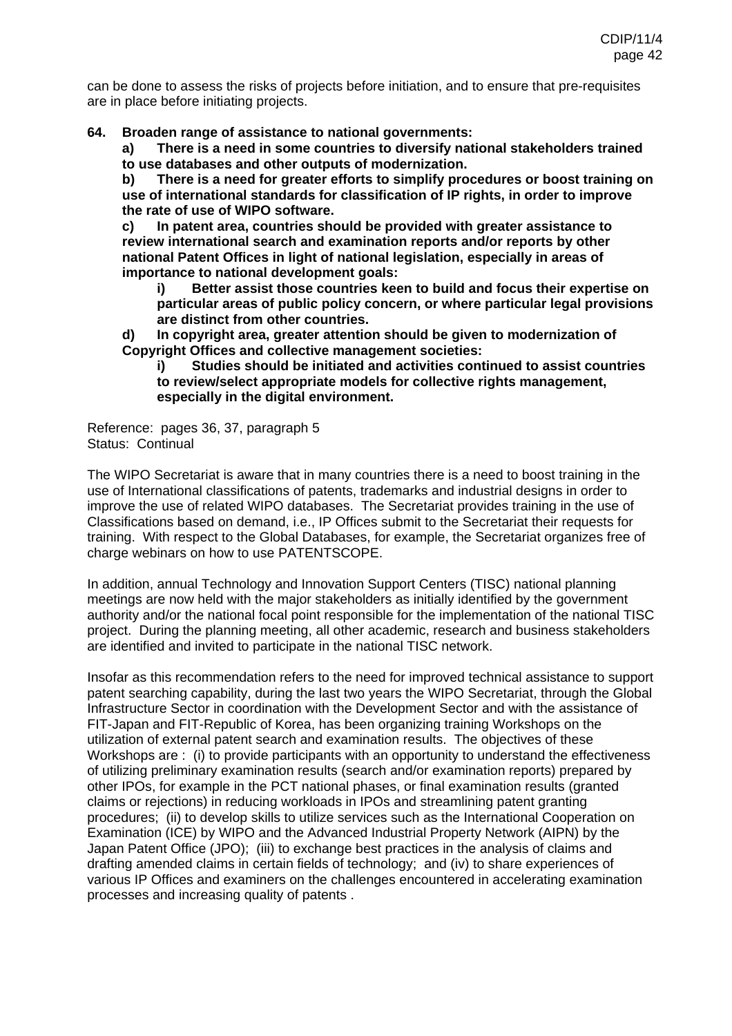can be done to assess the risks of projects before initiation, and to ensure that pre-requisites are in place before initiating projects.

**64. Broaden range of assistance to national governments:**

**a) There is a need in some countries to diversify national stakeholders trained to use databases and other outputs of modernization.**

**b) There is a need for greater efforts to simplify procedures or boost training on use of international standards for classification of IP rights, in order to improve the rate of use of WIPO software.**

**c) In patent area, countries should be provided with greater assistance to review international search and examination reports and/or reports by other national Patent Offices in light of national legislation, especially in areas of importance to national development goals:**

> **i) Better assist those countries keen to build and focus their expertise on particular areas of public policy concern, or where particular legal provisions are distinct from other countries.**

**d) In copyright area, greater attention should be given to modernization of Copyright Offices and collective management societies:**

> **i) Studies should be initiated and activities continued to assist countries to review/select appropriate models for collective rights management, especially in the digital environment.**

Reference: pages 36, 37, paragraph 5
Status: Continual

The WIPO Secretariat is aware that in many countries there is a need to boost training in the use of International classifications of patents, trademarks and industrial designs in order to improve the use of related WIPO databases. The Secretariat provides training in the use of Classifications based on demand, i.e., IP Offices submit to the Secretariat their requests for training. With respect to the Global Databases, for example, the Secretariat organizes free of charge webinars on how to use PATENTSCOPE.

In addition, annual Technology and Innovation Support Centers (TISC) national planning meetings are now held with the major stakeholders as initially identified by the government authority and/or the national focal point responsible for the implementation of the national TISC project. During the planning meeting, all other academic, research and business stakeholders are identified and invited to participate in the national TISC network.

Insofar as this recommendation refers to the need for improved technical assistance to support patent searching capability, during the last two years the WIPO Secretariat, through the Global Infrastructure Sector in coordination with the Development Sector and with the assistance of FIT-Japan and FIT-Republic of Korea, has been organizing training Workshops on the utilization of external patent search and examination results. The objectives of these Workshops are : (i) to provide participants with an opportunity to understand the effectiveness of utilizing preliminary examination results (search and/or examination reports) prepared by other IPOs, for example in the PCT national phases, or final examination results (granted claims or rejections) in reducing workloads in IPOs and streamlining patent granting procedures; (ii) to develop skills to utilize services such as the International Cooperation on Examination (ICE) by WIPO and the Advanced Industrial Property Network (AIPN) by the Japan Patent Office (JPO); (iii) to exchange best practices in the analysis of claims and drafting amended claims in certain fields of technology; and (iv) to share experiences of various IP Offices and examiners on the challenges encountered in accelerating examination processes and increasing quality of patents .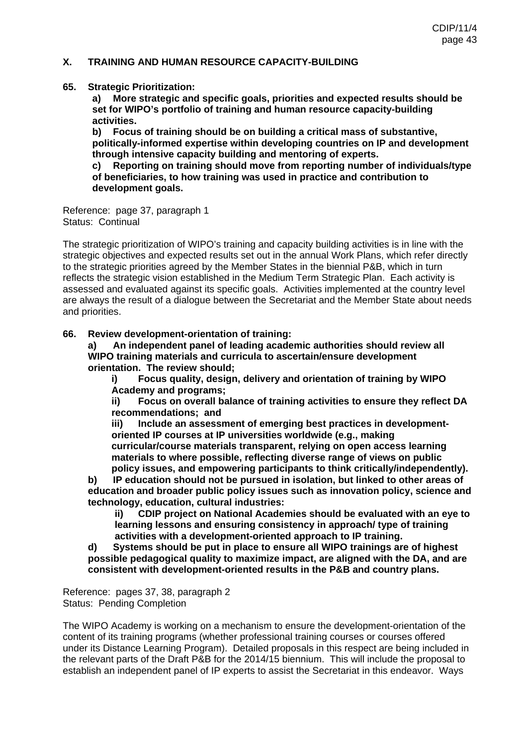## X. TRAINING AND HUMAN RESOURCE CAPACITY-BUILDING

**65. Strategic Prioritization:**

**a) More strategic and specific goals, priorities and expected results should be set for WIPO's portfolio of training and human resource capacity-building activities.**

**b) Focus of training should be on building a critical mass of substantive, politically-informed expertise within developing countries on IP and development through intensive capacity building and mentoring of experts.**

**c) Reporting on training should move from reporting number of individuals/type of beneficiaries, to how training was used in practice and contribution to development goals.**

Reference: page 37, paragraph 1
Status: Continual

The strategic prioritization of WIPO's training and capacity building activities is in line with the strategic objectives and expected results set out in the annual Work Plans, which refer directly to the strategic priorities agreed by the Member States in the biennial P&B, which in turn reflects the strategic vision established in the Medium Term Strategic Plan. Each activity is assessed and evaluated against its specific goals. Activities implemented at the country level are always the result of a dialogue between the Secretariat and the Member State about needs and priorities.

**66. Review development-orientation of training:**

**a) An independent panel of leading academic authorities should review all WIPO training materials and curricula to ascertain/ensure development orientation. The review should;**

**i) Focus quality, design, delivery and orientation of training by WIPO Academy and programs;**

**ii) Focus on overall balance of training activities to ensure they reflect DA recommendations; and**

**iii) Include an assessment of emerging best practices in development-oriented IP courses at IP universities worldwide (e.g., making curricular/course materials transparent, relying on open access learning materials to where possible, reflecting diverse range of views on public policy issues, and empowering participants to think critically/independently).**

**b) IP education should not be pursued in isolation, but linked to other areas of education and broader public policy issues such as innovation policy, science and technology, education, cultural industries:**

**ii) CDIP project on National Academies should be evaluated with an eye to learning lessons and ensuring consistency in approach/ type of training activities with a development-oriented approach to IP training.**

**d) Systems should be put in place to ensure all WIPO trainings are of highest possible pedagogical quality to maximize impact, are aligned with the DA, and are consistent with development-oriented results in the P&B and country plans.**

Reference: pages 37, 38, paragraph 2
Status: Pending Completion

The WIPO Academy is working on a mechanism to ensure the development-orientation of the content of its training programs (whether professional training courses or courses offered under its Distance Learning Program). Detailed proposals in this respect are being included in the relevant parts of the Draft P&B for the 2014/15 biennium. This will include the proposal to establish an independent panel of IP experts to assist the Secretariat in this endeavor. Ways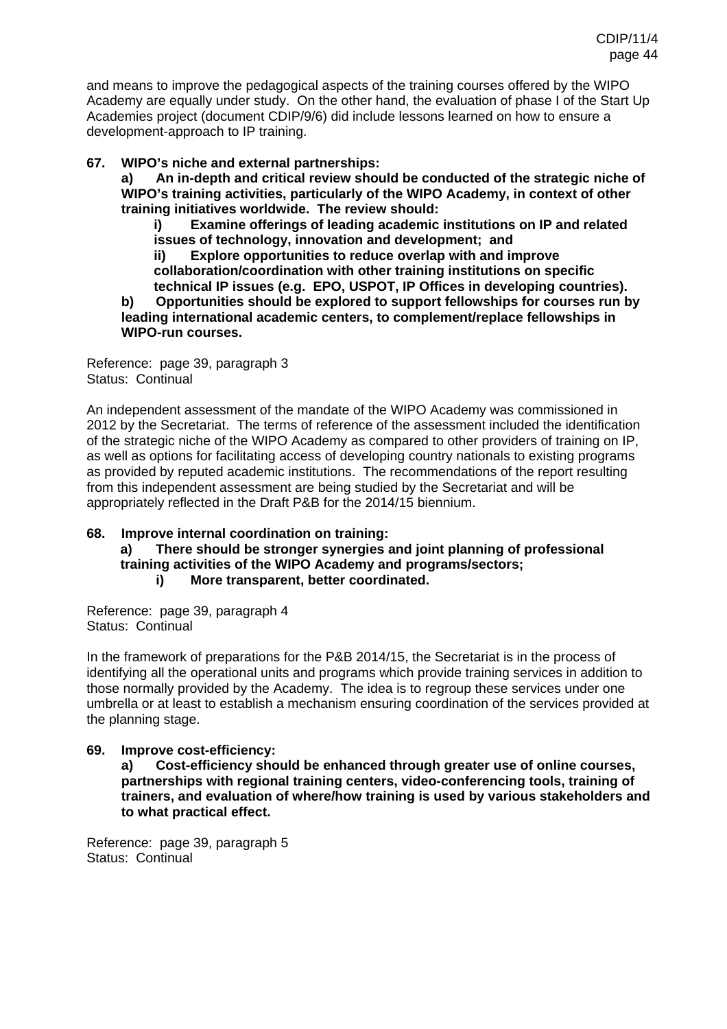and means to improve the pedagogical aspects of the training courses offered by the WIPO Academy are equally under study. On the other hand, the evaluation of phase I of the Start Up Academies project (document CDIP/9/6) did include lessons learned on how to ensure a development-approach to IP training.

**67. WIPO's niche and external partnerships:**

**a) An in-depth and critical review should be conducted of the strategic niche of WIPO's training activities, particularly of the WIPO Academy, in context of other training initiatives worldwide. The review should:**

**i) Examine offerings of leading academic institutions on IP and related issues of technology, innovation and development; and**

**ii) Explore opportunities to reduce overlap with and improve collaboration/coordination with other training institutions on specific technical IP issues (e.g. EPO, USPOT, IP Offices in developing countries).**

**b) Opportunities should be explored to support fellowships for courses run by leading international academic centers, to complement/replace fellowships in WIPO-run courses.**

Reference: page 39, paragraph 3
Status: Continual

An independent assessment of the mandate of the WIPO Academy was commissioned in 2012 by the Secretariat. The terms of reference of the assessment included the identification of the strategic niche of the WIPO Academy as compared to other providers of training on IP, as well as options for facilitating access of developing country nationals to existing programs as provided by reputed academic institutions. The recommendations of the report resulting from this independent assessment are being studied by the Secretariat and will be appropriately reflected in the Draft P&B for the 2014/15 biennium.

**68. Improve internal coordination on training:**

**a) There should be stronger synergies and joint planning of professional training activities of the WIPO Academy and programs/sectors;**

**i) More transparent, better coordinated.**

Reference: page 39, paragraph 4
Status: Continual

In the framework of preparations for the P&B 2014/15, the Secretariat is in the process of identifying all the operational units and programs which provide training services in addition to those normally provided by the Academy. The idea is to regroup these services under one umbrella or at least to establish a mechanism ensuring coordination of the services provided at the planning stage.

**69. Improve cost-efficiency:**

**a) Cost-efficiency should be enhanced through greater use of online courses, partnerships with regional training centers, video-conferencing tools, training of trainers, and evaluation of where/how training is used by various stakeholders and to what practical effect.**

Reference: page 39, paragraph 5
Status: Continual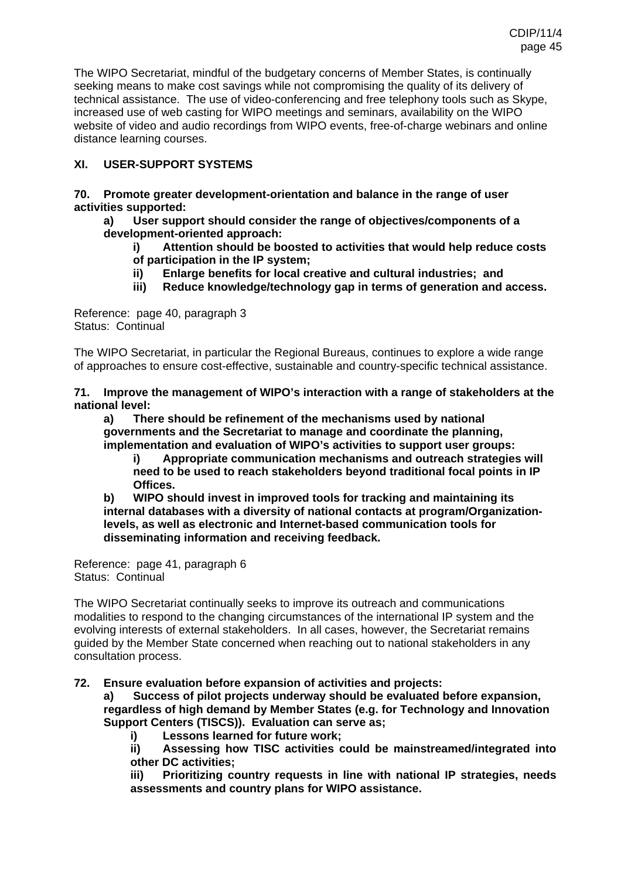The WIPO Secretariat, mindful of the budgetary concerns of Member States, is continually seeking means to make cost savings while not compromising the quality of its delivery of technical assistance. The use of video-conferencing and free telephony tools such as Skype, increased use of web casting for WIPO meetings and seminars, availability on the WIPO website of video and audio recordings from WIPO events, free-of-charge webinars and online distance learning courses.

## XI. USER-SUPPORT SYSTEMS

**70. Promote greater development-orientation and balance in the range of user activities supported:**

**a) User support should consider the range of objectives/components of a development-oriented approach:**

**i) Attention should be boosted to activities that would help reduce costs of participation in the IP system;**

**ii) Enlarge benefits for local creative and cultural industries; and**

**iii) Reduce knowledge/technology gap in terms of generation and access.**

Reference: page 40, paragraph 3
Status: Continual

The WIPO Secretariat, in particular the Regional Bureaus, continues to explore a wide range of approaches to ensure cost-effective, sustainable and country-specific technical assistance.

**71. Improve the management of WIPO's interaction with a range of stakeholders at the national level:**

**a) There should be refinement of the mechanisms used by national governments and the Secretariat to manage and coordinate the planning, implementation and evaluation of WIPO's activities to support user groups:**

**i) Appropriate communication mechanisms and outreach strategies will need to be used to reach stakeholders beyond traditional focal points in IP Offices.**

**b) WIPO should invest in improved tools for tracking and maintaining its internal databases with a diversity of national contacts at program/Organization-levels, as well as electronic and Internet-based communication tools for disseminating information and receiving feedback.**

Reference: page 41, paragraph 6
Status: Continual

The WIPO Secretariat continually seeks to improve its outreach and communications modalities to respond to the changing circumstances of the international IP system and the evolving interests of external stakeholders. In all cases, however, the Secretariat remains guided by the Member State concerned when reaching out to national stakeholders in any consultation process.

**72. Ensure evaluation before expansion of activities and projects:**

**a) Success of pilot projects underway should be evaluated before expansion, regardless of high demand by Member States (e.g. for Technology and Innovation Support Centers (TISCS)). Evaluation can serve as;**

**i) Lessons learned for future work;**

**ii) Assessing how TISC activities could be mainstreamed/integrated into other DC activities;**

**iii) Prioritizing country requests in line with national IP strategies, needs assessments and country plans for WIPO assistance.**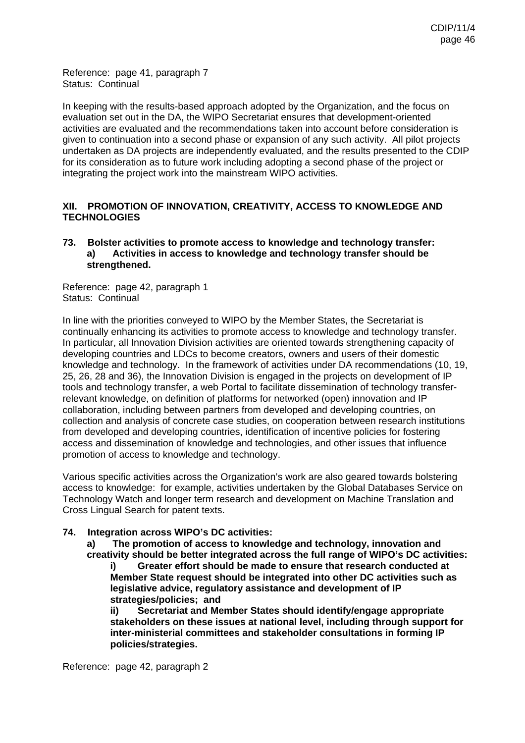Reference: page 41, paragraph 7
Status: Continual

In keeping with the results-based approach adopted by the Organization, and the focus on evaluation set out in the DA, the WIPO Secretariat ensures that development-oriented activities are evaluated and the recommendations taken into account before consideration is given to continuation into a second phase or expansion of any such activity. All pilot projects undertaken as DA projects are independently evaluated, and the results presented to the CDIP for its consideration as to future work including adopting a second phase of the project or integrating the project work into the mainstream WIPO activities.

## XII. PROMOTION OF INNOVATION, CREATIVITY, ACCESS TO KNOWLEDGE AND TECHNOLOGIES

**73. Bolster activities to promote access to knowledge and technology transfer:**
**a) Activities in access to knowledge and technology transfer should be strengthened.**

Reference: page 42, paragraph 1
Status: Continual

In line with the priorities conveyed to WIPO by the Member States, the Secretariat is continually enhancing its activities to promote access to knowledge and technology transfer. In particular, all Innovation Division activities are oriented towards strengthening capacity of developing countries and LDCs to become creators, owners and users of their domestic knowledge and technology. In the framework of activities under DA recommendations (10, 19, 25, 26, 28 and 36), the Innovation Division is engaged in the projects on development of IP tools and technology transfer, a web Portal to facilitate dissemination of technology transfer-relevant knowledge, on definition of platforms for networked (open) innovation and IP collaboration, including between partners from developed and developing countries, on collection and analysis of concrete case studies, on cooperation between research institutions from developed and developing countries, identification of incentive policies for fostering access and dissemination of knowledge and technologies, and other issues that influence promotion of access to knowledge and technology.

Various specific activities across the Organization's work are also geared towards bolstering access to knowledge: for example, activities undertaken by the Global Databases Service on Technology Watch and longer term research and development on Machine Translation and Cross Lingual Search for patent texts.

**74. Integration across WIPO's DC activities:**
**a) The promotion of access to knowledge and technology, innovation and creativity should be better integrated across the full range of WIPO's DC activities:**
**i) Greater effort should be made to ensure that research conducted at Member State request should be integrated into other DC activities such as legislative advice, regulatory assistance and development of IP strategies/policies; and**
**ii) Secretariat and Member States should identify/engage appropriate stakeholders on these issues at national level, including through support for inter-ministerial committees and stakeholder consultations in forming IP policies/strategies.**

Reference: page 42, paragraph 2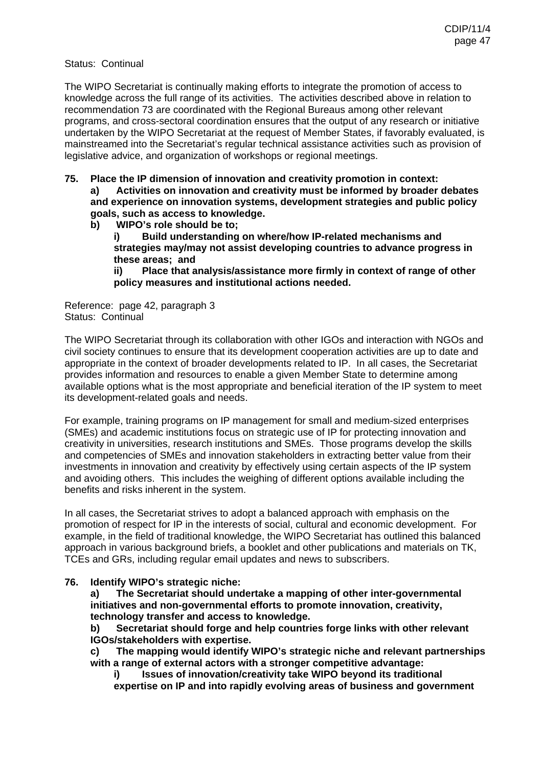Status: Continual

The WIPO Secretariat is continually making efforts to integrate the promotion of access to knowledge across the full range of its activities. The activities described above in relation to recommendation 73 are coordinated with the Regional Bureaus among other relevant programs, and cross-sectoral coordination ensures that the output of any research or initiative undertaken by the WIPO Secretariat at the request of Member States, if favorably evaluated, is mainstreamed into the Secretariat's regular technical assistance activities such as provision of legislative advice, and organization of workshops or regional meetings.

**75. Place the IP dimension of innovation and creativity promotion in context:**

**a) Activities on innovation and creativity must be informed by broader debates and experience on innovation systems, development strategies and public policy goals, such as access to knowledge.**

**b) WIPO's role should be to;**

**i) Build understanding on where/how IP-related mechanisms and strategies may/may not assist developing countries to advance progress in these areas; and**

**ii) Place that analysis/assistance more firmly in context of range of other policy measures and institutional actions needed.**

Reference: page 42, paragraph 3
Status: Continual

The WIPO Secretariat through its collaboration with other IGOs and interaction with NGOs and civil society continues to ensure that its development cooperation activities are up to date and appropriate in the context of broader developments related to IP. In all cases, the Secretariat provides information and resources to enable a given Member State to determine among available options what is the most appropriate and beneficial iteration of the IP system to meet its development-related goals and needs.

For example, training programs on IP management for small and medium-sized enterprises (SMEs) and academic institutions focus on strategic use of IP for protecting innovation and creativity in universities, research institutions and SMEs. Those programs develop the skills and competencies of SMEs and innovation stakeholders in extracting better value from their investments in innovation and creativity by effectively using certain aspects of the IP system and avoiding others. This includes the weighing of different options available including the benefits and risks inherent in the system.

In all cases, the Secretariat strives to adopt a balanced approach with emphasis on the promotion of respect for IP in the interests of social, cultural and economic development. For example, in the field of traditional knowledge, the WIPO Secretariat has outlined this balanced approach in various background briefs, a booklet and other publications and materials on TK, TCEs and GRs, including regular email updates and news to subscribers.

**76. Identify WIPO's strategic niche:**

**a) The Secretariat should undertake a mapping of other inter-governmental initiatives and non-governmental efforts to promote innovation, creativity, technology transfer and access to knowledge.**

**b) Secretariat should forge and help countries forge links with other relevant IGOs/stakeholders with expertise.**

**c) The mapping would identify WIPO's strategic niche and relevant partnerships with a range of external actors with a stronger competitive advantage:**

**i) Issues of innovation/creativity take WIPO beyond its traditional expertise on IP and into rapidly evolving areas of business and government**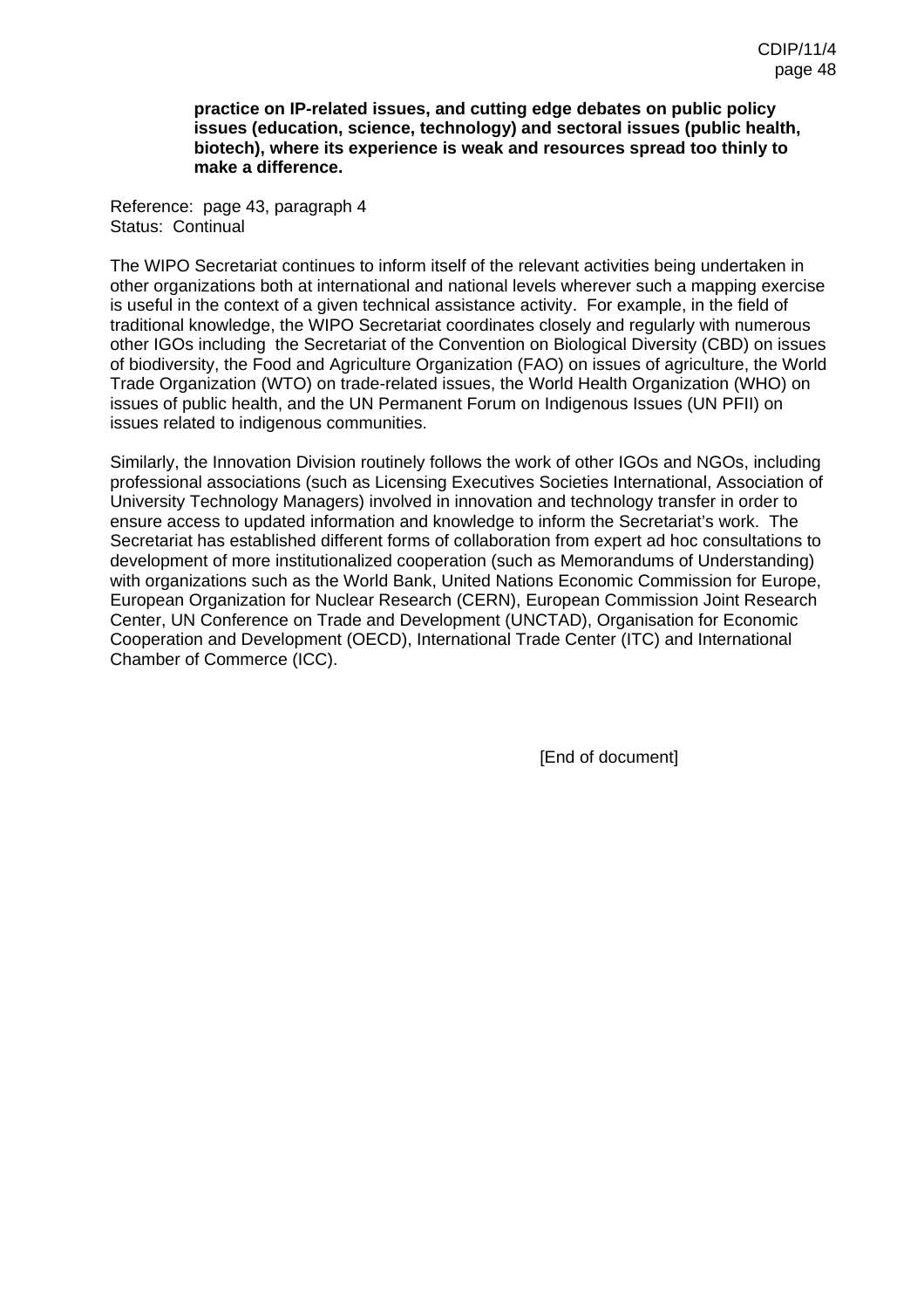**practice on IP-related issues, and cutting edge debates on public policy issues (education, science, technology) and sectoral issues (public health, biotech), where its experience is weak and resources spread too thinly to make a difference.**

Reference: page 43, paragraph 4
Status: Continual

The WIPO Secretariat continues to inform itself of the relevant activities being undertaken in other organizations both at international and national levels wherever such a mapping exercise is useful in the context of a given technical assistance activity. For example, in the field of traditional knowledge, the WIPO Secretariat coordinates closely and regularly with numerous other IGOs including the Secretariat of the Convention on Biological Diversity (CBD) on issues of biodiversity, the Food and Agriculture Organization (FAO) on issues of agriculture, the World Trade Organization (WTO) on trade-related issues, the World Health Organization (WHO) on issues of public health, and the UN Permanent Forum on Indigenous Issues (UN PFII) on issues related to indigenous communities.

Similarly, the Innovation Division routinely follows the work of other IGOs and NGOs, including professional associations (such as Licensing Executives Societies International, Association of University Technology Managers) involved in innovation and technology transfer in order to ensure access to updated information and knowledge to inform the Secretariat's work. The Secretariat has established different forms of collaboration from expert ad hoc consultations to development of more institutionalized cooperation (such as Memorandums of Understanding) with organizations such as the World Bank, United Nations Economic Commission for Europe, European Organization for Nuclear Research (CERN), European Commission Joint Research Center, UN Conference on Trade and Development (UNCTAD), Organisation for Economic Cooperation and Development (OECD), International Trade Center (ITC) and International Chamber of Commerce (ICC).

[End of document]